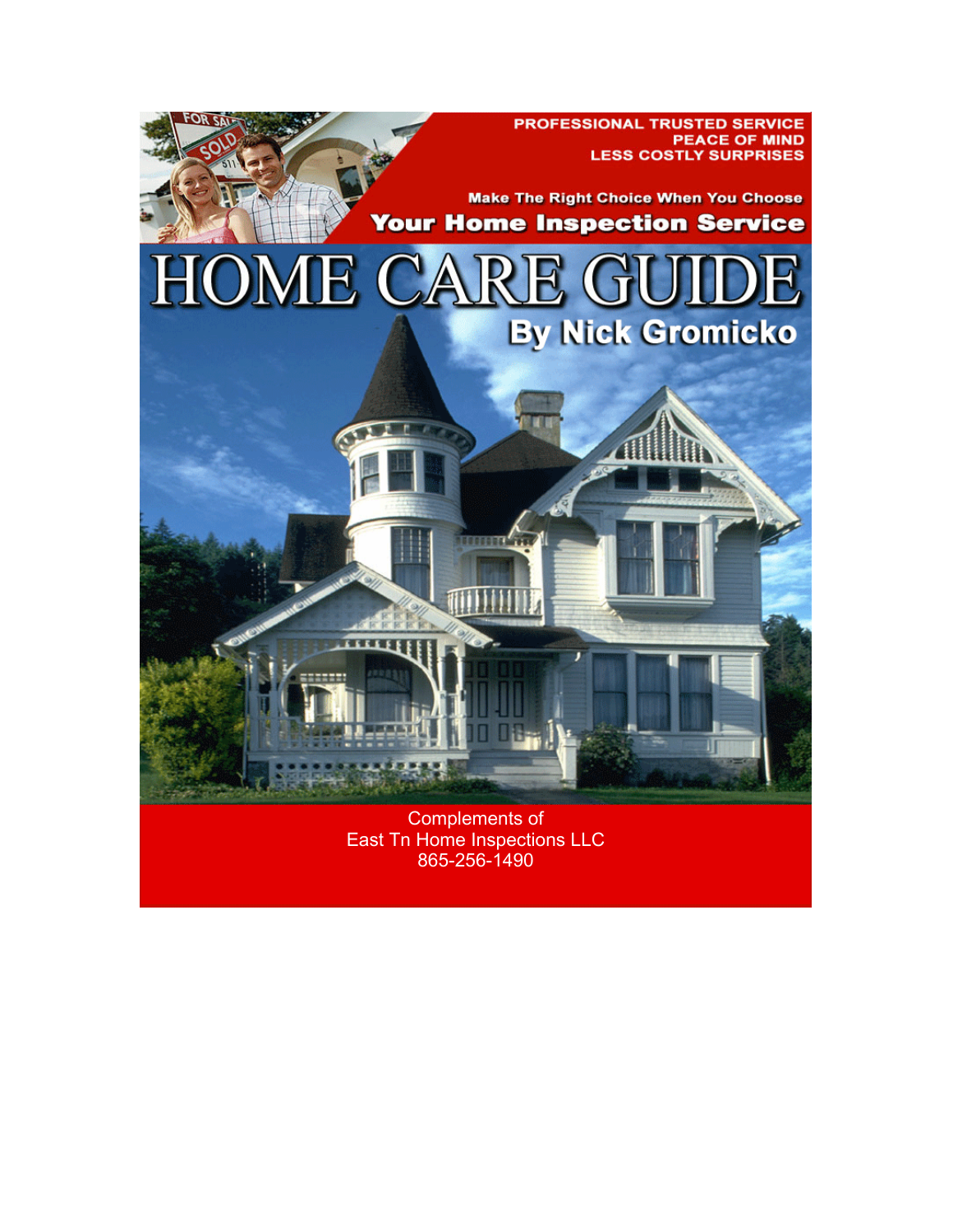PROFESSIONAL TRUSTED SERVICE
PEACE OF MIND
LESS COSTLY SURPRISES

Make The Right Choice When You Choose

**Your Home Inspection Service**

# HOME CARE GUIDE

## By Nick Gromicko

Complements of
East Tn Home Inspections LLC
865-256-1490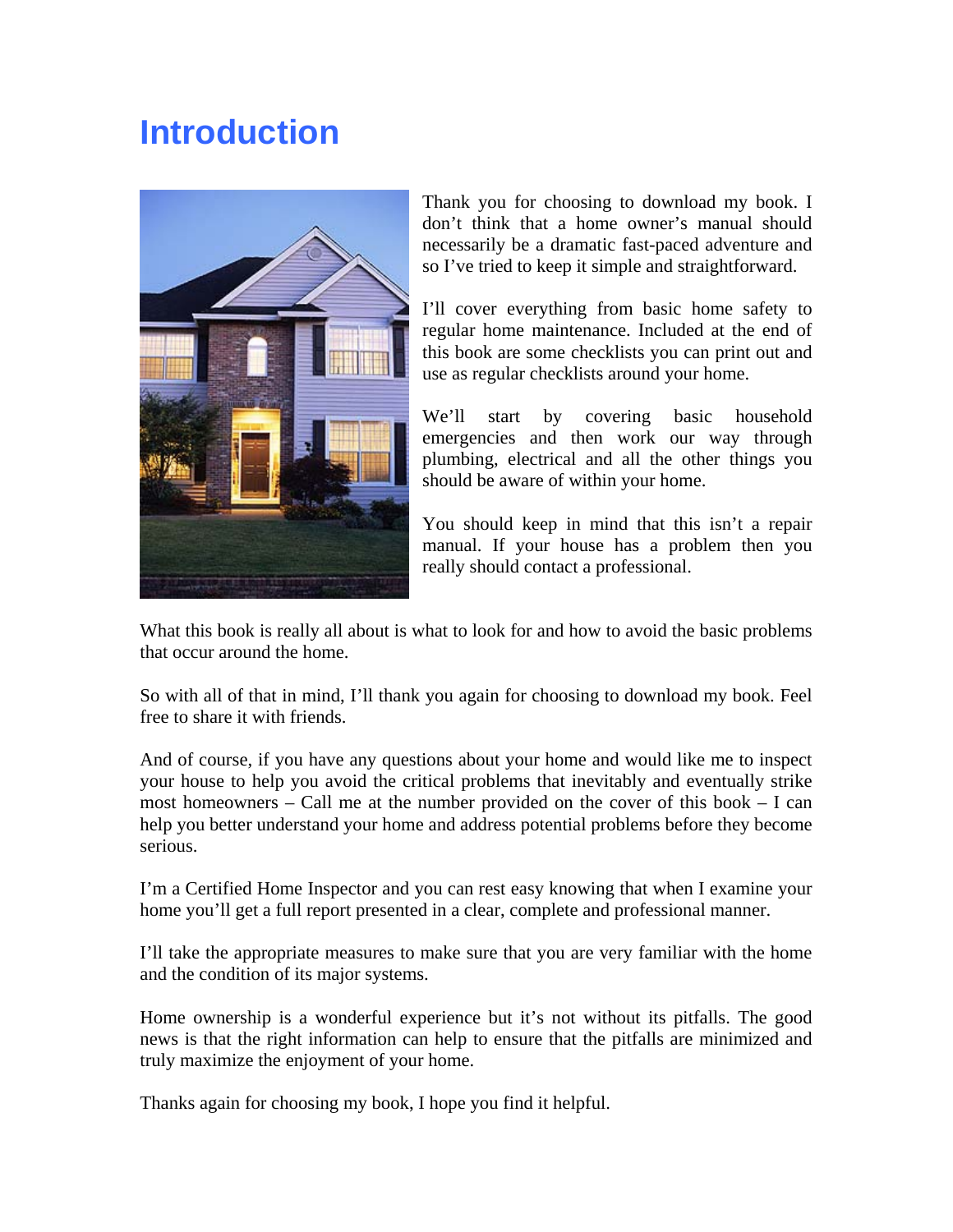# Introduction

Thank you for choosing to download my book. I don't think that a home owner's manual should necessarily be a dramatic fast-paced adventure and so I've tried to keep it simple and straightforward.

I'll cover everything from basic home safety to regular home maintenance. Included at the end of this book are some checklists you can print out and use as regular checklists around your home.

We'll start by covering basic household emergencies and then work our way through plumbing, electrical and all the other things you should be aware of within your home.

You should keep in mind that this isn't a repair manual. If your house has a problem then you really should contact a professional.

What this book is really all about is what to look for and how to avoid the basic problems that occur around the home.

So with all of that in mind, I'll thank you again for choosing to download my book. Feel free to share it with friends.

And of course, if you have any questions about your home and would like me to inspect your house to help you avoid the critical problems that inevitably and eventually strike most homeowners – Call me at the number provided on the cover of this book – I can help you better understand your home and address potential problems before they become serious.

I'm a Certified Home Inspector and you can rest easy knowing that when I examine your home you'll get a full report presented in a clear, complete and professional manner.

I'll take the appropriate measures to make sure that you are very familiar with the home and the condition of its major systems.

Home ownership is a wonderful experience but it's not without its pitfalls. The good news is that the right information can help to ensure that the pitfalls are minimized and truly maximize the enjoyment of your home.

Thanks again for choosing my book, I hope you find it helpful.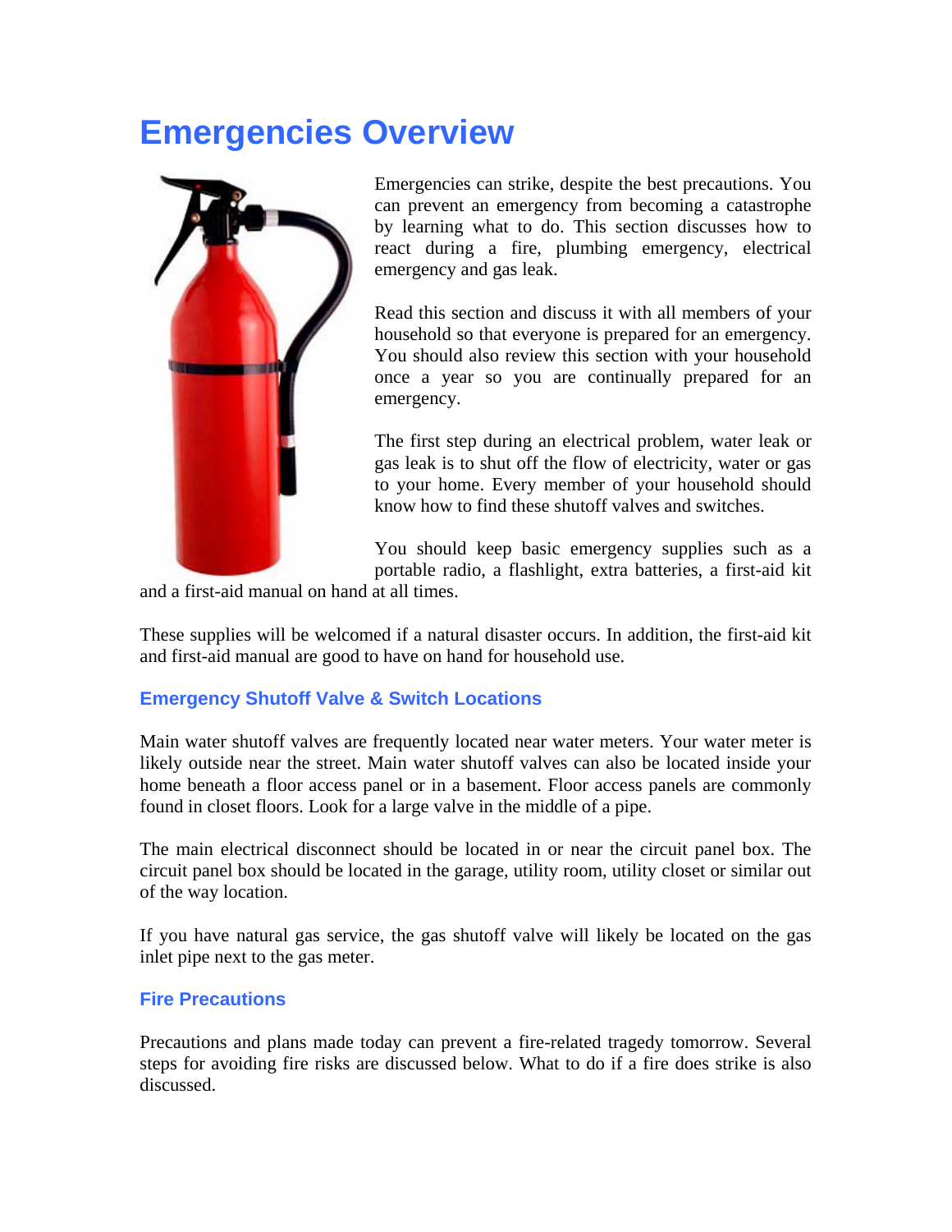# Emergencies Overview

Emergencies can strike, despite the best precautions. You can prevent an emergency from becoming a catastrophe by learning what to do. This section discusses how to react during a fire, plumbing emergency, electrical emergency and gas leak.

Read this section and discuss it with all members of your household so that everyone is prepared for an emergency. You should also review this section with your household once a year so you are continually prepared for an emergency.

The first step during an electrical problem, water leak or gas leak is to shut off the flow of electricity, water or gas to your home. Every member of your household should know how to find these shutoff valves and switches.

You should keep basic emergency supplies such as a portable radio, a flashlight, extra batteries, a first-aid kit and a first-aid manual on hand at all times.

These supplies will be welcomed if a natural disaster occurs. In addition, the first-aid kit and first-aid manual are good to have on hand for household use.

### Emergency Shutoff Valve & Switch Locations

Main water shutoff valves are frequently located near water meters. Your water meter is likely outside near the street. Main water shutoff valves can also be located inside your home beneath a floor access panel or in a basement. Floor access panels are commonly found in closet floors. Look for a large valve in the middle of a pipe.

The main electrical disconnect should be located in or near the circuit panel box. The circuit panel box should be located in the garage, utility room, utility closet or similar out of the way location.

If you have natural gas service, the gas shutoff valve will likely be located on the gas inlet pipe next to the gas meter.

### Fire Precautions

Precautions and plans made today can prevent a fire-related tragedy tomorrow. Several steps for avoiding fire risks are discussed below. What to do if a fire does strike is also discussed.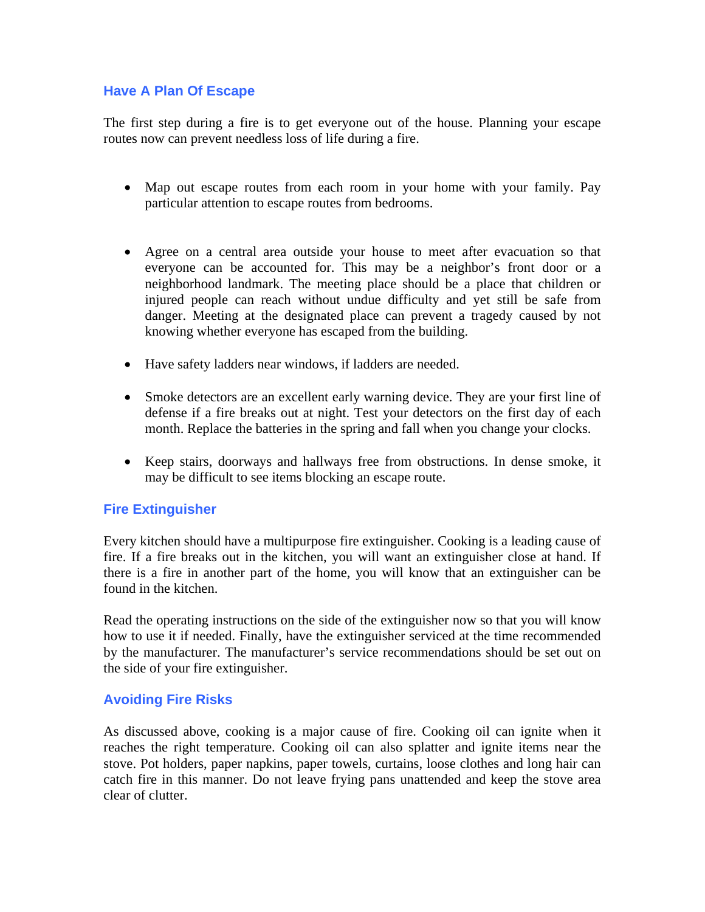## Have A Plan Of Escape

The first step during a fire is to get everyone out of the house. Planning your escape routes now can prevent needless loss of life during a fire.

- Map out escape routes from each room in your home with your family. Pay particular attention to escape routes from bedrooms.

- Agree on a central area outside your house to meet after evacuation so that everyone can be accounted for. This may be a neighbor's front door or a neighborhood landmark. The meeting place should be a place that children or injured people can reach without undue difficulty and yet still be safe from danger. Meeting at the designated place can prevent a tragedy caused by not knowing whether everyone has escaped from the building.

- Have safety ladders near windows, if ladders are needed.

- Smoke detectors are an excellent early warning device. They are your first line of defense if a fire breaks out at night. Test your detectors on the first day of each month. Replace the batteries in the spring and fall when you change your clocks.

- Keep stairs, doorways and hallways free from obstructions. In dense smoke, it may be difficult to see items blocking an escape route.

## Fire Extinguisher

Every kitchen should have a multipurpose fire extinguisher. Cooking is a leading cause of fire. If a fire breaks out in the kitchen, you will want an extinguisher close at hand. If there is a fire in another part of the home, you will know that an extinguisher can be found in the kitchen.

Read the operating instructions on the side of the extinguisher now so that you will know how to use it if needed. Finally, have the extinguisher serviced at the time recommended by the manufacturer. The manufacturer's service recommendations should be set out on the side of your fire extinguisher.

## Avoiding Fire Risks

As discussed above, cooking is a major cause of fire. Cooking oil can ignite when it reaches the right temperature. Cooking oil can also splatter and ignite items near the stove. Pot holders, paper napkins, paper towels, curtains, loose clothes and long hair can catch fire in this manner. Do not leave frying pans unattended and keep the stove area clear of clutter.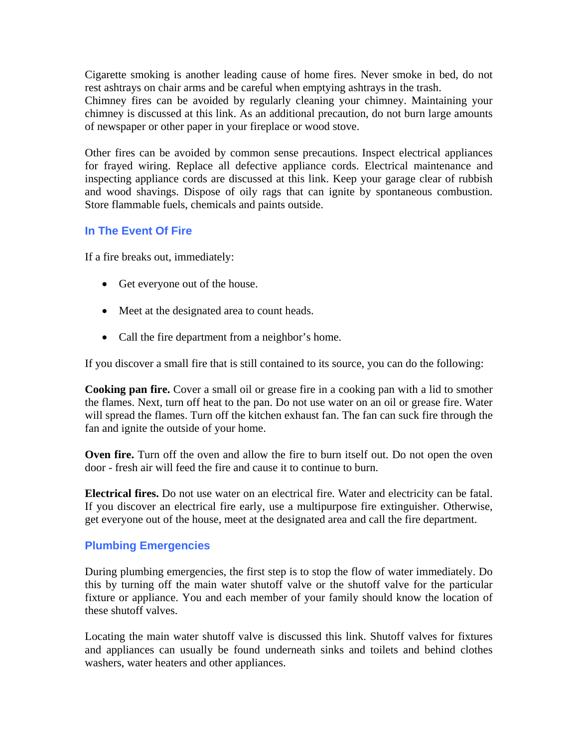Cigarette smoking is another leading cause of home fires. Never smoke in bed, do not rest ashtrays on chair arms and be careful when emptying ashtrays in the trash. Chimney fires can be avoided by regularly cleaning your chimney. Maintaining your chimney is discussed at this link. As an additional precaution, do not burn large amounts of newspaper or other paper in your fireplace or wood stove.

Other fires can be avoided by common sense precautions. Inspect electrical appliances for frayed wiring. Replace all defective appliance cords. Electrical maintenance and inspecting appliance cords are discussed at this link. Keep your garage clear of rubbish and wood shavings. Dispose of oily rags that can ignite by spontaneous combustion. Store flammable fuels, chemicals and paints outside.

## In The Event Of Fire

If a fire breaks out, immediately:

- Get everyone out of the house.
- Meet at the designated area to count heads.
- Call the fire department from a neighbor's home.

If you discover a small fire that is still contained to its source, you can do the following:

**Cooking pan fire.** Cover a small oil or grease fire in a cooking pan with a lid to smother the flames. Next, turn off heat to the pan. Do not use water on an oil or grease fire. Water will spread the flames. Turn off the kitchen exhaust fan. The fan can suck fire through the fan and ignite the outside of your home.

**Oven fire.** Turn off the oven and allow the fire to burn itself out. Do not open the oven door - fresh air will feed the fire and cause it to continue to burn.

**Electrical fires.** Do not use water on an electrical fire. Water and electricity can be fatal. If you discover an electrical fire early, use a multipurpose fire extinguisher. Otherwise, get everyone out of the house, meet at the designated area and call the fire department.

## Plumbing Emergencies

During plumbing emergencies, the first step is to stop the flow of water immediately. Do this by turning off the main water shutoff valve or the shutoff valve for the particular fixture or appliance. You and each member of your family should know the location of these shutoff valves.

Locating the main water shutoff valve is discussed this link. Shutoff valves for fixtures and appliances can usually be found underneath sinks and toilets and behind clothes washers, water heaters and other appliances.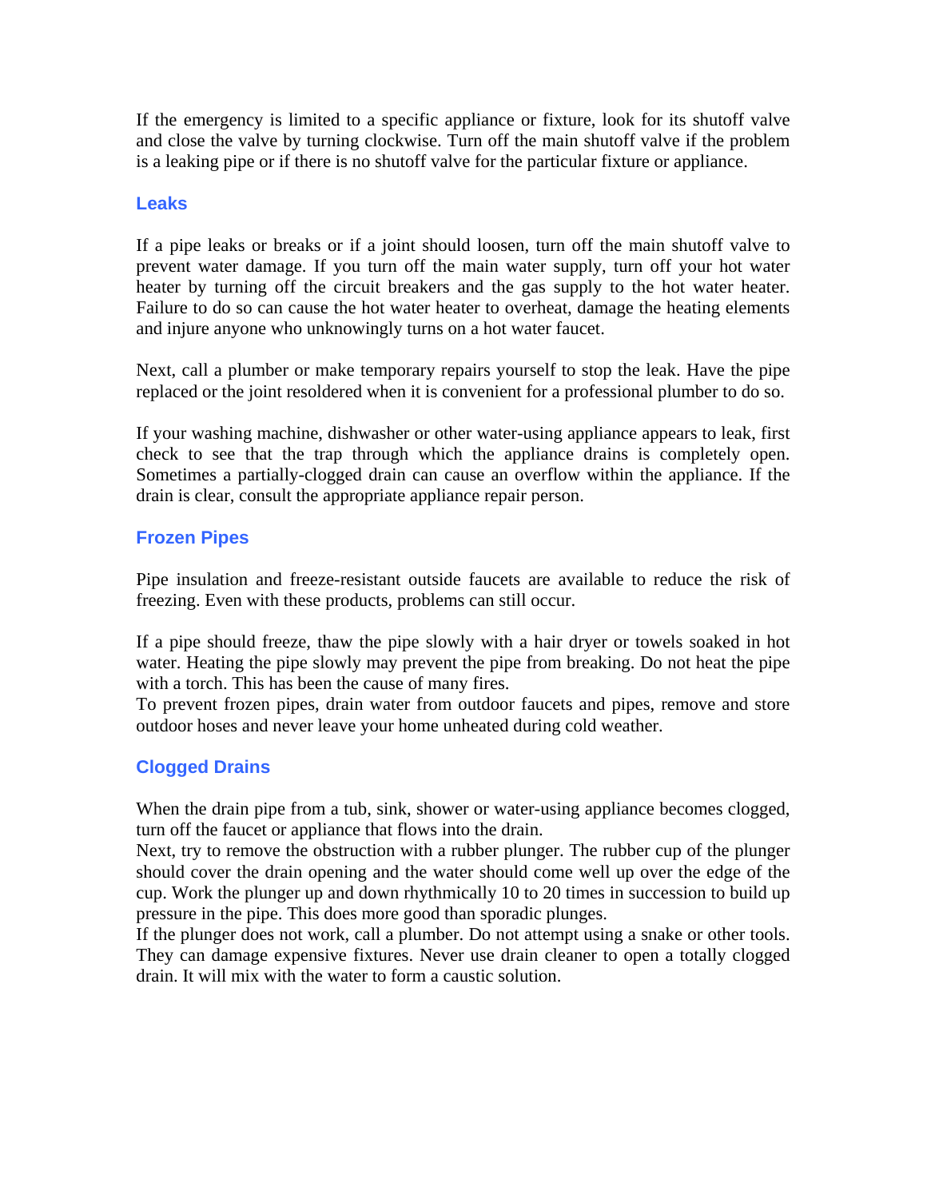If the emergency is limited to a specific appliance or fixture, look for its shutoff valve and close the valve by turning clockwise. Turn off the main shutoff valve if the problem is a leaking pipe or if there is no shutoff valve for the particular fixture or appliance.

### Leaks

If a pipe leaks or breaks or if a joint should loosen, turn off the main shutoff valve to prevent water damage. If you turn off the main water supply, turn off your hot water heater by turning off the circuit breakers and the gas supply to the hot water heater. Failure to do so can cause the hot water heater to overheat, damage the heating elements and injure anyone who unknowingly turns on a hot water faucet.

Next, call a plumber or make temporary repairs yourself to stop the leak. Have the pipe replaced or the joint resoldered when it is convenient for a professional plumber to do so.

If your washing machine, dishwasher or other water-using appliance appears to leak, first check to see that the trap through which the appliance drains is completely open. Sometimes a partially-clogged drain can cause an overflow within the appliance. If the drain is clear, consult the appropriate appliance repair person.

### Frozen Pipes

Pipe insulation and freeze-resistant outside faucets are available to reduce the risk of freezing. Even with these products, problems can still occur.

If a pipe should freeze, thaw the pipe slowly with a hair dryer or towels soaked in hot water. Heating the pipe slowly may prevent the pipe from breaking. Do not heat the pipe with a torch. This has been the cause of many fires.
To prevent frozen pipes, drain water from outdoor faucets and pipes, remove and store outdoor hoses and never leave your home unheated during cold weather.

### Clogged Drains

When the drain pipe from a tub, sink, shower or water-using appliance becomes clogged, turn off the faucet or appliance that flows into the drain.
Next, try to remove the obstruction with a rubber plunger. The rubber cup of the plunger should cover the drain opening and the water should come well up over the edge of the cup. Work the plunger up and down rhythmically 10 to 20 times in succession to build up pressure in the pipe. This does more good than sporadic plunges.
If the plunger does not work, call a plumber. Do not attempt using a snake or other tools. They can damage expensive fixtures. Never use drain cleaner to open a totally clogged drain. It will mix with the water to form a caustic solution.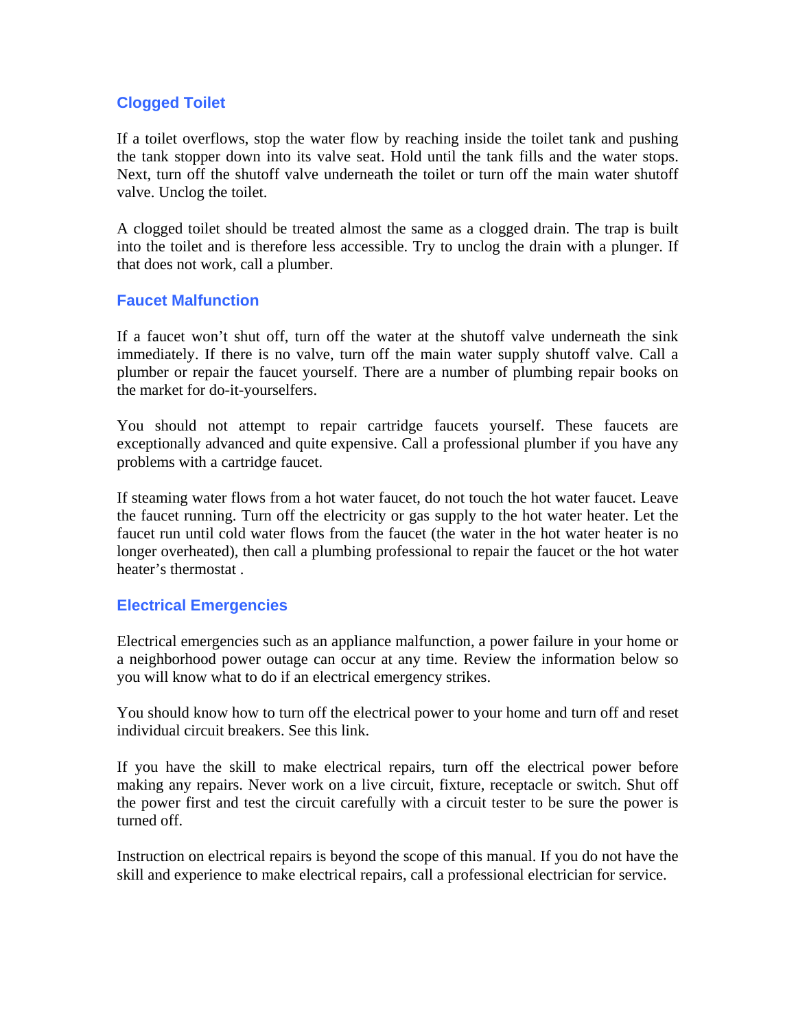### Clogged Toilet

If a toilet overflows, stop the water flow by reaching inside the toilet tank and pushing the tank stopper down into its valve seat. Hold until the tank fills and the water stops. Next, turn off the shutoff valve underneath the toilet or turn off the main water shutoff valve. Unclog the toilet.

A clogged toilet should be treated almost the same as a clogged drain. The trap is built into the toilet and is therefore less accessible. Try to unclog the drain with a plunger. If that does not work, call a plumber.

### Faucet Malfunction

If a faucet won't shut off, turn off the water at the shutoff valve underneath the sink immediately. If there is no valve, turn off the main water supply shutoff valve. Call a plumber or repair the faucet yourself. There are a number of plumbing repair books on the market for do-it-yourselfers.

You should not attempt to repair cartridge faucets yourself. These faucets are exceptionally advanced and quite expensive. Call a professional plumber if you have any problems with a cartridge faucet.

If steaming water flows from a hot water faucet, do not touch the hot water faucet. Leave the faucet running. Turn off the electricity or gas supply to the hot water heater. Let the faucet run until cold water flows from the faucet (the water in the hot water heater is no longer overheated), then call a plumbing professional to repair the faucet or the hot water heater's thermostat .

### Electrical Emergencies

Electrical emergencies such as an appliance malfunction, a power failure in your home or a neighborhood power outage can occur at any time. Review the information below so you will know what to do if an electrical emergency strikes.

You should know how to turn off the electrical power to your home and turn off and reset individual circuit breakers. See this link.

If you have the skill to make electrical repairs, turn off the electrical power before making any repairs. Never work on a live circuit, fixture, receptacle or switch. Shut off the power first and test the circuit carefully with a circuit tester to be sure the power is turned off.

Instruction on electrical repairs is beyond the scope of this manual. If you do not have the skill and experience to make electrical repairs, call a professional electrician for service.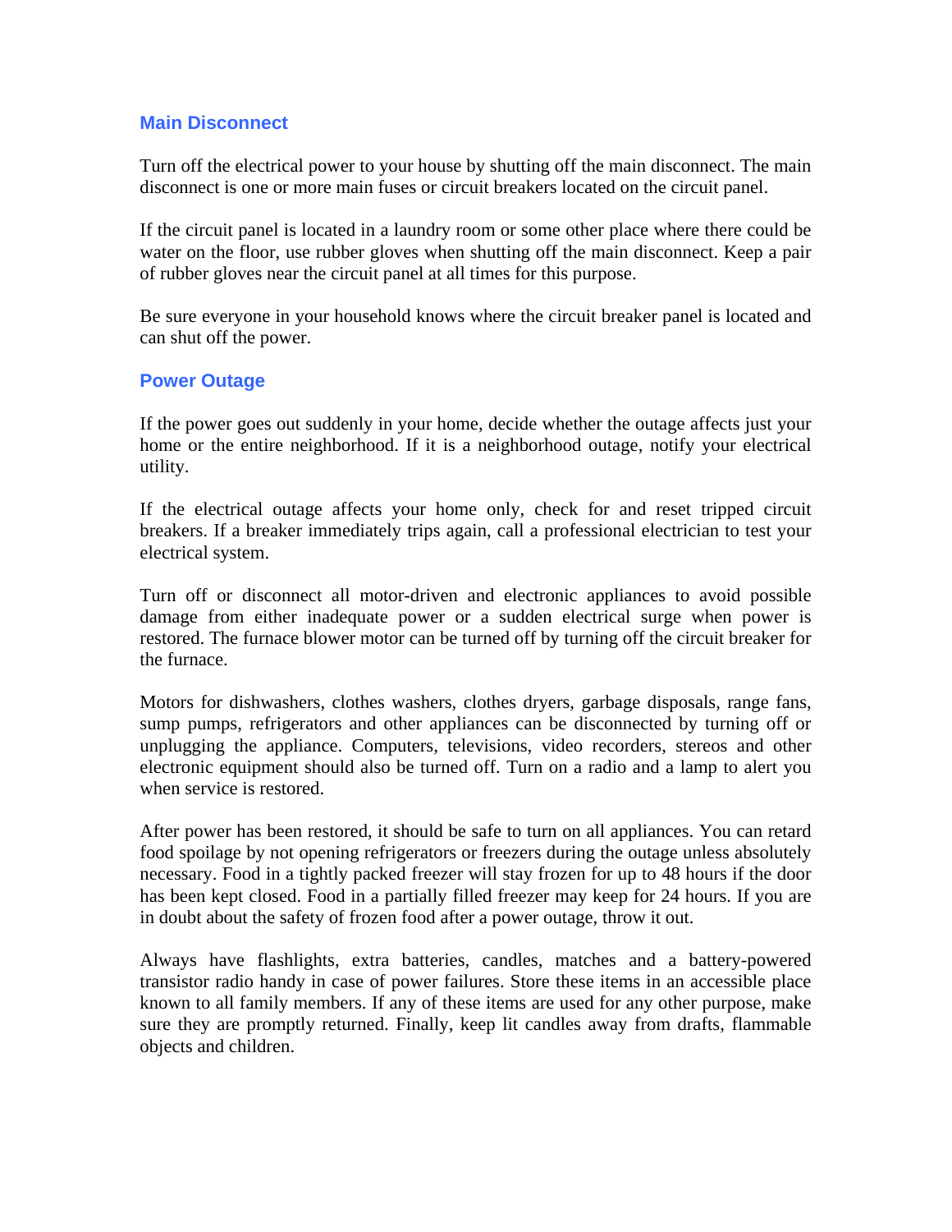## Main Disconnect

Turn off the electrical power to your house by shutting off the main disconnect. The main disconnect is one or more main fuses or circuit breakers located on the circuit panel.

If the circuit panel is located in a laundry room or some other place where there could be water on the floor, use rubber gloves when shutting off the main disconnect. Keep a pair of rubber gloves near the circuit panel at all times for this purpose.

Be sure everyone in your household knows where the circuit breaker panel is located and can shut off the power.

## Power Outage

If the power goes out suddenly in your home, decide whether the outage affects just your home or the entire neighborhood. If it is a neighborhood outage, notify your electrical utility.

If the electrical outage affects your home only, check for and reset tripped circuit breakers. If a breaker immediately trips again, call a professional electrician to test your electrical system.

Turn off or disconnect all motor-driven and electronic appliances to avoid possible damage from either inadequate power or a sudden electrical surge when power is restored. The furnace blower motor can be turned off by turning off the circuit breaker for the furnace.

Motors for dishwashers, clothes washers, clothes dryers, garbage disposals, range fans, sump pumps, refrigerators and other appliances can be disconnected by turning off or unplugging the appliance. Computers, televisions, video recorders, stereos and other electronic equipment should also be turned off. Turn on a radio and a lamp to alert you when service is restored.

After power has been restored, it should be safe to turn on all appliances. You can retard food spoilage by not opening refrigerators or freezers during the outage unless absolutely necessary. Food in a tightly packed freezer will stay frozen for up to 48 hours if the door has been kept closed. Food in a partially filled freezer may keep for 24 hours. If you are in doubt about the safety of frozen food after a power outage, throw it out.

Always have flashlights, extra batteries, candles, matches and a battery-powered transistor radio handy in case of power failures. Store these items in an accessible place known to all family members. If any of these items are used for any other purpose, make sure they are promptly returned. Finally, keep lit candles away from drafts, flammable objects and children.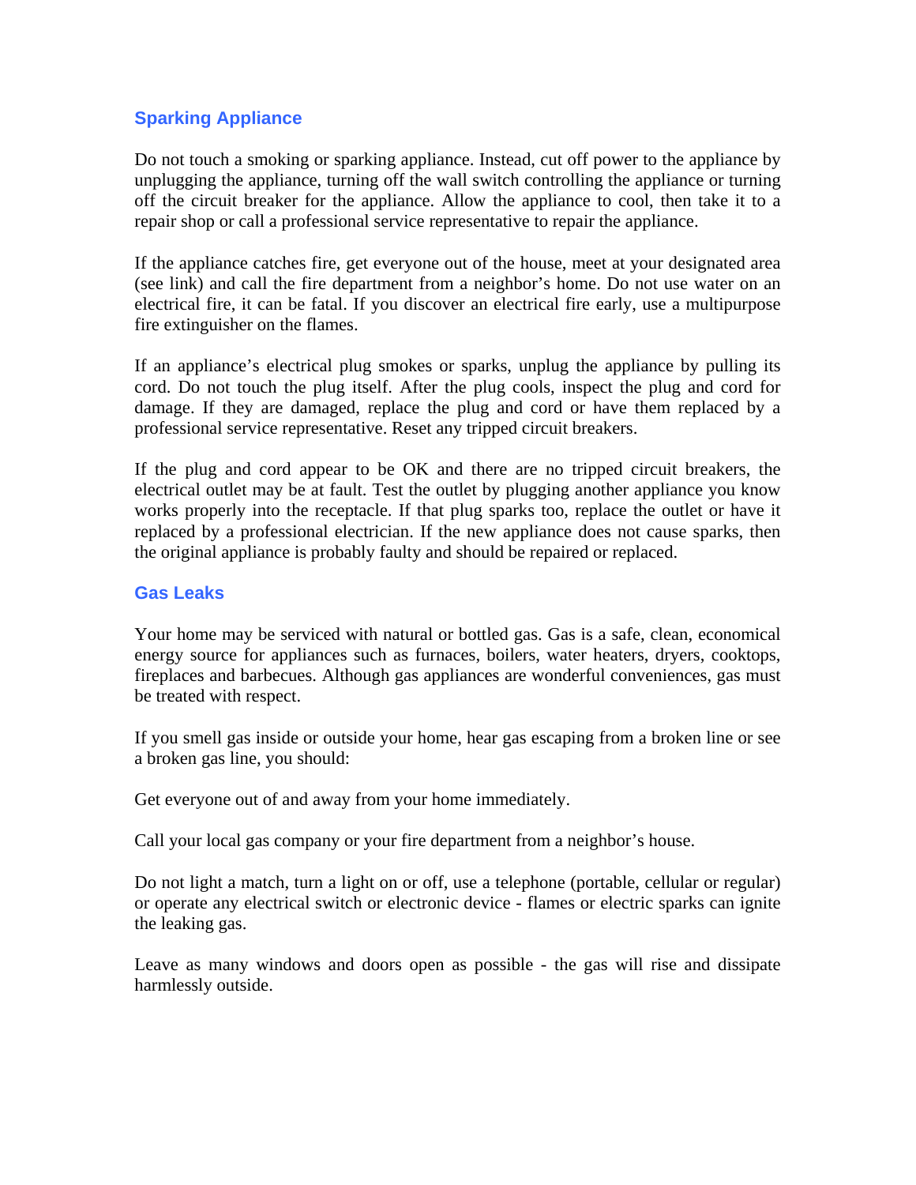## Sparking Appliance

Do not touch a smoking or sparking appliance. Instead, cut off power to the appliance by unplugging the appliance, turning off the wall switch controlling the appliance or turning off the circuit breaker for the appliance. Allow the appliance to cool, then take it to a repair shop or call a professional service representative to repair the appliance.

If the appliance catches fire, get everyone out of the house, meet at your designated area (see link) and call the fire department from a neighbor's home. Do not use water on an electrical fire, it can be fatal. If you discover an electrical fire early, use a multipurpose fire extinguisher on the flames.

If an appliance's electrical plug smokes or sparks, unplug the appliance by pulling its cord. Do not touch the plug itself. After the plug cools, inspect the plug and cord for damage. If they are damaged, replace the plug and cord or have them replaced by a professional service representative. Reset any tripped circuit breakers.

If the plug and cord appear to be OK and there are no tripped circuit breakers, the electrical outlet may be at fault. Test the outlet by plugging another appliance you know works properly into the receptacle. If that plug sparks too, replace the outlet or have it replaced by a professional electrician. If the new appliance does not cause sparks, then the original appliance is probably faulty and should be repaired or replaced.

## Gas Leaks

Your home may be serviced with natural or bottled gas. Gas is a safe, clean, economical energy source for appliances such as furnaces, boilers, water heaters, dryers, cooktops, fireplaces and barbecues. Although gas appliances are wonderful conveniences, gas must be treated with respect.

If you smell gas inside or outside your home, hear gas escaping from a broken line or see a broken gas line, you should:

Get everyone out of and away from your home immediately.

Call your local gas company or your fire department from a neighbor's house.

Do not light a match, turn a light on or off, use a telephone (portable, cellular or regular) or operate any electrical switch or electronic device - flames or electric sparks can ignite the leaking gas.

Leave as many windows and doors open as possible - the gas will rise and dissipate harmlessly outside.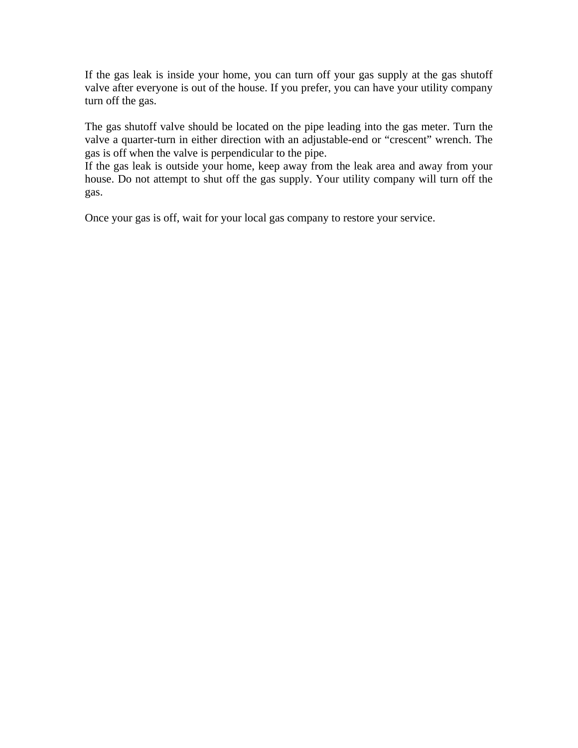If the gas leak is inside your home, you can turn off your gas supply at the gas shutoff valve after everyone is out of the house. If you prefer, you can have your utility company turn off the gas.

The gas shutoff valve should be located on the pipe leading into the gas meter. Turn the valve a quarter-turn in either direction with an adjustable-end or "crescent" wrench. The gas is off when the valve is perpendicular to the pipe.
If the gas leak is outside your home, keep away from the leak area and away from your house. Do not attempt to shut off the gas supply. Your utility company will turn off the gas.

Once your gas is off, wait for your local gas company to restore your service.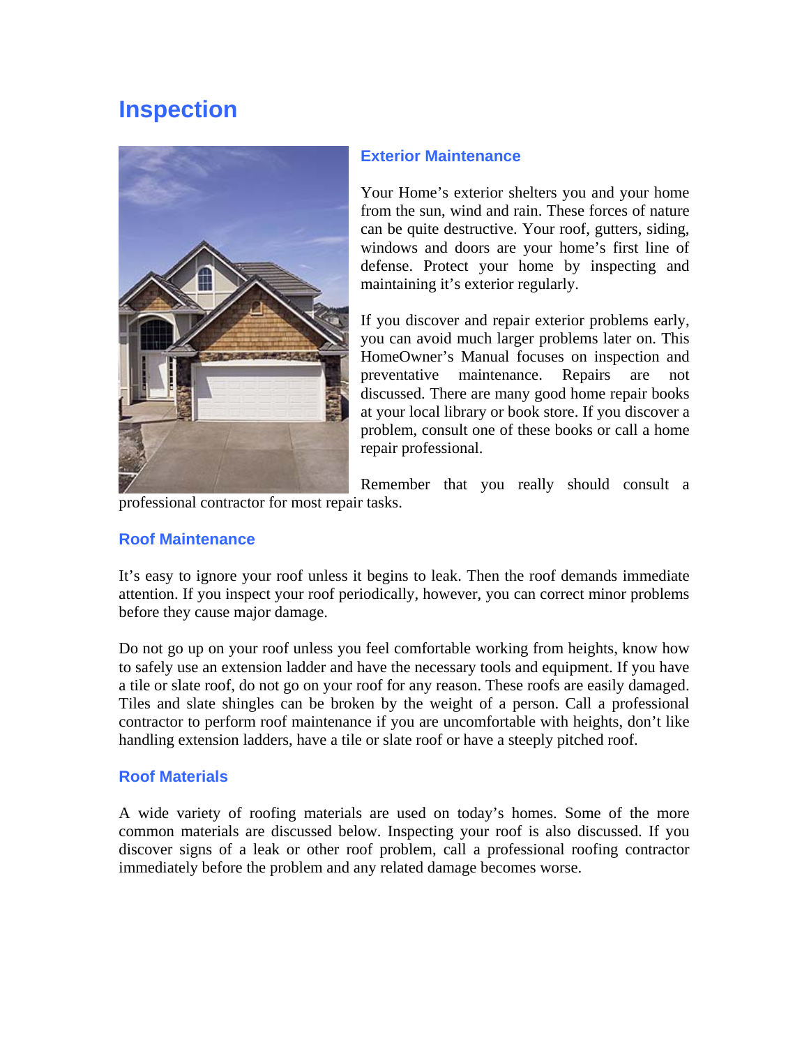# Inspection

## Exterior Maintenance

Your Home's exterior shelters you and your home from the sun, wind and rain. These forces of nature can be quite destructive. Your roof, gutters, siding, windows and doors are your home's first line of defense. Protect your home by inspecting and maintaining it's exterior regularly.

If you discover and repair exterior problems early, you can avoid much larger problems later on. This HomeOwner's Manual focuses on inspection and preventative maintenance. Repairs are not discussed. There are many good home repair books at your local library or book store. If you discover a problem, consult one of these books or call a home repair professional.

Remember that you really should consult a professional contractor for most repair tasks.

## Roof Maintenance

It's easy to ignore your roof unless it begins to leak. Then the roof demands immediate attention. If you inspect your roof periodically, however, you can correct minor problems before they cause major damage.

Do not go up on your roof unless you feel comfortable working from heights, know how to safely use an extension ladder and have the necessary tools and equipment. If you have a tile or slate roof, do not go on your roof for any reason. These roofs are easily damaged. Tiles and slate shingles can be broken by the weight of a person. Call a professional contractor to perform roof maintenance if you are uncomfortable with heights, don't like handling extension ladders, have a tile or slate roof or have a steeply pitched roof.

## Roof Materials

A wide variety of roofing materials are used on today's homes. Some of the more common materials are discussed below. Inspecting your roof is also discussed. If you discover signs of a leak or other roof problem, call a professional roofing contractor immediately before the problem and any related damage becomes worse.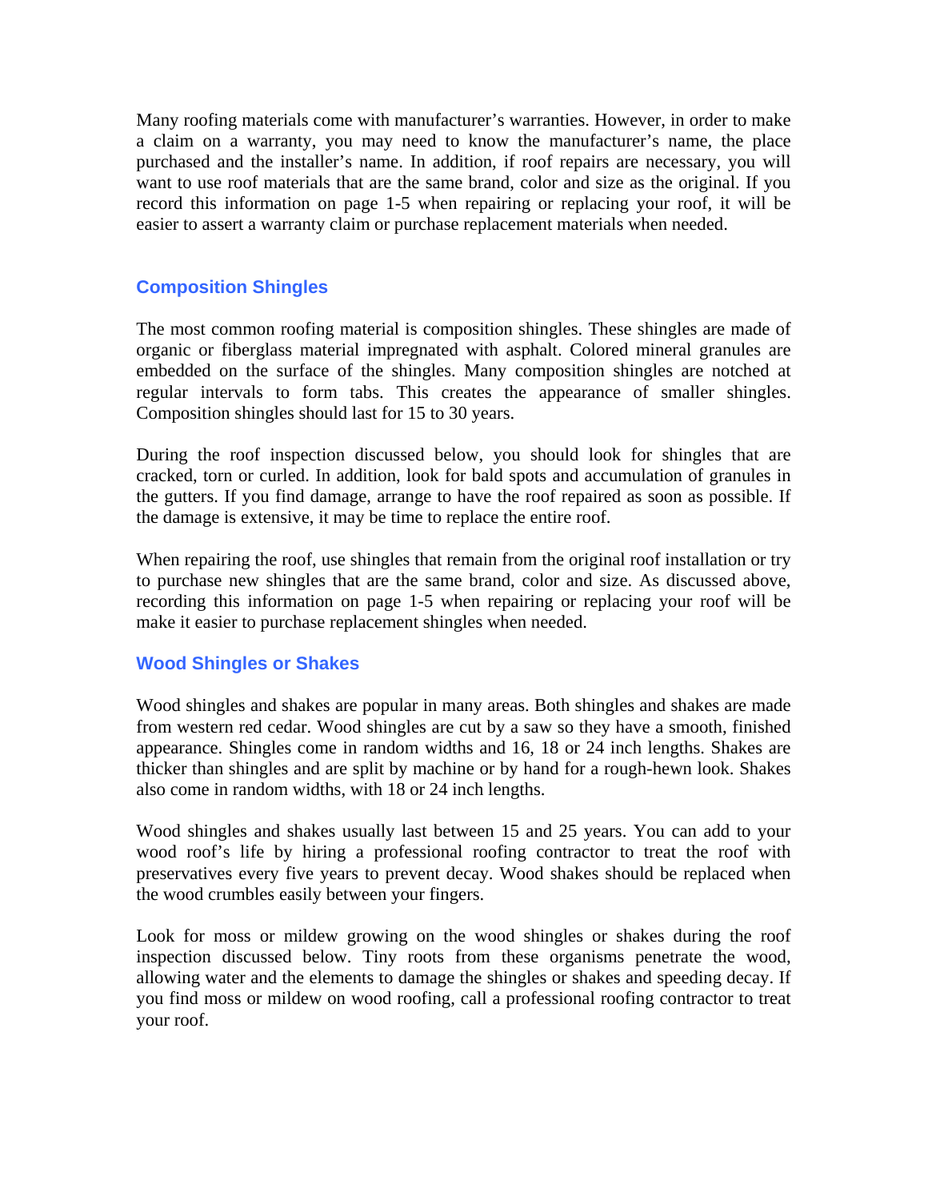Many roofing materials come with manufacturer's warranties. However, in order to make a claim on a warranty, you may need to know the manufacturer's name, the place purchased and the installer's name. In addition, if roof repairs are necessary, you will want to use roof materials that are the same brand, color and size as the original. If you record this information on page 1-5 when repairing or replacing your roof, it will be easier to assert a warranty claim or purchase replacement materials when needed.

## Composition Shingles

The most common roofing material is composition shingles. These shingles are made of organic or fiberglass material impregnated with asphalt. Colored mineral granules are embedded on the surface of the shingles. Many composition shingles are notched at regular intervals to form tabs. This creates the appearance of smaller shingles. Composition shingles should last for 15 to 30 years.

During the roof inspection discussed below, you should look for shingles that are cracked, torn or curled. In addition, look for bald spots and accumulation of granules in the gutters. If you find damage, arrange to have the roof repaired as soon as possible. If the damage is extensive, it may be time to replace the entire roof.

When repairing the roof, use shingles that remain from the original roof installation or try to purchase new shingles that are the same brand, color and size. As discussed above, recording this information on page 1-5 when repairing or replacing your roof will be make it easier to purchase replacement shingles when needed.

## Wood Shingles or Shakes

Wood shingles and shakes are popular in many areas. Both shingles and shakes are made from western red cedar. Wood shingles are cut by a saw so they have a smooth, finished appearance. Shingles come in random widths and 16, 18 or 24 inch lengths. Shakes are thicker than shingles and are split by machine or by hand for a rough-hewn look. Shakes also come in random widths, with 18 or 24 inch lengths.

Wood shingles and shakes usually last between 15 and 25 years. You can add to your wood roof's life by hiring a professional roofing contractor to treat the roof with preservatives every five years to prevent decay. Wood shakes should be replaced when the wood crumbles easily between your fingers.

Look for moss or mildew growing on the wood shingles or shakes during the roof inspection discussed below. Tiny roots from these organisms penetrate the wood, allowing water and the elements to damage the shingles or shakes and speeding decay. If you find moss or mildew on wood roofing, call a professional roofing contractor to treat your roof.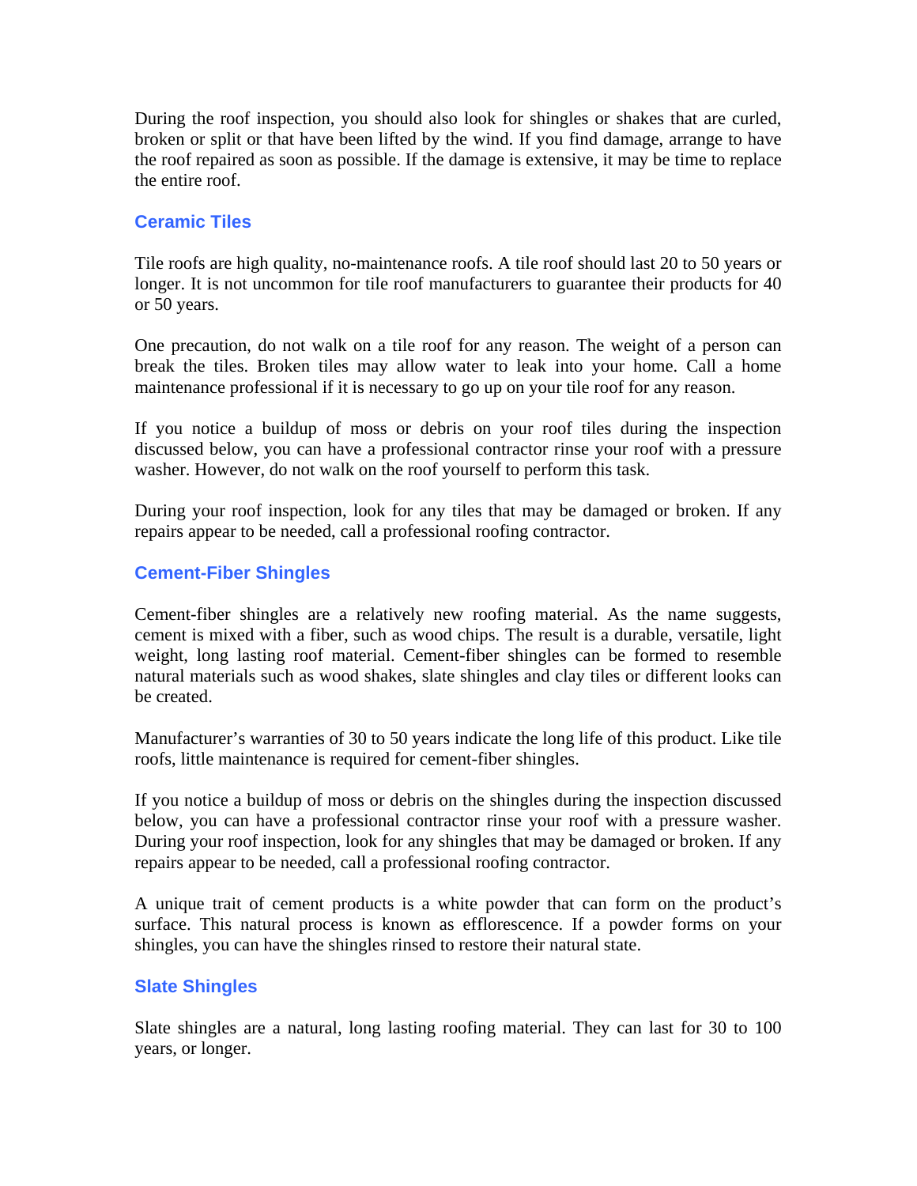During the roof inspection, you should also look for shingles or shakes that are curled, broken or split or that have been lifted by the wind. If you find damage, arrange to have the roof repaired as soon as possible. If the damage is extensive, it may be time to replace the entire roof.

### Ceramic Tiles

Tile roofs are high quality, no-maintenance roofs. A tile roof should last 20 to 50 years or longer. It is not uncommon for tile roof manufacturers to guarantee their products for 40 or 50 years.

One precaution, do not walk on a tile roof for any reason. The weight of a person can break the tiles. Broken tiles may allow water to leak into your home. Call a home maintenance professional if it is necessary to go up on your tile roof for any reason.

If you notice a buildup of moss or debris on your roof tiles during the inspection discussed below, you can have a professional contractor rinse your roof with a pressure washer. However, do not walk on the roof yourself to perform this task.

During your roof inspection, look for any tiles that may be damaged or broken. If any repairs appear to be needed, call a professional roofing contractor.

### Cement-Fiber Shingles

Cement-fiber shingles are a relatively new roofing material. As the name suggests, cement is mixed with a fiber, such as wood chips. The result is a durable, versatile, light weight, long lasting roof material. Cement-fiber shingles can be formed to resemble natural materials such as wood shakes, slate shingles and clay tiles or different looks can be created.

Manufacturer's warranties of 30 to 50 years indicate the long life of this product. Like tile roofs, little maintenance is required for cement-fiber shingles.

If you notice a buildup of moss or debris on the shingles during the inspection discussed below, you can have a professional contractor rinse your roof with a pressure washer. During your roof inspection, look for any shingles that may be damaged or broken. If any repairs appear to be needed, call a professional roofing contractor.

A unique trait of cement products is a white powder that can form on the product's surface. This natural process is known as efflorescence. If a powder forms on your shingles, you can have the shingles rinsed to restore their natural state.

### Slate Shingles

Slate shingles are a natural, long lasting roofing material. They can last for 30 to 100 years, or longer.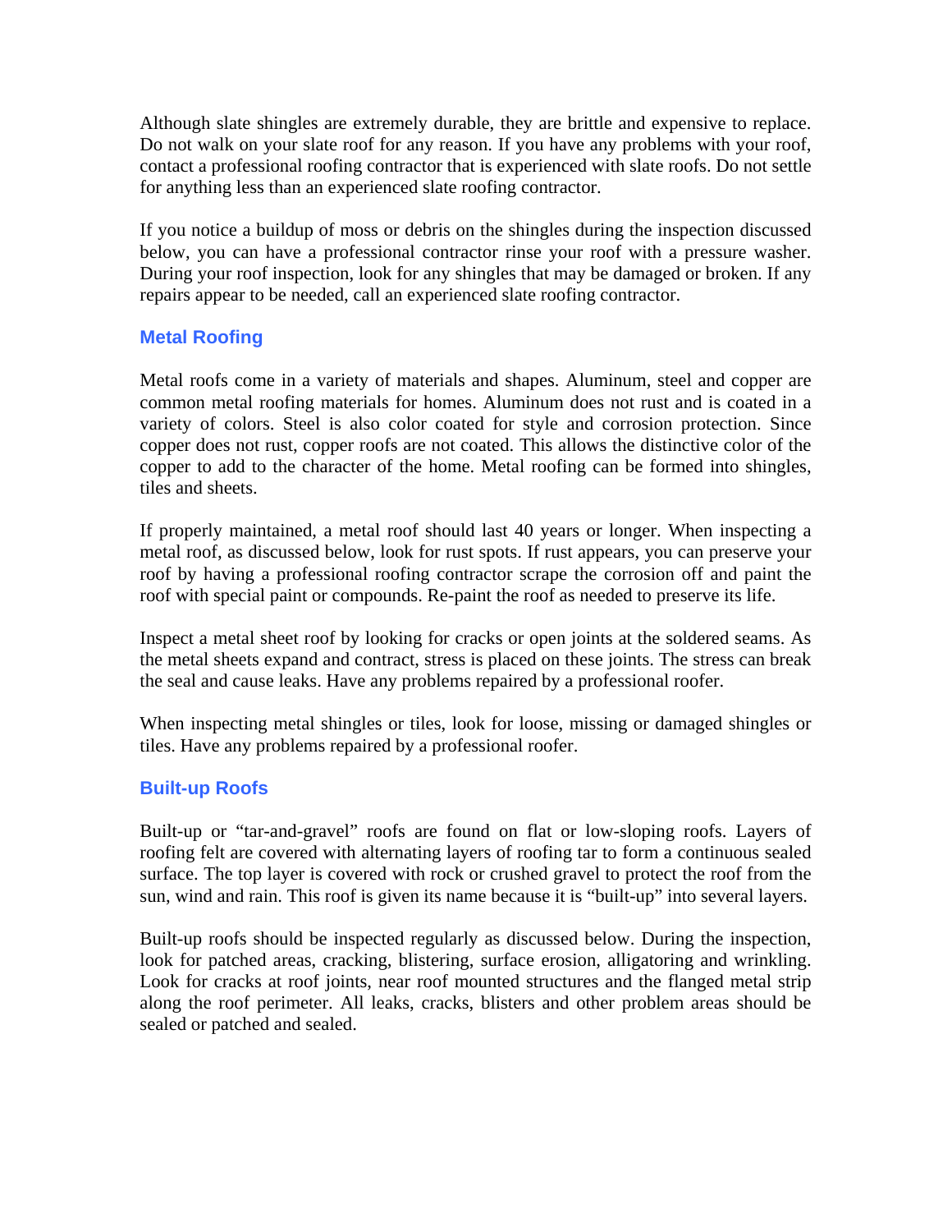Although slate shingles are extremely durable, they are brittle and expensive to replace. Do not walk on your slate roof for any reason. If you have any problems with your roof, contact a professional roofing contractor that is experienced with slate roofs. Do not settle for anything less than an experienced slate roofing contractor.

If you notice a buildup of moss or debris on the shingles during the inspection discussed below, you can have a professional contractor rinse your roof with a pressure washer. During your roof inspection, look for any shingles that may be damaged or broken. If any repairs appear to be needed, call an experienced slate roofing contractor.

### Metal Roofing

Metal roofs come in a variety of materials and shapes. Aluminum, steel and copper are common metal roofing materials for homes. Aluminum does not rust and is coated in a variety of colors. Steel is also color coated for style and corrosion protection. Since copper does not rust, copper roofs are not coated. This allows the distinctive color of the copper to add to the character of the home. Metal roofing can be formed into shingles, tiles and sheets.

If properly maintained, a metal roof should last 40 years or longer. When inspecting a metal roof, as discussed below, look for rust spots. If rust appears, you can preserve your roof by having a professional roofing contractor scrape the corrosion off and paint the roof with special paint or compounds. Re-paint the roof as needed to preserve its life.

Inspect a metal sheet roof by looking for cracks or open joints at the soldered seams. As the metal sheets expand and contract, stress is placed on these joints. The stress can break the seal and cause leaks. Have any problems repaired by a professional roofer.

When inspecting metal shingles or tiles, look for loose, missing or damaged shingles or tiles. Have any problems repaired by a professional roofer.

### Built-up Roofs

Built-up or "tar-and-gravel" roofs are found on flat or low-sloping roofs. Layers of roofing felt are covered with alternating layers of roofing tar to form a continuous sealed surface. The top layer is covered with rock or crushed gravel to protect the roof from the sun, wind and rain. This roof is given its name because it is "built-up" into several layers.

Built-up roofs should be inspected regularly as discussed below. During the inspection, look for patched areas, cracking, blistering, surface erosion, alligatoring and wrinkling. Look for cracks at roof joints, near roof mounted structures and the flanged metal strip along the roof perimeter. All leaks, cracks, blisters and other problem areas should be sealed or patched and sealed.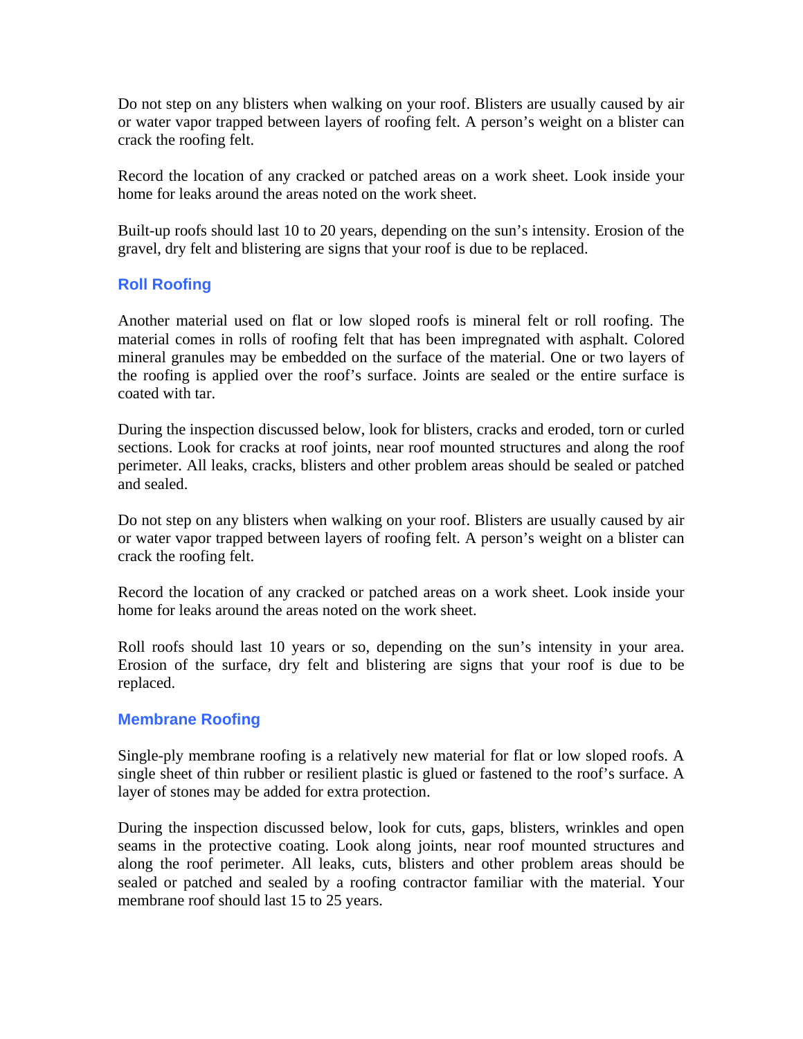Do not step on any blisters when walking on your roof. Blisters are usually caused by air or water vapor trapped between layers of roofing felt. A person's weight on a blister can crack the roofing felt.

Record the location of any cracked or patched areas on a work sheet. Look inside your home for leaks around the areas noted on the work sheet.

Built-up roofs should last 10 to 20 years, depending on the sun's intensity. Erosion of the gravel, dry felt and blistering are signs that your roof is due to be replaced.

### Roll Roofing

Another material used on flat or low sloped roofs is mineral felt or roll roofing. The material comes in rolls of roofing felt that has been impregnated with asphalt. Colored mineral granules may be embedded on the surface of the material. One or two layers of the roofing is applied over the roof's surface. Joints are sealed or the entire surface is coated with tar.

During the inspection discussed below, look for blisters, cracks and eroded, torn or curled sections. Look for cracks at roof joints, near roof mounted structures and along the roof perimeter. All leaks, cracks, blisters and other problem areas should be sealed or patched and sealed.

Do not step on any blisters when walking on your roof. Blisters are usually caused by air or water vapor trapped between layers of roofing felt. A person's weight on a blister can crack the roofing felt.

Record the location of any cracked or patched areas on a work sheet. Look inside your home for leaks around the areas noted on the work sheet.

Roll roofs should last 10 years or so, depending on the sun's intensity in your area. Erosion of the surface, dry felt and blistering are signs that your roof is due to be replaced.

### Membrane Roofing

Single-ply membrane roofing is a relatively new material for flat or low sloped roofs. A single sheet of thin rubber or resilient plastic is glued or fastened to the roof's surface. A layer of stones may be added for extra protection.

During the inspection discussed below, look for cuts, gaps, blisters, wrinkles and open seams in the protective coating. Look along joints, near roof mounted structures and along the roof perimeter. All leaks, cuts, blisters and other problem areas should be sealed or patched and sealed by a roofing contractor familiar with the material. Your membrane roof should last 15 to 25 years.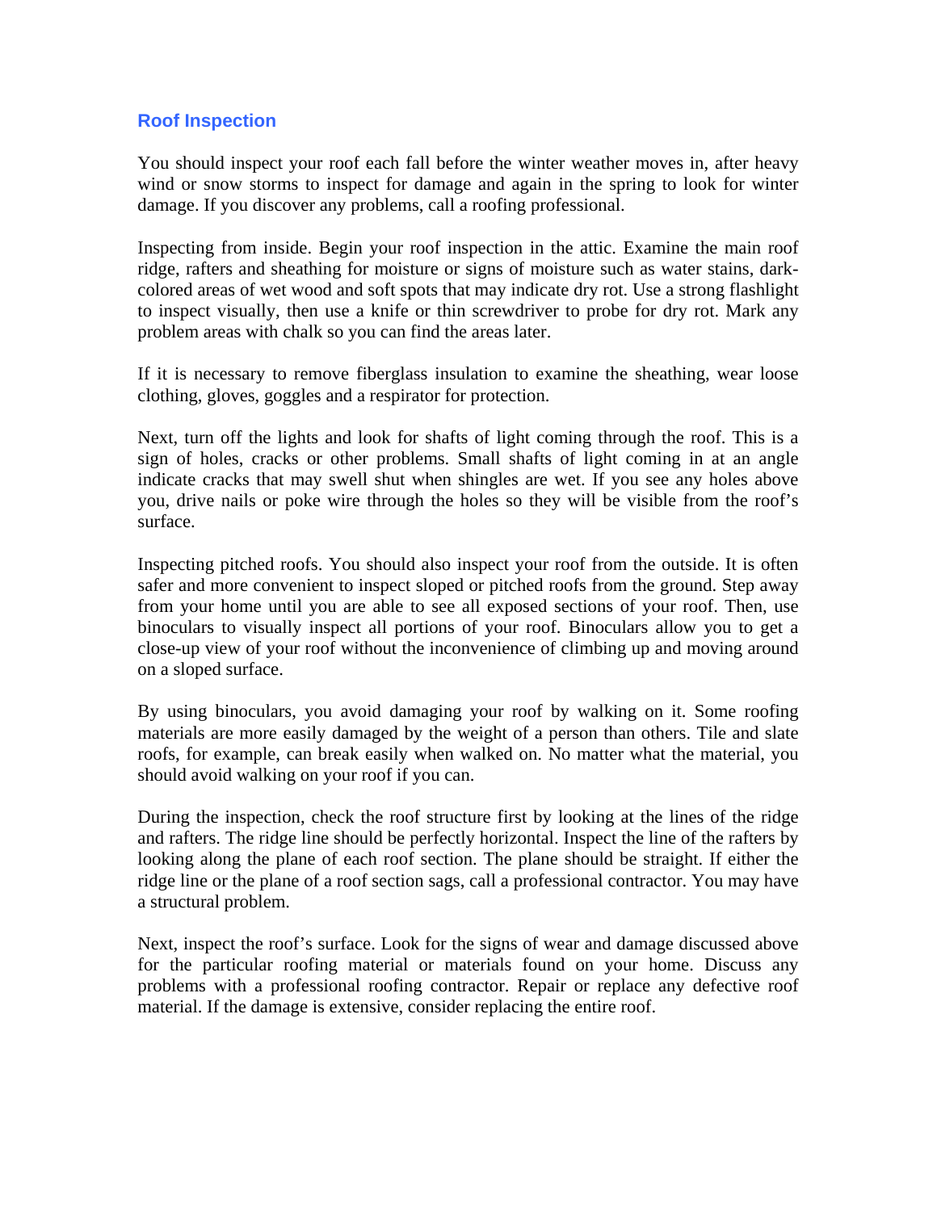## Roof Inspection

You should inspect your roof each fall before the winter weather moves in, after heavy wind or snow storms to inspect for damage and again in the spring to look for winter damage. If you discover any problems, call a roofing professional.

Inspecting from inside. Begin your roof inspection in the attic. Examine the main roof ridge, rafters and sheathing for moisture or signs of moisture such as water stains, dark-colored areas of wet wood and soft spots that may indicate dry rot. Use a strong flashlight to inspect visually, then use a knife or thin screwdriver to probe for dry rot. Mark any problem areas with chalk so you can find the areas later.

If it is necessary to remove fiberglass insulation to examine the sheathing, wear loose clothing, gloves, goggles and a respirator for protection.

Next, turn off the lights and look for shafts of light coming through the roof. This is a sign of holes, cracks or other problems. Small shafts of light coming in at an angle indicate cracks that may swell shut when shingles are wet. If you see any holes above you, drive nails or poke wire through the holes so they will be visible from the roof's surface.

Inspecting pitched roofs. You should also inspect your roof from the outside. It is often safer and more convenient to inspect sloped or pitched roofs from the ground. Step away from your home until you are able to see all exposed sections of your roof. Then, use binoculars to visually inspect all portions of your roof. Binoculars allow you to get a close-up view of your roof without the inconvenience of climbing up and moving around on a sloped surface.

By using binoculars, you avoid damaging your roof by walking on it. Some roofing materials are more easily damaged by the weight of a person than others. Tile and slate roofs, for example, can break easily when walked on. No matter what the material, you should avoid walking on your roof if you can.

During the inspection, check the roof structure first by looking at the lines of the ridge and rafters. The ridge line should be perfectly horizontal. Inspect the line of the rafters by looking along the plane of each roof section. The plane should be straight. If either the ridge line or the plane of a roof section sags, call a professional contractor. You may have a structural problem.

Next, inspect the roof's surface. Look for the signs of wear and damage discussed above for the particular roofing material or materials found on your home. Discuss any problems with a professional roofing contractor. Repair or replace any defective roof material. If the damage is extensive, consider replacing the entire roof.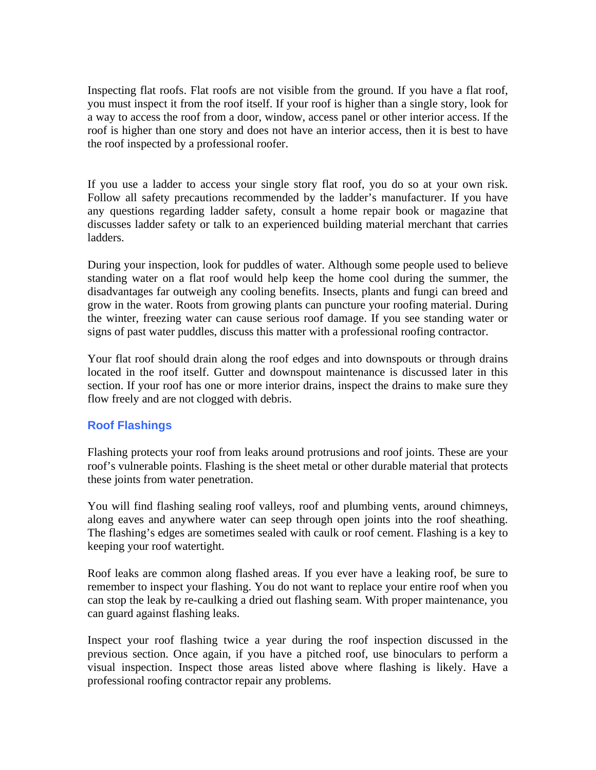Inspecting flat roofs. Flat roofs are not visible from the ground. If you have a flat roof, you must inspect it from the roof itself. If your roof is higher than a single story, look for a way to access the roof from a door, window, access panel or other interior access. If the roof is higher than one story and does not have an interior access, then it is best to have the roof inspected by a professional roofer.

If you use a ladder to access your single story flat roof, you do so at your own risk. Follow all safety precautions recommended by the ladder's manufacturer. If you have any questions regarding ladder safety, consult a home repair book or magazine that discusses ladder safety or talk to an experienced building material merchant that carries ladders.

During your inspection, look for puddles of water. Although some people used to believe standing water on a flat roof would help keep the home cool during the summer, the disadvantages far outweigh any cooling benefits. Insects, plants and fungi can breed and grow in the water. Roots from growing plants can puncture your roofing material. During the winter, freezing water can cause serious roof damage. If you see standing water or signs of past water puddles, discuss this matter with a professional roofing contractor.

Your flat roof should drain along the roof edges and into downspouts or through drains located in the roof itself. Gutter and downspout maintenance is discussed later in this section. If your roof has one or more interior drains, inspect the drains to make sure they flow freely and are not clogged with debris.

### Roof Flashings

Flashing protects your roof from leaks around protrusions and roof joints. These are your roof's vulnerable points. Flashing is the sheet metal or other durable material that protects these joints from water penetration.

You will find flashing sealing roof valleys, roof and plumbing vents, around chimneys, along eaves and anywhere water can seep through open joints into the roof sheathing. The flashing's edges are sometimes sealed with caulk or roof cement. Flashing is a key to keeping your roof watertight.

Roof leaks are common along flashed areas. If you ever have a leaking roof, be sure to remember to inspect your flashing. You do not want to replace your entire roof when you can stop the leak by re-caulking a dried out flashing seam. With proper maintenance, you can guard against flashing leaks.

Inspect your roof flashing twice a year during the roof inspection discussed in the previous section. Once again, if you have a pitched roof, use binoculars to perform a visual inspection. Inspect those areas listed above where flashing is likely. Have a professional roofing contractor repair any problems.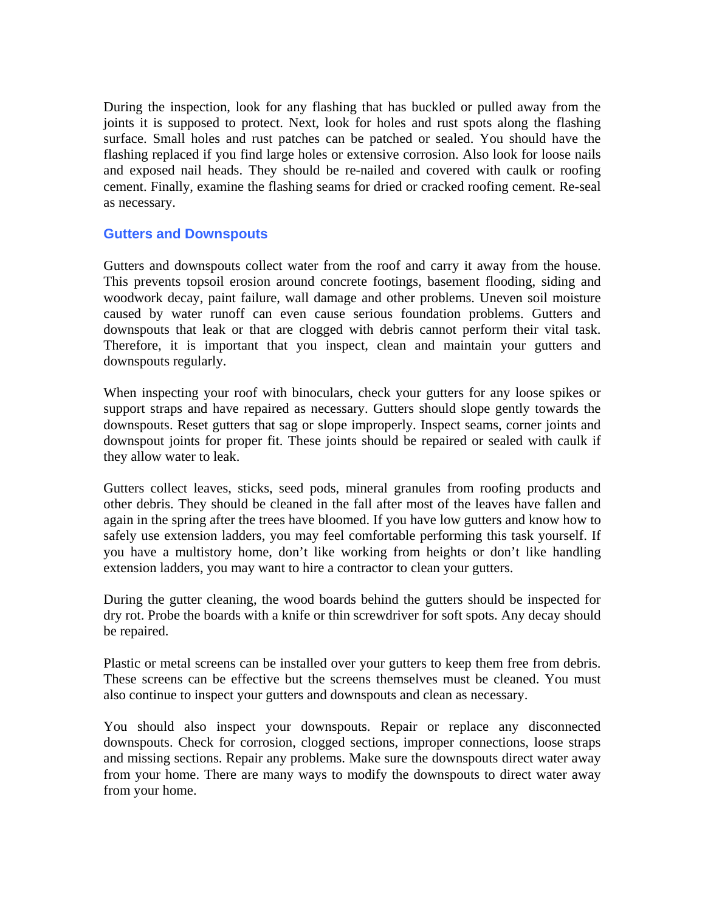During the inspection, look for any flashing that has buckled or pulled away from the joints it is supposed to protect. Next, look for holes and rust spots along the flashing surface. Small holes and rust patches can be patched or sealed. You should have the flashing replaced if you find large holes or extensive corrosion. Also look for loose nails and exposed nail heads. They should be re-nailed and covered with caulk or roofing cement. Finally, examine the flashing seams for dried or cracked roofing cement. Re-seal as necessary.

### Gutters and Downspouts

Gutters and downspouts collect water from the roof and carry it away from the house. This prevents topsoil erosion around concrete footings, basement flooding, siding and woodwork decay, paint failure, wall damage and other problems. Uneven soil moisture caused by water runoff can even cause serious foundation problems. Gutters and downspouts that leak or that are clogged with debris cannot perform their vital task. Therefore, it is important that you inspect, clean and maintain your gutters and downspouts regularly.

When inspecting your roof with binoculars, check your gutters for any loose spikes or support straps and have repaired as necessary. Gutters should slope gently towards the downspouts. Reset gutters that sag or slope improperly. Inspect seams, corner joints and downspout joints for proper fit. These joints should be repaired or sealed with caulk if they allow water to leak.

Gutters collect leaves, sticks, seed pods, mineral granules from roofing products and other debris. They should be cleaned in the fall after most of the leaves have fallen and again in the spring after the trees have bloomed. If you have low gutters and know how to safely use extension ladders, you may feel comfortable performing this task yourself. If you have a multistory home, don't like working from heights or don't like handling extension ladders, you may want to hire a contractor to clean your gutters.

During the gutter cleaning, the wood boards behind the gutters should be inspected for dry rot. Probe the boards with a knife or thin screwdriver for soft spots. Any decay should be repaired.

Plastic or metal screens can be installed over your gutters to keep them free from debris. These screens can be effective but the screens themselves must be cleaned. You must also continue to inspect your gutters and downspouts and clean as necessary.

You should also inspect your downspouts. Repair or replace any disconnected downspouts. Check for corrosion, clogged sections, improper connections, loose straps and missing sections. Repair any problems. Make sure the downspouts direct water away from your home. There are many ways to modify the downspouts to direct water away from your home.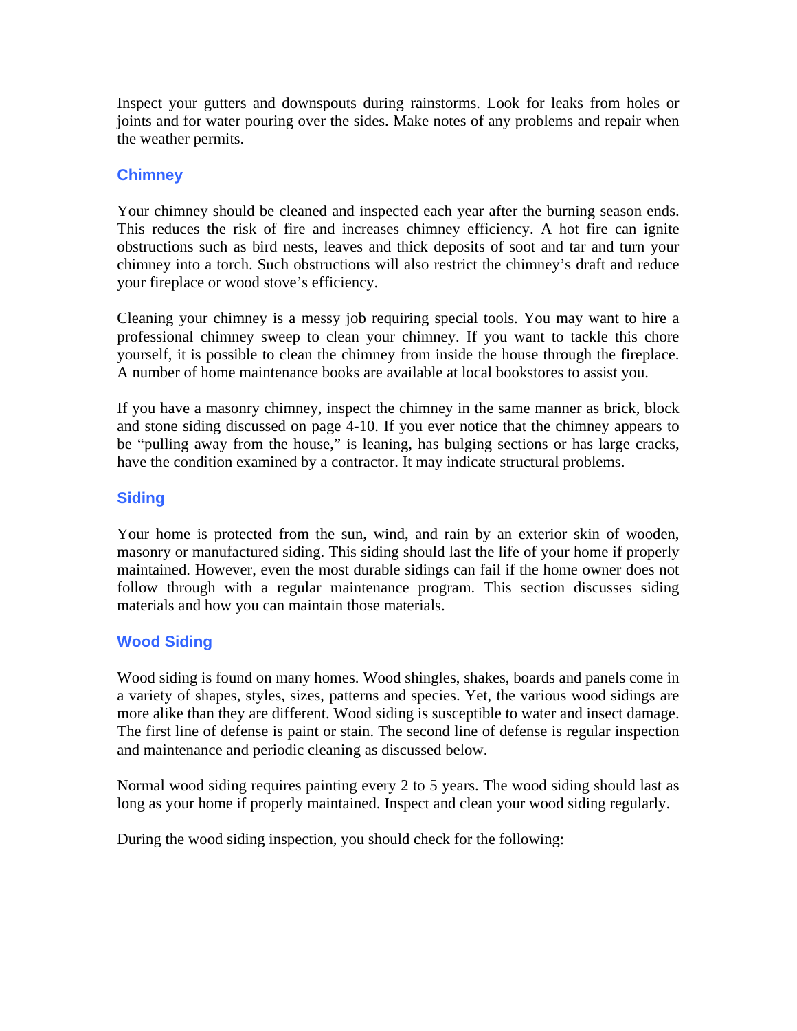Inspect your gutters and downspouts during rainstorms. Look for leaks from holes or joints and for water pouring over the sides. Make notes of any problems and repair when the weather permits.

### Chimney

Your chimney should be cleaned and inspected each year after the burning season ends. This reduces the risk of fire and increases chimney efficiency. A hot fire can ignite obstructions such as bird nests, leaves and thick deposits of soot and tar and turn your chimney into a torch. Such obstructions will also restrict the chimney's draft and reduce your fireplace or wood stove's efficiency.

Cleaning your chimney is a messy job requiring special tools. You may want to hire a professional chimney sweep to clean your chimney. If you want to tackle this chore yourself, it is possible to clean the chimney from inside the house through the fireplace. A number of home maintenance books are available at local bookstores to assist you.

If you have a masonry chimney, inspect the chimney in the same manner as brick, block and stone siding discussed on page 4-10. If you ever notice that the chimney appears to be "pulling away from the house," is leaning, has bulging sections or has large cracks, have the condition examined by a contractor. It may indicate structural problems.

### Siding

Your home is protected from the sun, wind, and rain by an exterior skin of wooden, masonry or manufactured siding. This siding should last the life of your home if properly maintained. However, even the most durable sidings can fail if the home owner does not follow through with a regular maintenance program. This section discusses siding materials and how you can maintain those materials.

### Wood Siding

Wood siding is found on many homes. Wood shingles, shakes, boards and panels come in a variety of shapes, styles, sizes, patterns and species. Yet, the various wood sidings are more alike than they are different. Wood siding is susceptible to water and insect damage. The first line of defense is paint or stain. The second line of defense is regular inspection and maintenance and periodic cleaning as discussed below.

Normal wood siding requires painting every 2 to 5 years. The wood siding should last as long as your home if properly maintained. Inspect and clean your wood siding regularly.

During the wood siding inspection, you should check for the following: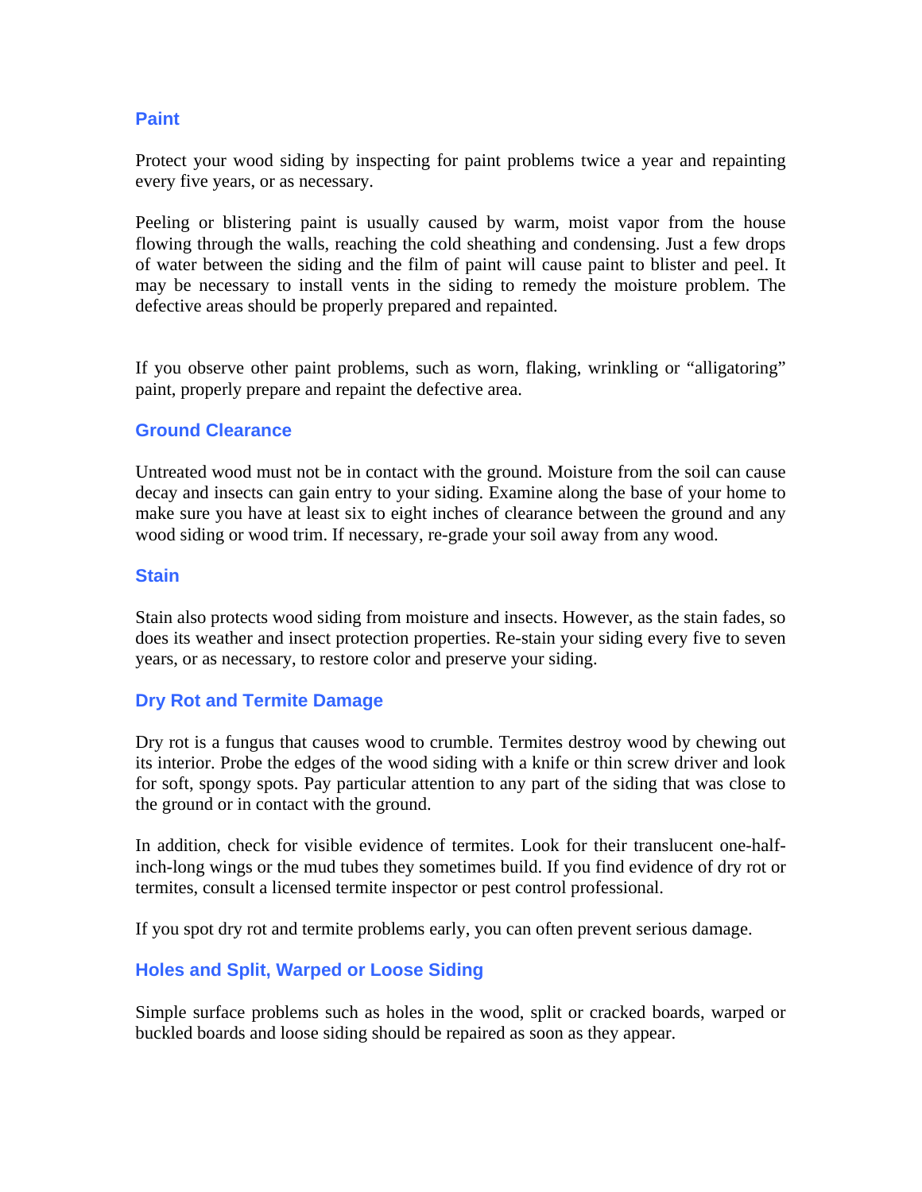### Paint

Protect your wood siding by inspecting for paint problems twice a year and repainting every five years, or as necessary.

Peeling or blistering paint is usually caused by warm, moist vapor from the house flowing through the walls, reaching the cold sheathing and condensing. Just a few drops of water between the siding and the film of paint will cause paint to blister and peel. It may be necessary to install vents in the siding to remedy the moisture problem. The defective areas should be properly prepared and repainted.

If you observe other paint problems, such as worn, flaking, wrinkling or “alligatoring” paint, properly prepare and repaint the defective area.

### Ground Clearance

Untreated wood must not be in contact with the ground. Moisture from the soil can cause decay and insects can gain entry to your siding. Examine along the base of your home to make sure you have at least six to eight inches of clearance between the ground and any wood siding or wood trim. If necessary, re-grade your soil away from any wood.

### Stain

Stain also protects wood siding from moisture and insects. However, as the stain fades, so does its weather and insect protection properties. Re-stain your siding every five to seven years, or as necessary, to restore color and preserve your siding.

### Dry Rot and Termite Damage

Dry rot is a fungus that causes wood to crumble. Termites destroy wood by chewing out its interior. Probe the edges of the wood siding with a knife or thin screw driver and look for soft, spongy spots. Pay particular attention to any part of the siding that was close to the ground or in contact with the ground.

In addition, check for visible evidence of termites. Look for their translucent one-half-inch-long wings or the mud tubes they sometimes build. If you find evidence of dry rot or termites, consult a licensed termite inspector or pest control professional.

If you spot dry rot and termite problems early, you can often prevent serious damage.

### Holes and Split, Warped or Loose Siding

Simple surface problems such as holes in the wood, split or cracked boards, warped or buckled boards and loose siding should be repaired as soon as they appear.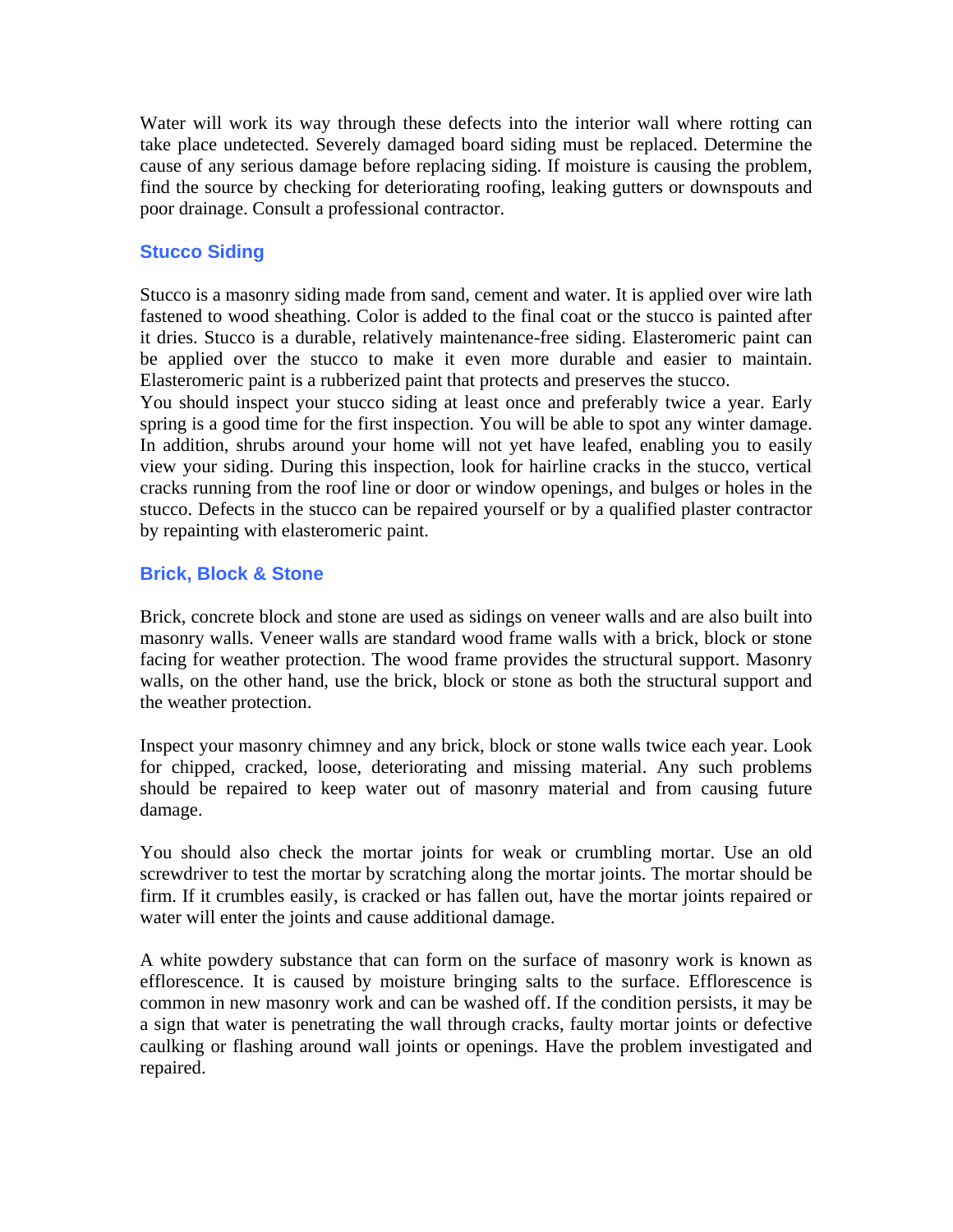Water will work its way through these defects into the interior wall where rotting can take place undetected. Severely damaged board siding must be replaced. Determine the cause of any serious damage before replacing siding. If moisture is causing the problem, find the source by checking for deteriorating roofing, leaking gutters or downspouts and poor drainage. Consult a professional contractor.

### Stucco Siding

Stucco is a masonry siding made from sand, cement and water. It is applied over wire lath fastened to wood sheathing. Color is added to the final coat or the stucco is painted after it dries. Stucco is a durable, relatively maintenance-free siding. Elasteromeric paint can be applied over the stucco to make it even more durable and easier to maintain. Elasteromeric paint is a rubberized paint that protects and preserves the stucco.

You should inspect your stucco siding at least once and preferably twice a year. Early spring is a good time for the first inspection. You will be able to spot any winter damage. In addition, shrubs around your home will not yet have leafed, enabling you to easily view your siding. During this inspection, look for hairline cracks in the stucco, vertical cracks running from the roof line or door or window openings, and bulges or holes in the stucco. Defects in the stucco can be repaired yourself or by a qualified plaster contractor by repainting with elasteromeric paint.

### Brick, Block & Stone

Brick, concrete block and stone are used as sidings on veneer walls and are also built into masonry walls. Veneer walls are standard wood frame walls with a brick, block or stone facing for weather protection. The wood frame provides the structural support. Masonry walls, on the other hand, use the brick, block or stone as both the structural support and the weather protection.

Inspect your masonry chimney and any brick, block or stone walls twice each year. Look for chipped, cracked, loose, deteriorating and missing material. Any such problems should be repaired to keep water out of masonry material and from causing future damage.

You should also check the mortar joints for weak or crumbling mortar. Use an old screwdriver to test the mortar by scratching along the mortar joints. The mortar should be firm. If it crumbles easily, is cracked or has fallen out, have the mortar joints repaired or water will enter the joints and cause additional damage.

A white powdery substance that can form on the surface of masonry work is known as efflorescence. It is caused by moisture bringing salts to the surface. Efflorescence is common in new masonry work and can be washed off. If the condition persists, it may be a sign that water is penetrating the wall through cracks, faulty mortar joints or defective caulking or flashing around wall joints or openings. Have the problem investigated and repaired.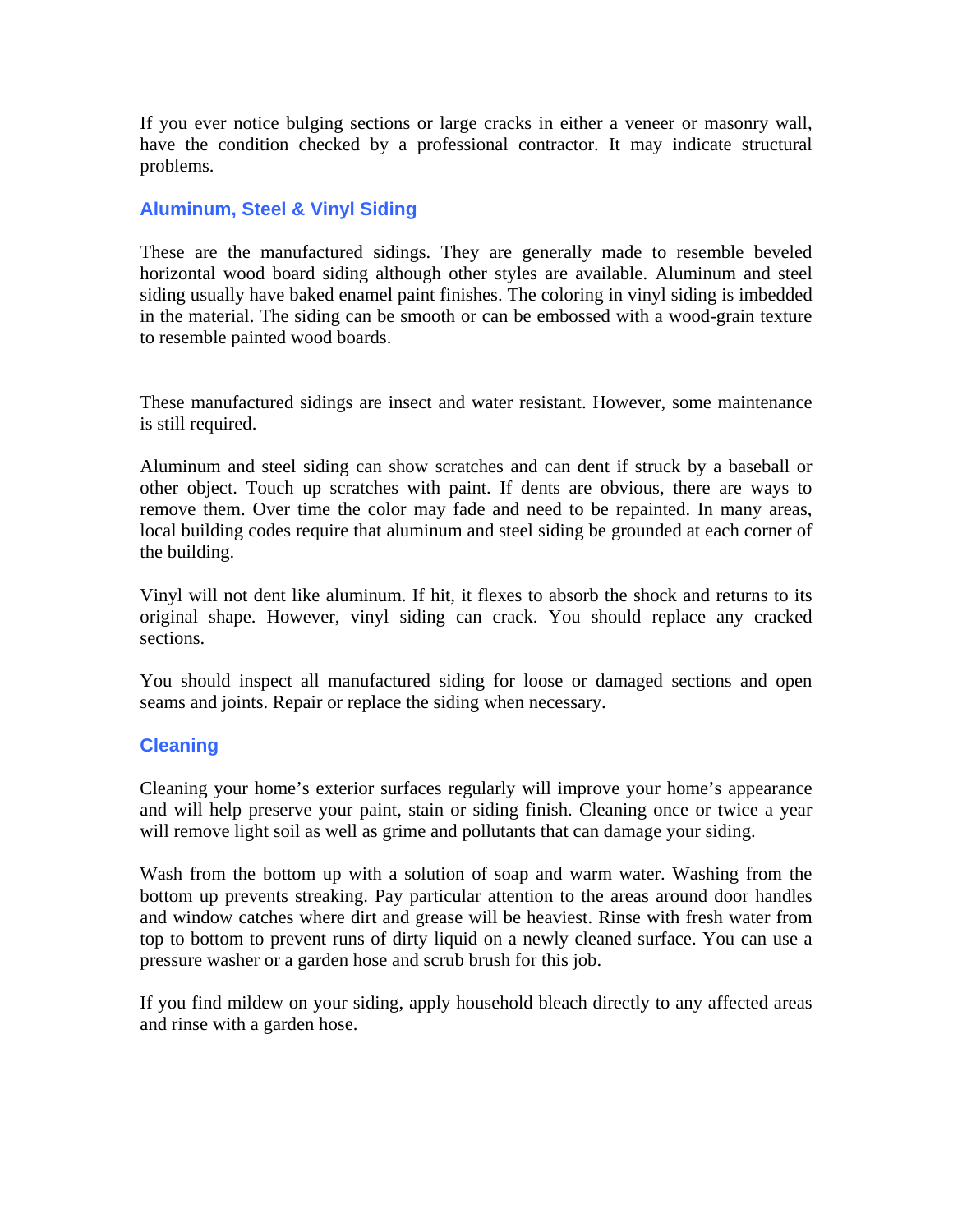If you ever notice bulging sections or large cracks in either a veneer or masonry wall, have the condition checked by a professional contractor. It may indicate structural problems.

### Aluminum, Steel & Vinyl Siding

These are the manufactured sidings. They are generally made to resemble beveled horizontal wood board siding although other styles are available. Aluminum and steel siding usually have baked enamel paint finishes. The coloring in vinyl siding is imbedded in the material. The siding can be smooth or can be embossed with a wood-grain texture to resemble painted wood boards.

These manufactured sidings are insect and water resistant. However, some maintenance is still required.

Aluminum and steel siding can show scratches and can dent if struck by a baseball or other object. Touch up scratches with paint. If dents are obvious, there are ways to remove them. Over time the color may fade and need to be repainted. In many areas, local building codes require that aluminum and steel siding be grounded at each corner of the building.

Vinyl will not dent like aluminum. If hit, it flexes to absorb the shock and returns to its original shape. However, vinyl siding can crack. You should replace any cracked sections.

You should inspect all manufactured siding for loose or damaged sections and open seams and joints. Repair or replace the siding when necessary.

### Cleaning

Cleaning your home's exterior surfaces regularly will improve your home's appearance and will help preserve your paint, stain or siding finish. Cleaning once or twice a year will remove light soil as well as grime and pollutants that can damage your siding.

Wash from the bottom up with a solution of soap and warm water. Washing from the bottom up prevents streaking. Pay particular attention to the areas around door handles and window catches where dirt and grease will be heaviest. Rinse with fresh water from top to bottom to prevent runs of dirty liquid on a newly cleaned surface. You can use a pressure washer or a garden hose and scrub brush for this job.

If you find mildew on your siding, apply household bleach directly to any affected areas and rinse with a garden hose.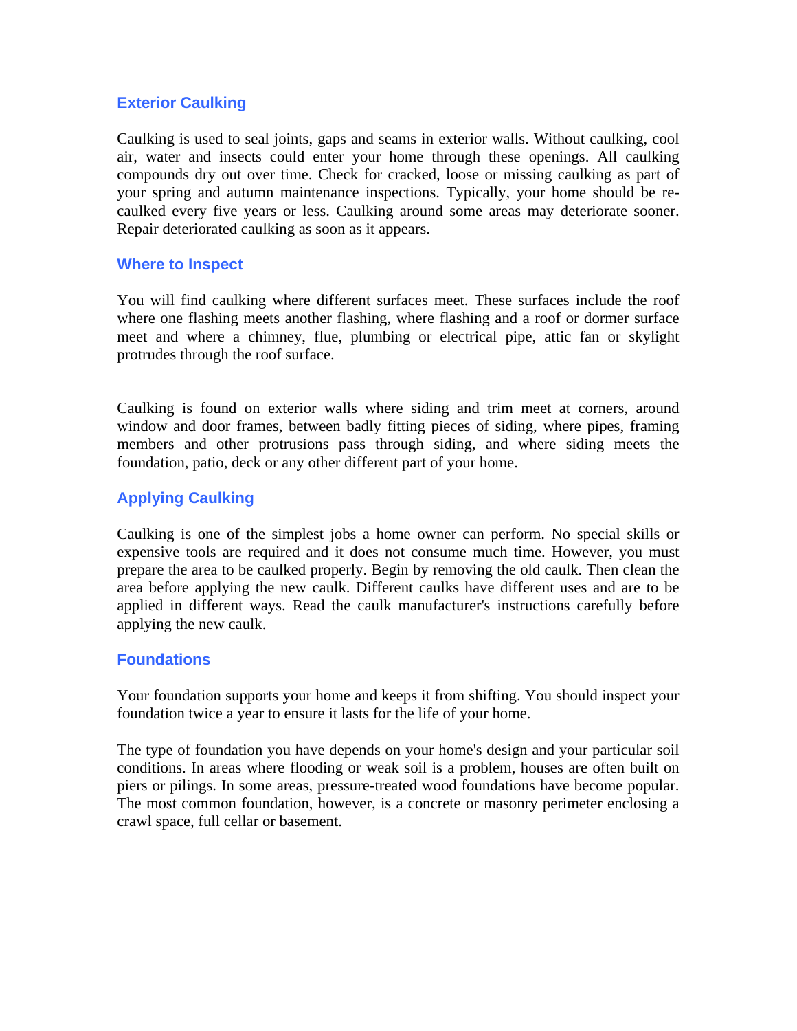## Exterior Caulking

Caulking is used to seal joints, gaps and seams in exterior walls. Without caulking, cool air, water and insects could enter your home through these openings. All caulking compounds dry out over time. Check for cracked, loose or missing caulking as part of your spring and autumn maintenance inspections. Typically, your home should be re-caulked every five years or less. Caulking around some areas may deteriorate sooner. Repair deteriorated caulking as soon as it appears.

## Where to Inspect

You will find caulking where different surfaces meet. These surfaces include the roof where one flashing meets another flashing, where flashing and a roof or dormer surface meet and where a chimney, flue, plumbing or electrical pipe, attic fan or skylight protrudes through the roof surface.

Caulking is found on exterior walls where siding and trim meet at corners, around window and door frames, between badly fitting pieces of siding, where pipes, framing members and other protrusions pass through siding, and where siding meets the foundation, patio, deck or any other different part of your home.

## Applying Caulking

Caulking is one of the simplest jobs a home owner can perform. No special skills or expensive tools are required and it does not consume much time. However, you must prepare the area to be caulked properly. Begin by removing the old caulk. Then clean the area before applying the new caulk. Different caulks have different uses and are to be applied in different ways. Read the caulk manufacturer's instructions carefully before applying the new caulk.

## Foundations

Your foundation supports your home and keeps it from shifting. You should inspect your foundation twice a year to ensure it lasts for the life of your home.

The type of foundation you have depends on your home's design and your particular soil conditions. In areas where flooding or weak soil is a problem, houses are often built on piers or pilings. In some areas, pressure-treated wood foundations have become popular. The most common foundation, however, is a concrete or masonry perimeter enclosing a crawl space, full cellar or basement.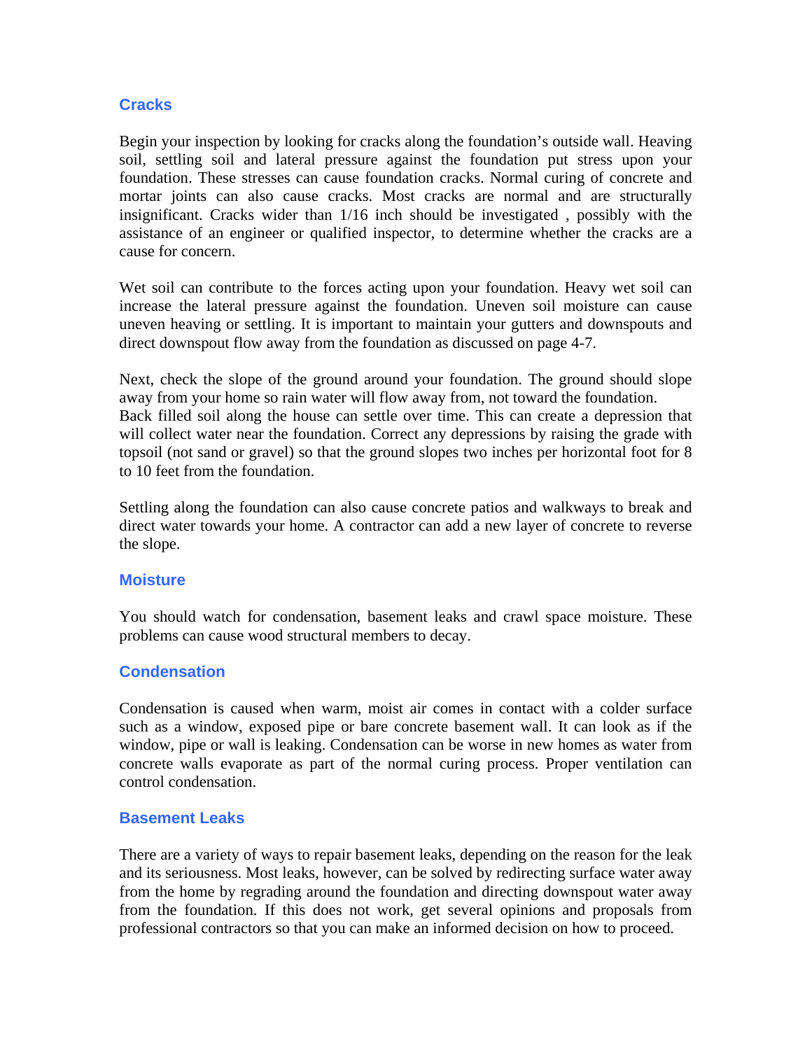## Cracks

Begin your inspection by looking for cracks along the foundation's outside wall. Heaving soil, settling soil and lateral pressure against the foundation put stress upon your foundation. These stresses can cause foundation cracks. Normal curing of concrete and mortar joints can also cause cracks. Most cracks are normal and are structurally insignificant. Cracks wider than 1/16 inch should be investigated , possibly with the assistance of an engineer or qualified inspector, to determine whether the cracks are a cause for concern.

Wet soil can contribute to the forces acting upon your foundation. Heavy wet soil can increase the lateral pressure against the foundation. Uneven soil moisture can cause uneven heaving or settling. It is important to maintain your gutters and downspouts and direct downspout flow away from the foundation as discussed on page 4-7.

Next, check the slope of the ground around your foundation. The ground should slope away from your home so rain water will flow away from, not toward the foundation.
Back filled soil along the house can settle over time. This can create a depression that will collect water near the foundation. Correct any depressions by raising the grade with topsoil (not sand or gravel) so that the ground slopes two inches per horizontal foot for 8 to 10 feet from the foundation.

Settling along the foundation can also cause concrete patios and walkways to break and direct water towards your home. A contractor can add a new layer of concrete to reverse the slope.

## Moisture

You should watch for condensation, basement leaks and crawl space moisture. These problems can cause wood structural members to decay.

## Condensation

Condensation is caused when warm, moist air comes in contact with a colder surface such as a window, exposed pipe or bare concrete basement wall. It can look as if the window, pipe or wall is leaking. Condensation can be worse in new homes as water from concrete walls evaporate as part of the normal curing process. Proper ventilation can control condensation.

## Basement Leaks

There are a variety of ways to repair basement leaks, depending on the reason for the leak and its seriousness. Most leaks, however, can be solved by redirecting surface water away from the home by regrading around the foundation and directing downspout water away from the foundation. If this does not work, get several opinions and proposals from professional contractors so that you can make an informed decision on how to proceed.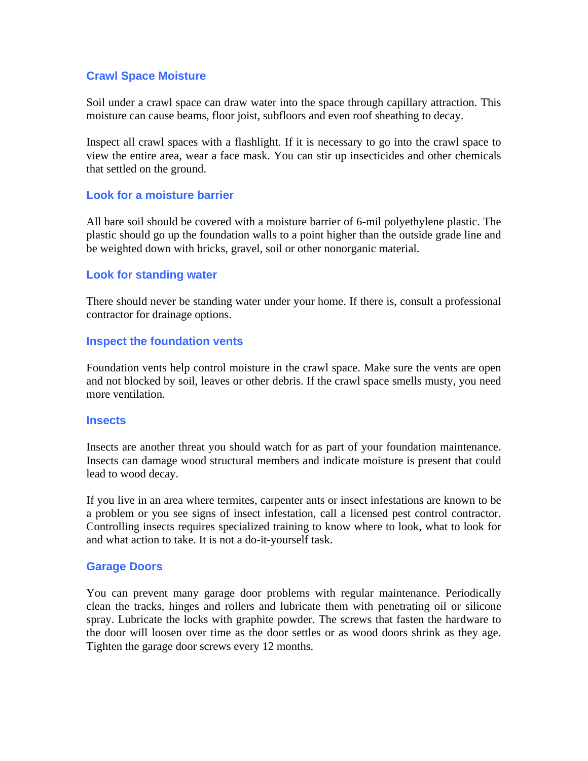### Crawl Space Moisture

Soil under a crawl space can draw water into the space through capillary attraction. This moisture can cause beams, floor joist, subfloors and even roof sheathing to decay.

Inspect all crawl spaces with a flashlight. If it is necessary to go into the crawl space to view the entire area, wear a face mask. You can stir up insecticides and other chemicals that settled on the ground.

### Look for a moisture barrier

All bare soil should be covered with a moisture barrier of 6-mil polyethylene plastic. The plastic should go up the foundation walls to a point higher than the outside grade line and be weighted down with bricks, gravel, soil or other nonorganic material.

### Look for standing water

There should never be standing water under your home. If there is, consult a professional contractor for drainage options.

### Inspect the foundation vents

Foundation vents help control moisture in the crawl space. Make sure the vents are open and not blocked by soil, leaves or other debris. If the crawl space smells musty, you need more ventilation.

### Insects

Insects are another threat you should watch for as part of your foundation maintenance. Insects can damage wood structural members and indicate moisture is present that could lead to wood decay.

If you live in an area where termites, carpenter ants or insect infestations are known to be a problem or you see signs of insect infestation, call a licensed pest control contractor. Controlling insects requires specialized training to know where to look, what to look for and what action to take. It is not a do-it-yourself task.

### Garage Doors

You can prevent many garage door problems with regular maintenance. Periodically clean the tracks, hinges and rollers and lubricate them with penetrating oil or silicone spray. Lubricate the locks with graphite powder. The screws that fasten the hardware to the door will loosen over time as the door settles or as wood doors shrink as they age. Tighten the garage door screws every 12 months.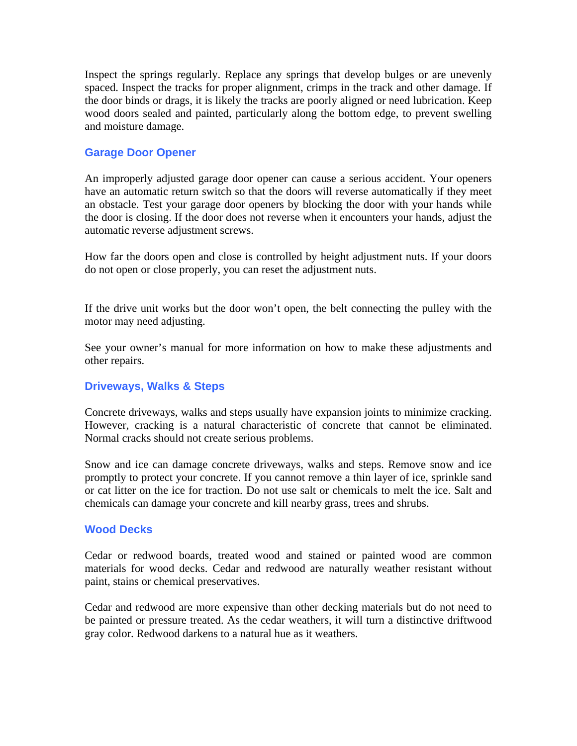Inspect the springs regularly. Replace any springs that develop bulges or are unevenly spaced. Inspect the tracks for proper alignment, crimps in the track and other damage. If the door binds or drags, it is likely the tracks are poorly aligned or need lubrication. Keep wood doors sealed and painted, particularly along the bottom edge, to prevent swelling and moisture damage.

### Garage Door Opener

An improperly adjusted garage door opener can cause a serious accident. Your openers have an automatic return switch so that the doors will reverse automatically if they meet an obstacle. Test your garage door openers by blocking the door with your hands while the door is closing. If the door does not reverse when it encounters your hands, adjust the automatic reverse adjustment screws.

How far the doors open and close is controlled by height adjustment nuts. If your doors do not open or close properly, you can reset the adjustment nuts.

If the drive unit works but the door won't open, the belt connecting the pulley with the motor may need adjusting.

See your owner's manual for more information on how to make these adjustments and other repairs.

### Driveways, Walks & Steps

Concrete driveways, walks and steps usually have expansion joints to minimize cracking. However, cracking is a natural characteristic of concrete that cannot be eliminated. Normal cracks should not create serious problems.

Snow and ice can damage concrete driveways, walks and steps. Remove snow and ice promptly to protect your concrete. If you cannot remove a thin layer of ice, sprinkle sand or cat litter on the ice for traction. Do not use salt or chemicals to melt the ice. Salt and chemicals can damage your concrete and kill nearby grass, trees and shrubs.

### Wood Decks

Cedar or redwood boards, treated wood and stained or painted wood are common materials for wood decks. Cedar and redwood are naturally weather resistant without paint, stains or chemical preservatives.

Cedar and redwood are more expensive than other decking materials but do not need to be painted or pressure treated. As the cedar weathers, it will turn a distinctive driftwood gray color. Redwood darkens to a natural hue as it weathers.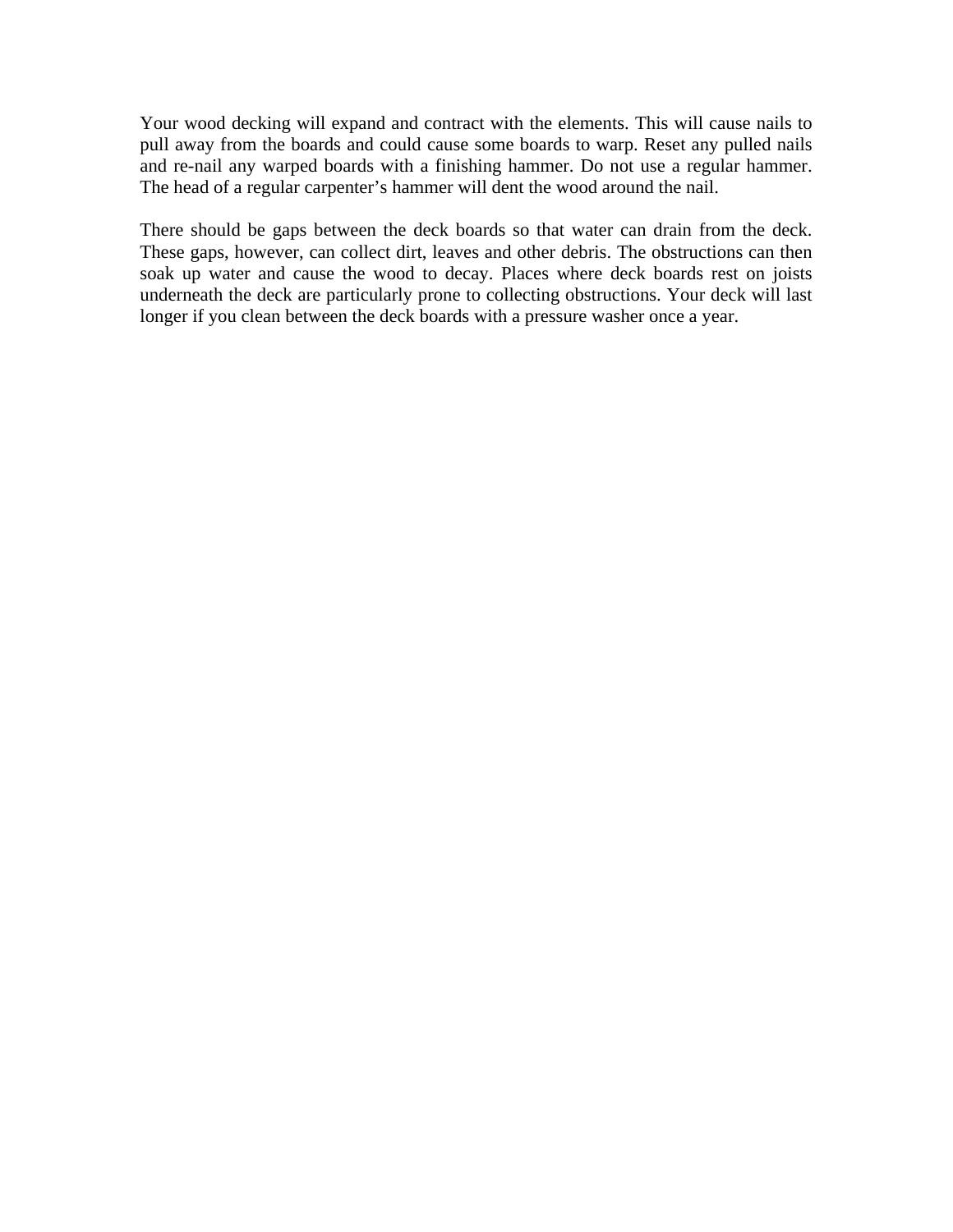Your wood decking will expand and contract with the elements. This will cause nails to pull away from the boards and could cause some boards to warp. Reset any pulled nails and re-nail any warped boards with a finishing hammer. Do not use a regular hammer. The head of a regular carpenter’s hammer will dent the wood around the nail.

There should be gaps between the deck boards so that water can drain from the deck. These gaps, however, can collect dirt, leaves and other debris. The obstructions can then soak up water and cause the wood to decay. Places where deck boards rest on joists underneath the deck are particularly prone to collecting obstructions. Your deck will last longer if you clean between the deck boards with a pressure washer once a year.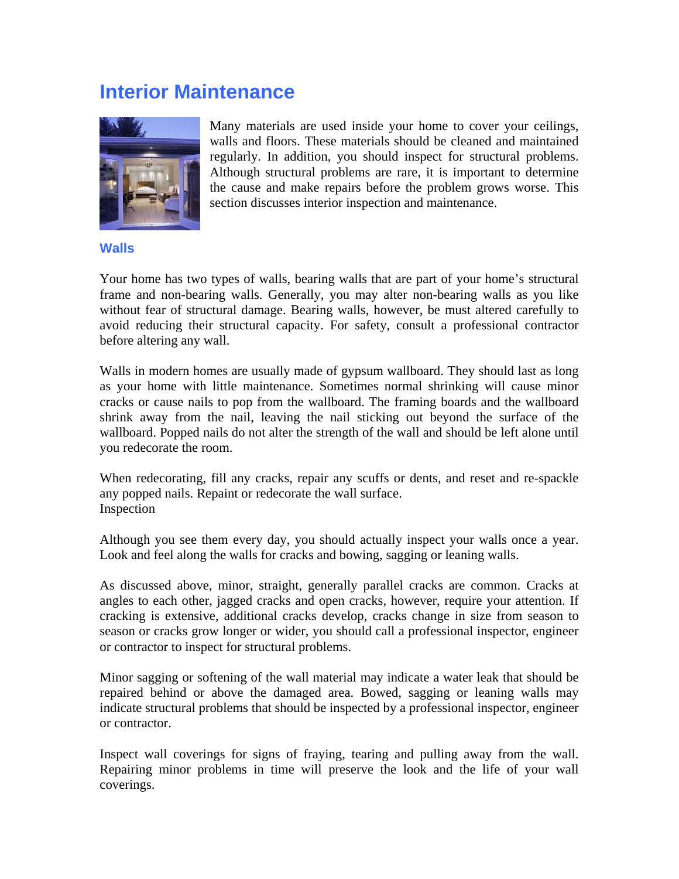# Interior Maintenance

Many materials are used inside your home to cover your ceilings, walls and floors. These materials should be cleaned and maintained regularly. In addition, you should inspect for structural problems. Although structural problems are rare, it is important to determine the cause and make repairs before the problem grows worse. This section discusses interior inspection and maintenance.

## Walls

Your home has two types of walls, bearing walls that are part of your home's structural frame and non-bearing walls. Generally, you may alter non-bearing walls as you like without fear of structural damage. Bearing walls, however, be must altered carefully to avoid reducing their structural capacity. For safety, consult a professional contractor before altering any wall.

Walls in modern homes are usually made of gypsum wallboard. They should last as long as your home with little maintenance. Sometimes normal shrinking will cause minor cracks or cause nails to pop from the wallboard. The framing boards and the wallboard shrink away from the nail, leaving the nail sticking out beyond the surface of the wallboard. Popped nails do not alter the strength of the wall and should be left alone until you redecorate the room.

When redecorating, fill any cracks, repair any scuffs or dents, and reset and re-spackle any popped nails. Repaint or redecorate the wall surface.
Inspection

Although you see them every day, you should actually inspect your walls once a year. Look and feel along the walls for cracks and bowing, sagging or leaning walls.

As discussed above, minor, straight, generally parallel cracks are common. Cracks at angles to each other, jagged cracks and open cracks, however, require your attention. If cracking is extensive, additional cracks develop, cracks change in size from season to season or cracks grow longer or wider, you should call a professional inspector, engineer or contractor to inspect for structural problems.

Minor sagging or softening of the wall material may indicate a water leak that should be repaired behind or above the damaged area. Bowed, sagging or leaning walls may indicate structural problems that should be inspected by a professional inspector, engineer or contractor.

Inspect wall coverings for signs of fraying, tearing and pulling away from the wall. Repairing minor problems in time will preserve the look and the life of your wall coverings.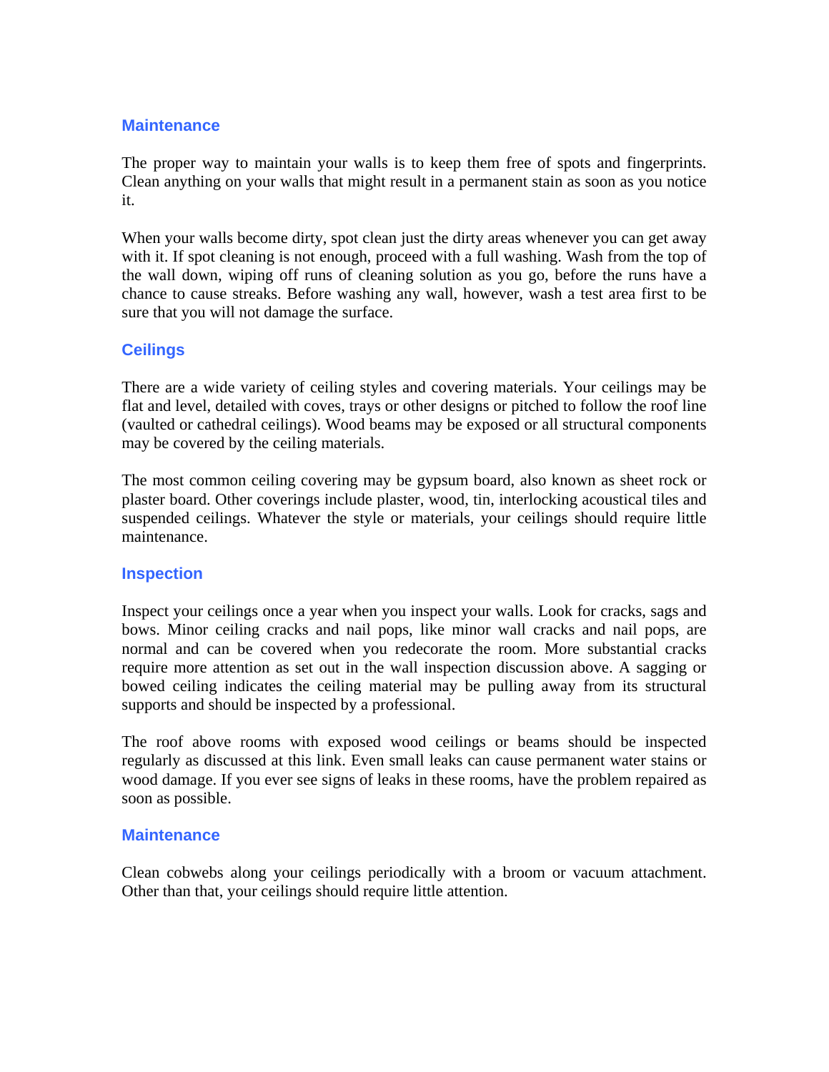### Maintenance

The proper way to maintain your walls is to keep them free of spots and fingerprints. Clean anything on your walls that might result in a permanent stain as soon as you notice it.

When your walls become dirty, spot clean just the dirty areas whenever you can get away with it. If spot cleaning is not enough, proceed with a full washing. Wash from the top of the wall down, wiping off runs of cleaning solution as you go, before the runs have a chance to cause streaks. Before washing any wall, however, wash a test area first to be sure that you will not damage the surface.

### Ceilings

There are a wide variety of ceiling styles and covering materials. Your ceilings may be flat and level, detailed with coves, trays or other designs or pitched to follow the roof line (vaulted or cathedral ceilings). Wood beams may be exposed or all structural components may be covered by the ceiling materials.

The most common ceiling covering may be gypsum board, also known as sheet rock or plaster board. Other coverings include plaster, wood, tin, interlocking acoustical tiles and suspended ceilings. Whatever the style or materials, your ceilings should require little maintenance.

### Inspection

Inspect your ceilings once a year when you inspect your walls. Look for cracks, sags and bows. Minor ceiling cracks and nail pops, like minor wall cracks and nail pops, are normal and can be covered when you redecorate the room. More substantial cracks require more attention as set out in the wall inspection discussion above. A sagging or bowed ceiling indicates the ceiling material may be pulling away from its structural supports and should be inspected by a professional.

The roof above rooms with exposed wood ceilings or beams should be inspected regularly as discussed at this link. Even small leaks can cause permanent water stains or wood damage. If you ever see signs of leaks in these rooms, have the problem repaired as soon as possible.

### Maintenance

Clean cobwebs along your ceilings periodically with a broom or vacuum attachment. Other than that, your ceilings should require little attention.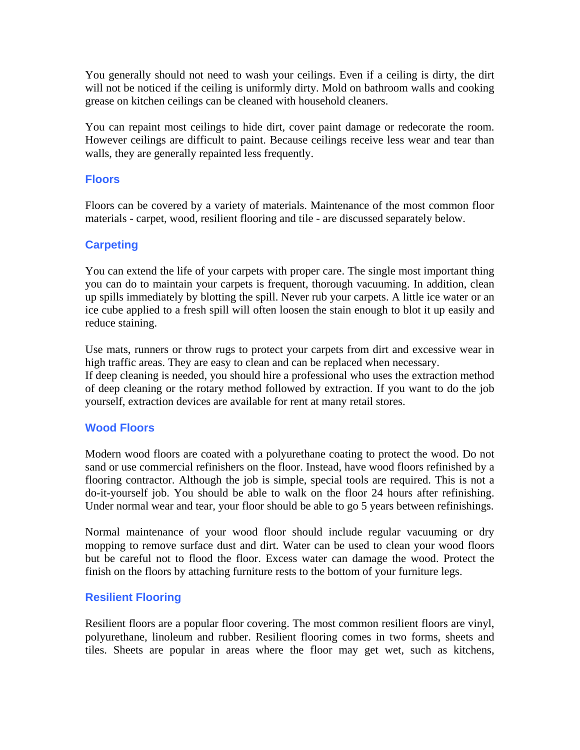You generally should not need to wash your ceilings. Even if a ceiling is dirty, the dirt will not be noticed if the ceiling is uniformly dirty. Mold on bathroom walls and cooking grease on kitchen ceilings can be cleaned with household cleaners.

You can repaint most ceilings to hide dirt, cover paint damage or redecorate the room. However ceilings are difficult to paint. Because ceilings receive less wear and tear than walls, they are generally repainted less frequently.

### Floors

Floors can be covered by a variety of materials. Maintenance of the most common floor materials - carpet, wood, resilient flooring and tile - are discussed separately below.

### Carpeting

You can extend the life of your carpets with proper care. The single most important thing you can do to maintain your carpets is frequent, thorough vacuuming. In addition, clean up spills immediately by blotting the spill. Never rub your carpets. A little ice water or an ice cube applied to a fresh spill will often loosen the stain enough to blot it up easily and reduce staining.

Use mats, runners or throw rugs to protect your carpets from dirt and excessive wear in high traffic areas. They are easy to clean and can be replaced when necessary.
If deep cleaning is needed, you should hire a professional who uses the extraction method of deep cleaning or the rotary method followed by extraction. If you want to do the job yourself, extraction devices are available for rent at many retail stores.

### Wood Floors

Modern wood floors are coated with a polyurethane coating to protect the wood. Do not sand or use commercial refinishers on the floor. Instead, have wood floors refinished by a flooring contractor. Although the job is simple, special tools are required. This is not a do-it-yourself job. You should be able to walk on the floor 24 hours after refinishing. Under normal wear and tear, your floor should be able to go 5 years between refinishings.

Normal maintenance of your wood floor should include regular vacuuming or dry mopping to remove surface dust and dirt. Water can be used to clean your wood floors but be careful not to flood the floor. Excess water can damage the wood. Protect the finish on the floors by attaching furniture rests to the bottom of your furniture legs.

### Resilient Flooring

Resilient floors are a popular floor covering. The most common resilient floors are vinyl, polyurethane, linoleum and rubber. Resilient flooring comes in two forms, sheets and tiles. Sheets are popular in areas where the floor may get wet, such as kitchens,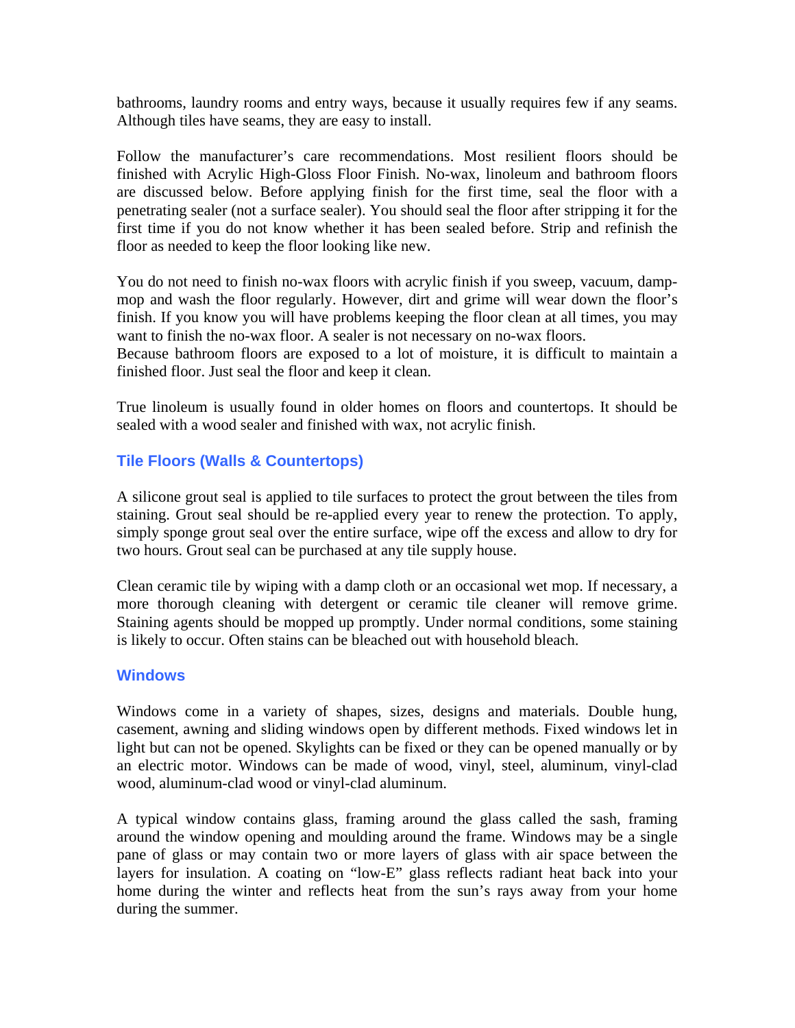bathrooms, laundry rooms and entry ways, because it usually requires few if any seams. Although tiles have seams, they are easy to install.

Follow the manufacturer's care recommendations. Most resilient floors should be finished with Acrylic High-Gloss Floor Finish. No-wax, linoleum and bathroom floors are discussed below. Before applying finish for the first time, seal the floor with a penetrating sealer (not a surface sealer). You should seal the floor after stripping it for the first time if you do not know whether it has been sealed before. Strip and refinish the floor as needed to keep the floor looking like new.

You do not need to finish no-wax floors with acrylic finish if you sweep, vacuum, damp-mop and wash the floor regularly. However, dirt and grime will wear down the floor's finish. If you know you will have problems keeping the floor clean at all times, you may want to finish the no-wax floor. A sealer is not necessary on no-wax floors.
Because bathroom floors are exposed to a lot of moisture, it is difficult to maintain a finished floor. Just seal the floor and keep it clean.

True linoleum is usually found in older homes on floors and countertops. It should be sealed with a wood sealer and finished with wax, not acrylic finish.

### Tile Floors (Walls & Countertops)

A silicone grout seal is applied to tile surfaces to protect the grout between the tiles from staining. Grout seal should be re-applied every year to renew the protection. To apply, simply sponge grout seal over the entire surface, wipe off the excess and allow to dry for two hours. Grout seal can be purchased at any tile supply house.

Clean ceramic tile by wiping with a damp cloth or an occasional wet mop. If necessary, a more thorough cleaning with detergent or ceramic tile cleaner will remove grime. Staining agents should be mopped up promptly. Under normal conditions, some staining is likely to occur. Often stains can be bleached out with household bleach.

### Windows

Windows come in a variety of shapes, sizes, designs and materials. Double hung, casement, awning and sliding windows open by different methods. Fixed windows let in light but can not be opened. Skylights can be fixed or they can be opened manually or by an electric motor. Windows can be made of wood, vinyl, steel, aluminum, vinyl-clad wood, aluminum-clad wood or vinyl-clad aluminum.

A typical window contains glass, framing around the glass called the sash, framing around the window opening and moulding around the frame. Windows may be a single pane of glass or may contain two or more layers of glass with air space between the layers for insulation. A coating on "low-E" glass reflects radiant heat back into your home during the winter and reflects heat from the sun's rays away from your home during the summer.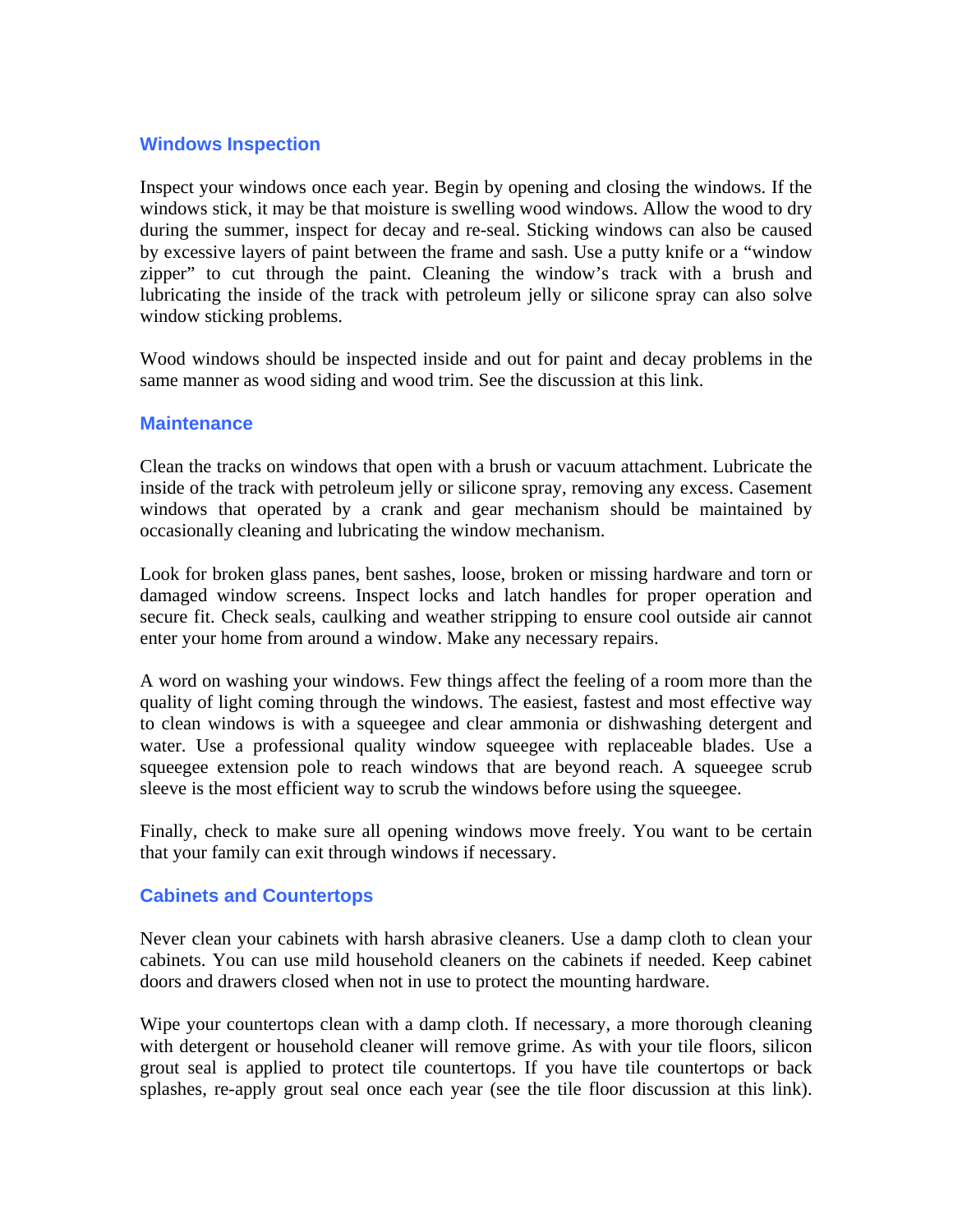## Windows Inspection

Inspect your windows once each year. Begin by opening and closing the windows. If the windows stick, it may be that moisture is swelling wood windows. Allow the wood to dry during the summer, inspect for decay and re-seal. Sticking windows can also be caused by excessive layers of paint between the frame and sash. Use a putty knife or a "window zipper" to cut through the paint. Cleaning the window's track with a brush and lubricating the inside of the track with petroleum jelly or silicone spray can also solve window sticking problems.

Wood windows should be inspected inside and out for paint and decay problems in the same manner as wood siding and wood trim. See the discussion at this link.

## Maintenance

Clean the tracks on windows that open with a brush or vacuum attachment. Lubricate the inside of the track with petroleum jelly or silicone spray, removing any excess. Casement windows that operated by a crank and gear mechanism should be maintained by occasionally cleaning and lubricating the window mechanism.

Look for broken glass panes, bent sashes, loose, broken or missing hardware and torn or damaged window screens. Inspect locks and latch handles for proper operation and secure fit. Check seals, caulking and weather stripping to ensure cool outside air cannot enter your home from around a window. Make any necessary repairs.

A word on washing your windows. Few things affect the feeling of a room more than the quality of light coming through the windows. The easiest, fastest and most effective way to clean windows is with a squeegee and clear ammonia or dishwashing detergent and water. Use a professional quality window squeegee with replaceable blades. Use a squeegee extension pole to reach windows that are beyond reach. A squeegee scrub sleeve is the most efficient way to scrub the windows before using the squeegee.

Finally, check to make sure all opening windows move freely. You want to be certain that your family can exit through windows if necessary.

## Cabinets and Countertops

Never clean your cabinets with harsh abrasive cleaners. Use a damp cloth to clean your cabinets. You can use mild household cleaners on the cabinets if needed. Keep cabinet doors and drawers closed when not in use to protect the mounting hardware.

Wipe your countertops clean with a damp cloth. If necessary, a more thorough cleaning with detergent or household cleaner will remove grime. As with your tile floors, silicon grout seal is applied to protect tile countertops. If you have tile countertops or back splashes, re-apply grout seal once each year (see the tile floor discussion at this link).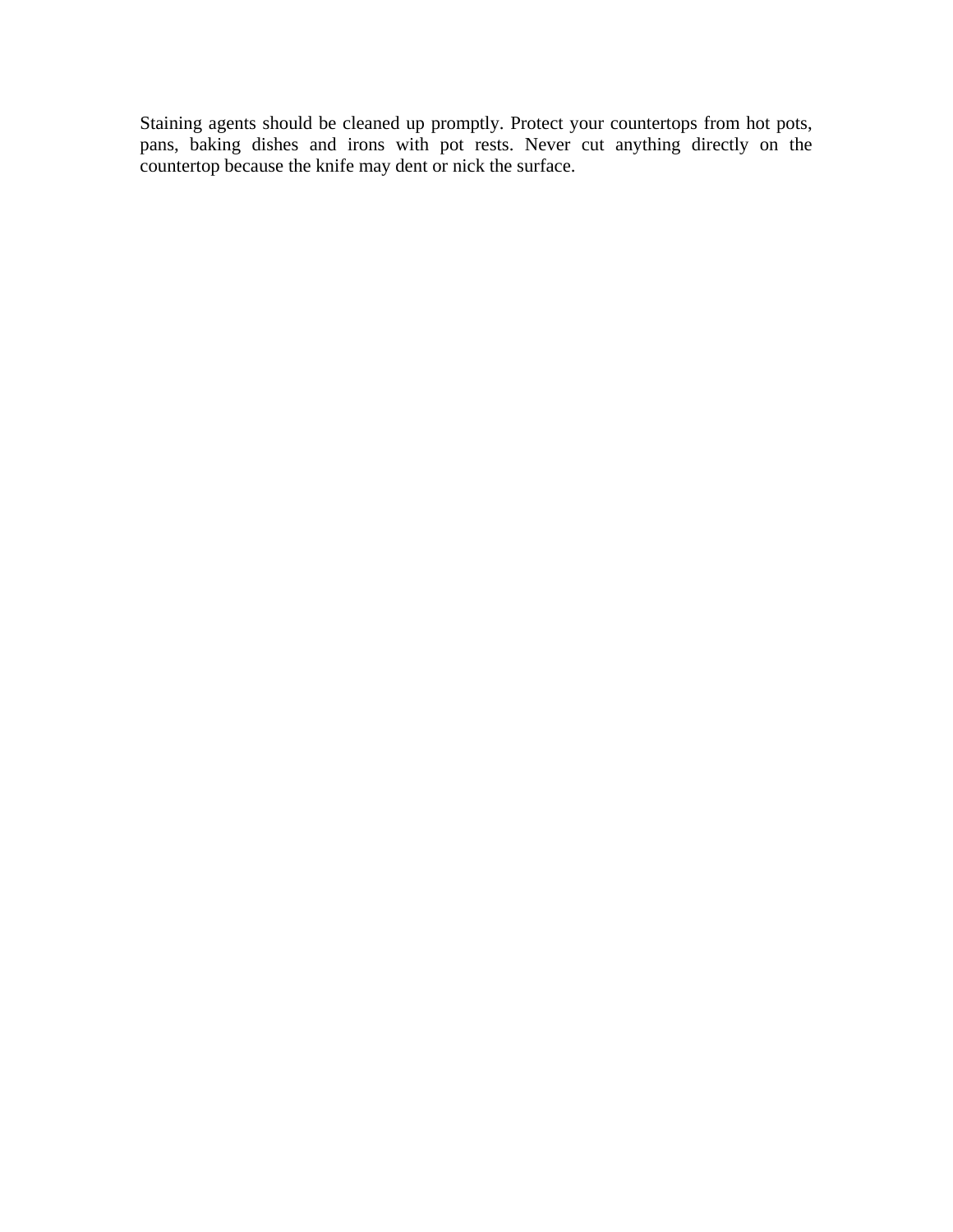Staining agents should be cleaned up promptly. Protect your countertops from hot pots, pans, baking dishes and irons with pot rests. Never cut anything directly on the countertop because the knife may dent or nick the surface.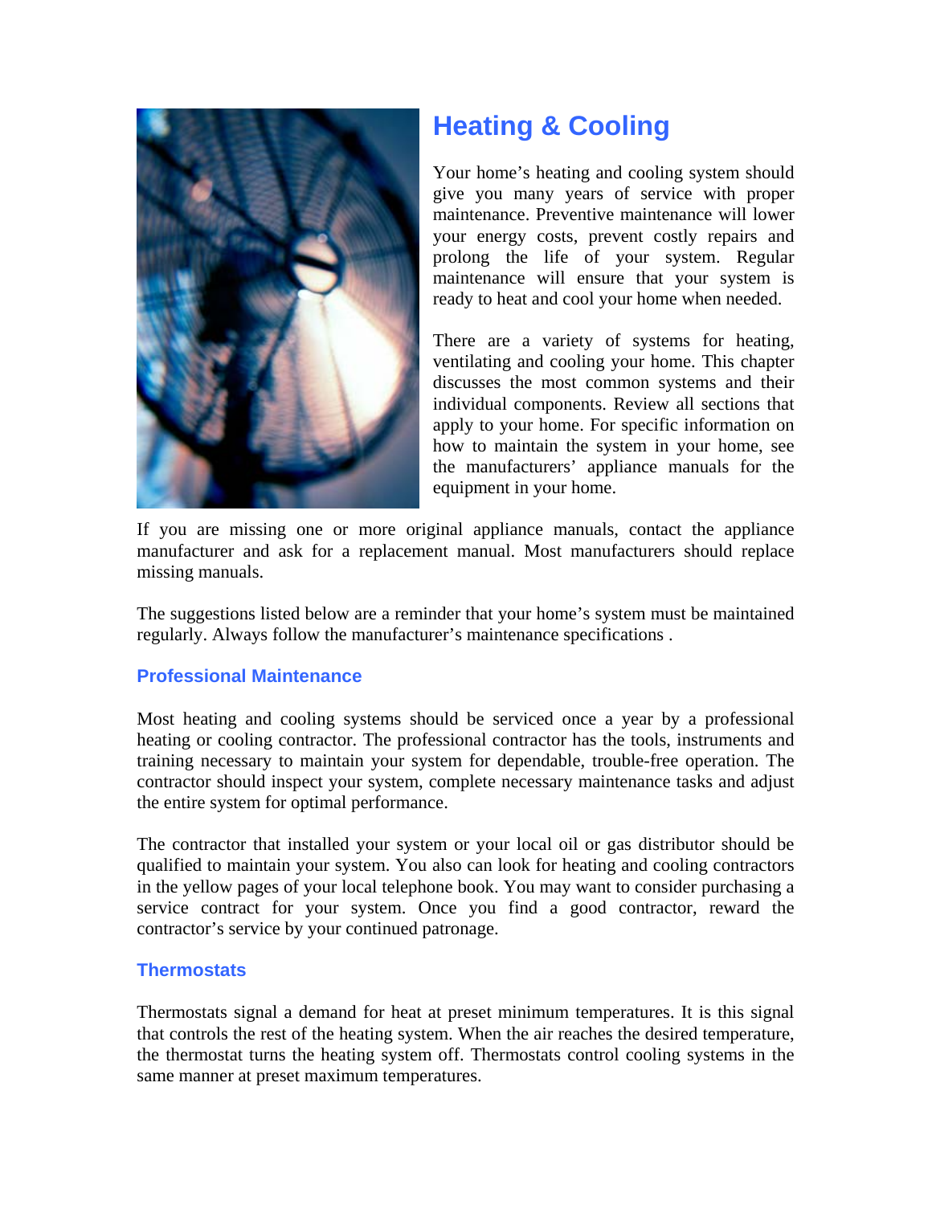# Heating & Cooling

Your home's heating and cooling system should give you many years of service with proper maintenance. Preventive maintenance will lower your energy costs, prevent costly repairs and prolong the life of your system. Regular maintenance will ensure that your system is ready to heat and cool your home when needed.

There are a variety of systems for heating, ventilating and cooling your home. This chapter discusses the most common systems and their individual components. Review all sections that apply to your home. For specific information on how to maintain the system in your home, see the manufacturers' appliance manuals for the equipment in your home.

If you are missing one or more original appliance manuals, contact the appliance manufacturer and ask for a replacement manual. Most manufacturers should replace missing manuals.

The suggestions listed below are a reminder that your home's system must be maintained regularly. Always follow the manufacturer's maintenance specifications .

### Professional Maintenance

Most heating and cooling systems should be serviced once a year by a professional heating or cooling contractor. The professional contractor has the tools, instruments and training necessary to maintain your system for dependable, trouble-free operation. The contractor should inspect your system, complete necessary maintenance tasks and adjust the entire system for optimal performance.

The contractor that installed your system or your local oil or gas distributor should be qualified to maintain your system. You also can look for heating and cooling contractors in the yellow pages of your local telephone book. You may want to consider purchasing a service contract for your system. Once you find a good contractor, reward the contractor's service by your continued patronage.

### Thermostats

Thermostats signal a demand for heat at preset minimum temperatures. It is this signal that controls the rest of the heating system. When the air reaches the desired temperature, the thermostat turns the heating system off. Thermostats control cooling systems in the same manner at preset maximum temperatures.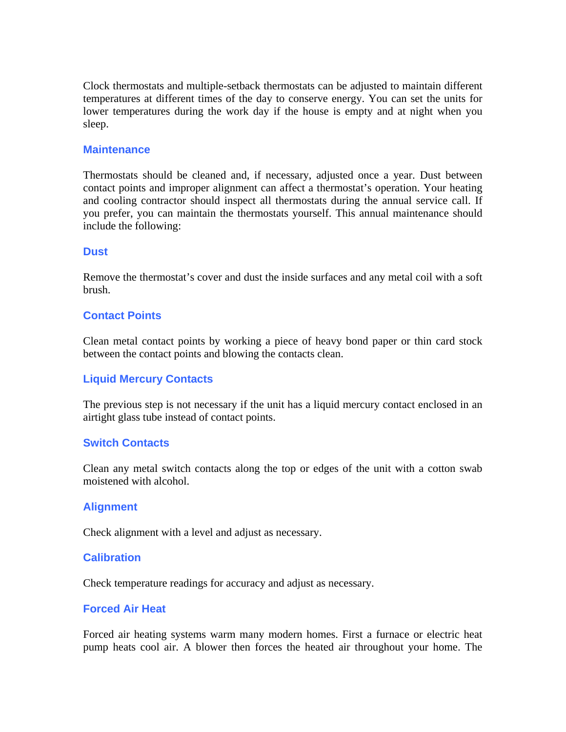Clock thermostats and multiple-setback thermostats can be adjusted to maintain different temperatures at different times of the day to conserve energy. You can set the units for lower temperatures during the work day if the house is empty and at night when you sleep.

### Maintenance

Thermostats should be cleaned and, if necessary, adjusted once a year. Dust between contact points and improper alignment can affect a thermostat's operation. Your heating and cooling contractor should inspect all thermostats during the annual service call. If you prefer, you can maintain the thermostats yourself. This annual maintenance should include the following:

### Dust

Remove the thermostat's cover and dust the inside surfaces and any metal coil with a soft brush.

### Contact Points

Clean metal contact points by working a piece of heavy bond paper or thin card stock between the contact points and blowing the contacts clean.

### Liquid Mercury Contacts

The previous step is not necessary if the unit has a liquid mercury contact enclosed in an airtight glass tube instead of contact points.

### Switch Contacts

Clean any metal switch contacts along the top or edges of the unit with a cotton swab moistened with alcohol.

### Alignment

Check alignment with a level and adjust as necessary.

### Calibration

Check temperature readings for accuracy and adjust as necessary.

### Forced Air Heat

Forced air heating systems warm many modern homes. First a furnace or electric heat pump heats cool air. A blower then forces the heated air throughout your home. The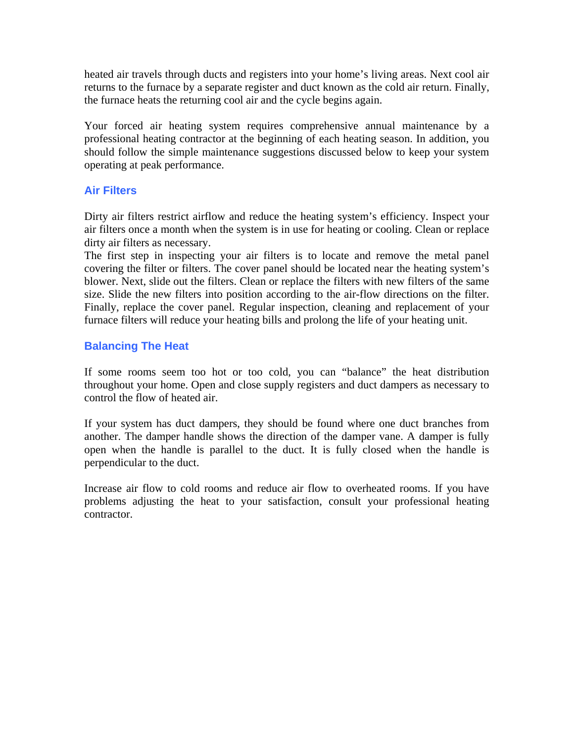heated air travels through ducts and registers into your home's living areas. Next cool air returns to the furnace by a separate register and duct known as the cold air return. Finally, the furnace heats the returning cool air and the cycle begins again.

Your forced air heating system requires comprehensive annual maintenance by a professional heating contractor at the beginning of each heating season. In addition, you should follow the simple maintenance suggestions discussed below to keep your system operating at peak performance.

### Air Filters

Dirty air filters restrict airflow and reduce the heating system's efficiency. Inspect your air filters once a month when the system is in use for heating or cooling. Clean or replace dirty air filters as necessary.
The first step in inspecting your air filters is to locate and remove the metal panel covering the filter or filters. The cover panel should be located near the heating system's blower. Next, slide out the filters. Clean or replace the filters with new filters of the same size. Slide the new filters into position according to the air-flow directions on the filter. Finally, replace the cover panel. Regular inspection, cleaning and replacement of your furnace filters will reduce your heating bills and prolong the life of your heating unit.

### Balancing The Heat

If some rooms seem too hot or too cold, you can "balance" the heat distribution throughout your home. Open and close supply registers and duct dampers as necessary to control the flow of heated air.

If your system has duct dampers, they should be found where one duct branches from another. The damper handle shows the direction of the damper vane. A damper is fully open when the handle is parallel to the duct. It is fully closed when the handle is perpendicular to the duct.

Increase air flow to cold rooms and reduce air flow to overheated rooms. If you have problems adjusting the heat to your satisfaction, consult your professional heating contractor.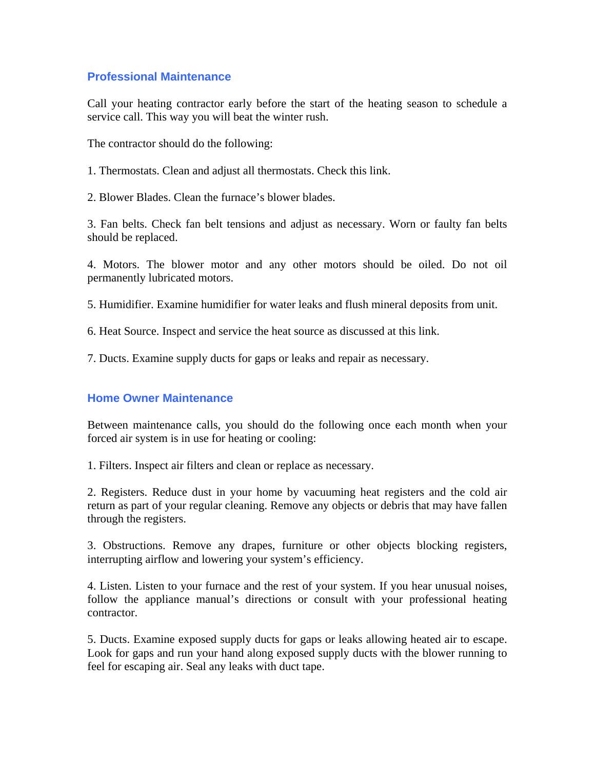## Professional Maintenance

Call your heating contractor early before the start of the heating season to schedule a service call. This way you will beat the winter rush.

The contractor should do the following:

1. Thermostats. Clean and adjust all thermostats. Check this link.

2. Blower Blades. Clean the furnace's blower blades.

3. Fan belts. Check fan belt tensions and adjust as necessary. Worn or faulty fan belts should be replaced.

4. Motors. The blower motor and any other motors should be oiled. Do not oil permanently lubricated motors.

5. Humidifier. Examine humidifier for water leaks and flush mineral deposits from unit.

6. Heat Source. Inspect and service the heat source as discussed at this link.

7. Ducts. Examine supply ducts for gaps or leaks and repair as necessary.

## Home Owner Maintenance

Between maintenance calls, you should do the following once each month when your forced air system is in use for heating or cooling:

1. Filters. Inspect air filters and clean or replace as necessary.

2. Registers. Reduce dust in your home by vacuuming heat registers and the cold air return as part of your regular cleaning. Remove any objects or debris that may have fallen through the registers.

3. Obstructions. Remove any drapes, furniture or other objects blocking registers, interrupting airflow and lowering your system's efficiency.

4. Listen. Listen to your furnace and the rest of your system. If you hear unusual noises, follow the appliance manual's directions or consult with your professional heating contractor.

5. Ducts. Examine exposed supply ducts for gaps or leaks allowing heated air to escape. Look for gaps and run your hand along exposed supply ducts with the blower running to feel for escaping air. Seal any leaks with duct tape.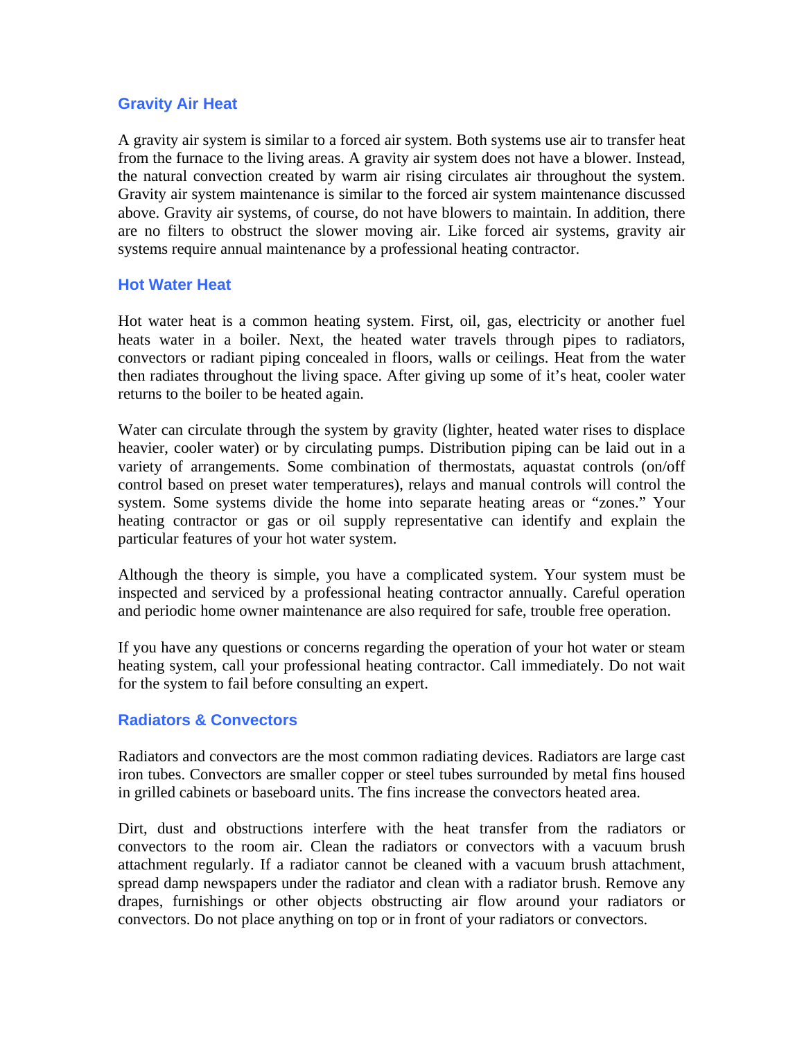## Gravity Air Heat

A gravity air system is similar to a forced air system. Both systems use air to transfer heat from the furnace to the living areas. A gravity air system does not have a blower. Instead, the natural convection created by warm air rising circulates air throughout the system. Gravity air system maintenance is similar to the forced air system maintenance discussed above. Gravity air systems, of course, do not have blowers to maintain. In addition, there are no filters to obstruct the slower moving air. Like forced air systems, gravity air systems require annual maintenance by a professional heating contractor.

## Hot Water Heat

Hot water heat is a common heating system. First, oil, gas, electricity or another fuel heats water in a boiler. Next, the heated water travels through pipes to radiators, convectors or radiant piping concealed in floors, walls or ceilings. Heat from the water then radiates throughout the living space. After giving up some of it's heat, cooler water returns to the boiler to be heated again.

Water can circulate through the system by gravity (lighter, heated water rises to displace heavier, cooler water) or by circulating pumps. Distribution piping can be laid out in a variety of arrangements. Some combination of thermostats, aquastat controls (on/off control based on preset water temperatures), relays and manual controls will control the system. Some systems divide the home into separate heating areas or "zones." Your heating contractor or gas or oil supply representative can identify and explain the particular features of your hot water system.

Although the theory is simple, you have a complicated system. Your system must be inspected and serviced by a professional heating contractor annually. Careful operation and periodic home owner maintenance are also required for safe, trouble free operation.

If you have any questions or concerns regarding the operation of your hot water or steam heating system, call your professional heating contractor. Call immediately. Do not wait for the system to fail before consulting an expert.

## Radiators & Convectors

Radiators and convectors are the most common radiating devices. Radiators are large cast iron tubes. Convectors are smaller copper or steel tubes surrounded by metal fins housed in grilled cabinets or baseboard units. The fins increase the convectors heated area.

Dirt, dust and obstructions interfere with the heat transfer from the radiators or convectors to the room air. Clean the radiators or convectors with a vacuum brush attachment regularly. If a radiator cannot be cleaned with a vacuum brush attachment, spread damp newspapers under the radiator and clean with a radiator brush. Remove any drapes, furnishings or other objects obstructing air flow around your radiators or convectors. Do not place anything on top or in front of your radiators or convectors.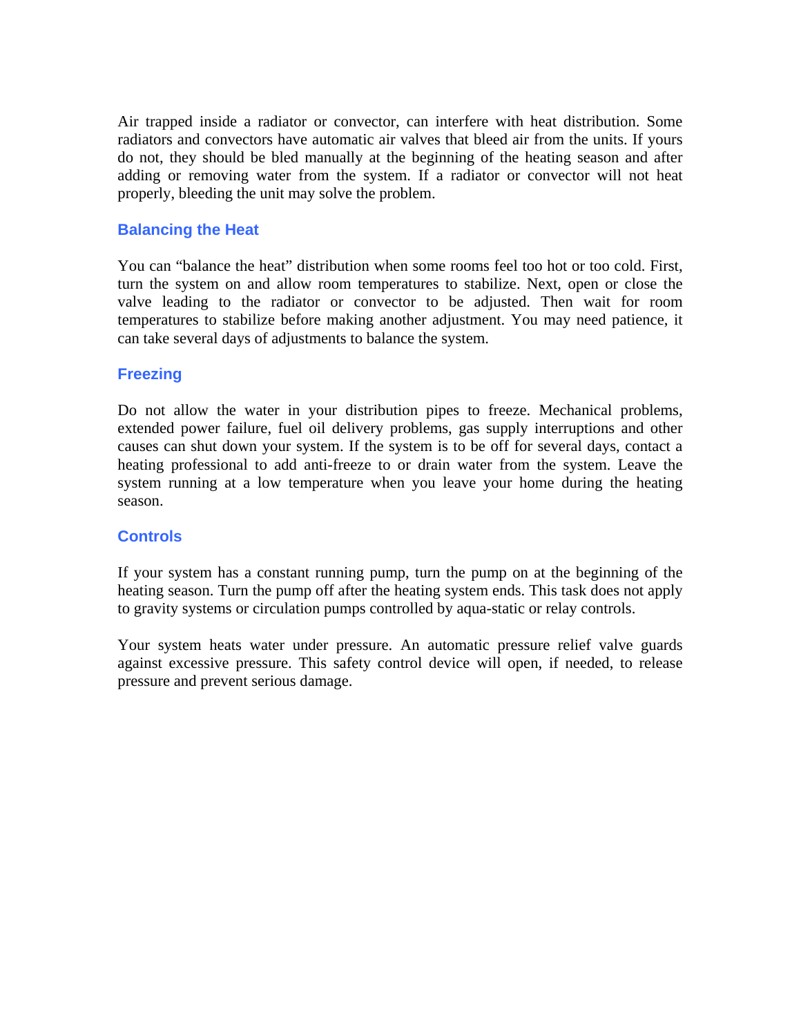Air trapped inside a radiator or convector, can interfere with heat distribution. Some radiators and convectors have automatic air valves that bleed air from the units. If yours do not, they should be bled manually at the beginning of the heating season and after adding or removing water from the system. If a radiator or convector will not heat properly, bleeding the unit may solve the problem.

### Balancing the Heat

You can “balance the heat” distribution when some rooms feel too hot or too cold. First, turn the system on and allow room temperatures to stabilize. Next, open or close the valve leading to the radiator or convector to be adjusted. Then wait for room temperatures to stabilize before making another adjustment. You may need patience, it can take several days of adjustments to balance the system.

### Freezing

Do not allow the water in your distribution pipes to freeze. Mechanical problems, extended power failure, fuel oil delivery problems, gas supply interruptions and other causes can shut down your system. If the system is to be off for several days, contact a heating professional to add anti-freeze to or drain water from the system. Leave the system running at a low temperature when you leave your home during the heating season.

### Controls

If your system has a constant running pump, turn the pump on at the beginning of the heating season. Turn the pump off after the heating system ends. This task does not apply to gravity systems or circulation pumps controlled by aqua-static or relay controls.

Your system heats water under pressure. An automatic pressure relief valve guards against excessive pressure. This safety control device will open, if needed, to release pressure and prevent serious damage.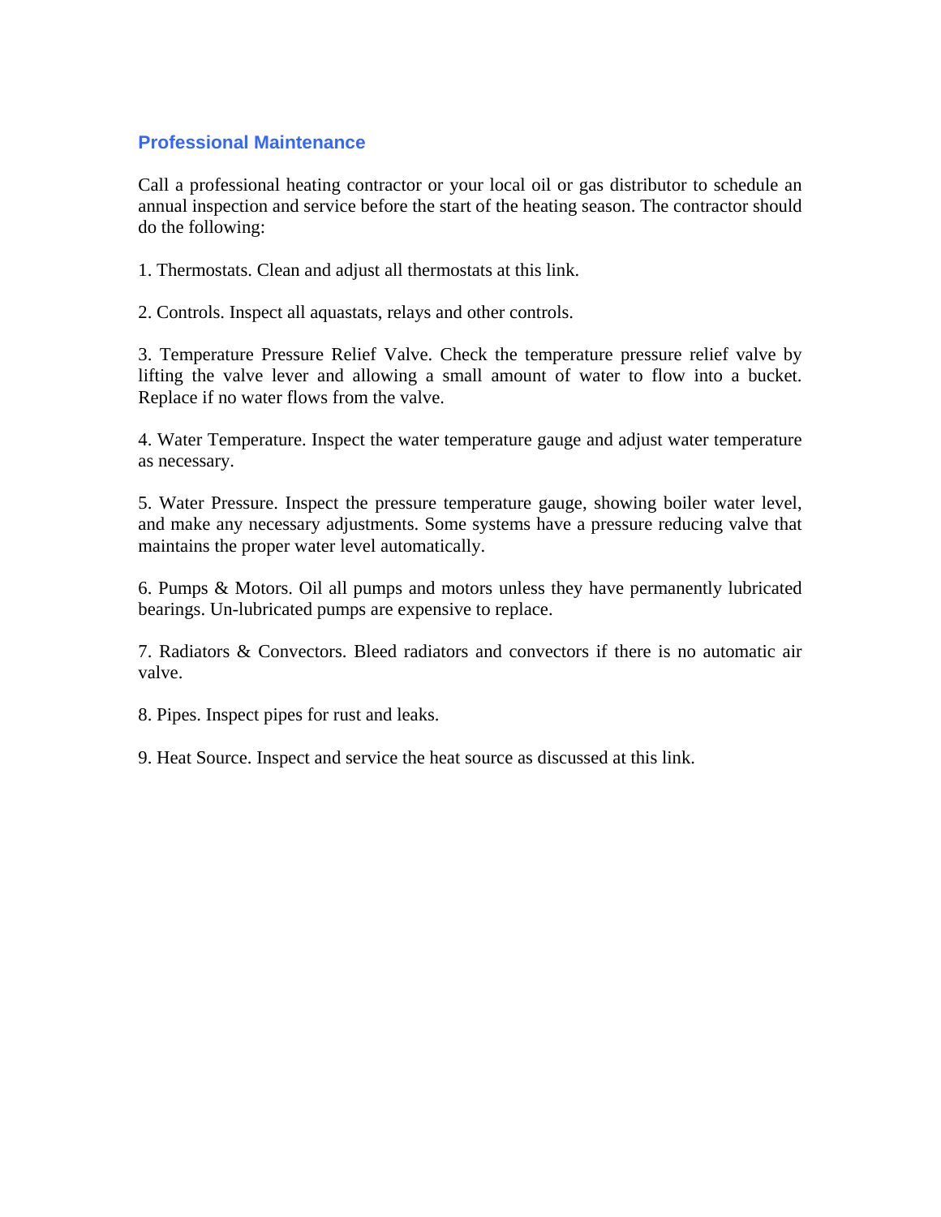## Professional Maintenance

Call a professional heating contractor or your local oil or gas distributor to schedule an annual inspection and service before the start of the heating season. The contractor should do the following:

1. Thermostats. Clean and adjust all thermostats at this link.

2. Controls. Inspect all aquastats, relays and other controls.

3. Temperature Pressure Relief Valve. Check the temperature pressure relief valve by lifting the valve lever and allowing a small amount of water to flow into a bucket. Replace if no water flows from the valve.

4. Water Temperature. Inspect the water temperature gauge and adjust water temperature as necessary.

5. Water Pressure. Inspect the pressure temperature gauge, showing boiler water level, and make any necessary adjustments. Some systems have a pressure reducing valve that maintains the proper water level automatically.

6. Pumps & Motors. Oil all pumps and motors unless they have permanently lubricated bearings. Un-lubricated pumps are expensive to replace.

7. Radiators & Convectors. Bleed radiators and convectors if there is no automatic air valve.

8. Pipes. Inspect pipes for rust and leaks.

9. Heat Source. Inspect and service the heat source as discussed at this link.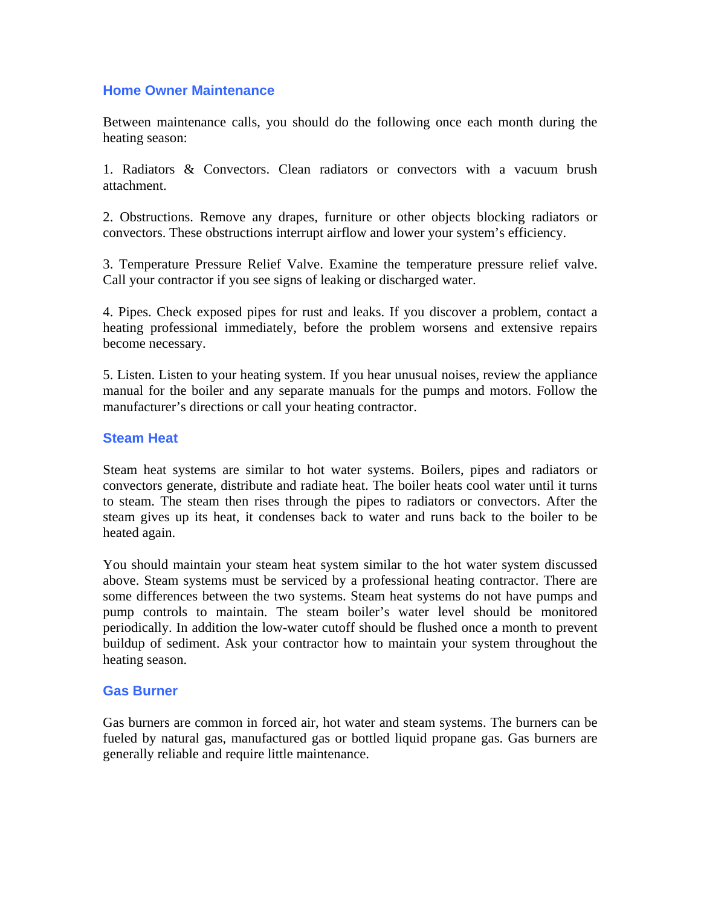## Home Owner Maintenance

Between maintenance calls, you should do the following once each month during the heating season:

1. Radiators & Convectors. Clean radiators or convectors with a vacuum brush attachment.

2. Obstructions. Remove any drapes, furniture or other objects blocking radiators or convectors. These obstructions interrupt airflow and lower your system's efficiency.

3. Temperature Pressure Relief Valve. Examine the temperature pressure relief valve. Call your contractor if you see signs of leaking or discharged water.

4. Pipes. Check exposed pipes for rust and leaks. If you discover a problem, contact a heating professional immediately, before the problem worsens and extensive repairs become necessary.

5. Listen. Listen to your heating system. If you hear unusual noises, review the appliance manual for the boiler and any separate manuals for the pumps and motors. Follow the manufacturer's directions or call your heating contractor.

## Steam Heat

Steam heat systems are similar to hot water systems. Boilers, pipes and radiators or convectors generate, distribute and radiate heat. The boiler heats cool water until it turns to steam. The steam then rises through the pipes to radiators or convectors. After the steam gives up its heat, it condenses back to water and runs back to the boiler to be heated again.

You should maintain your steam heat system similar to the hot water system discussed above. Steam systems must be serviced by a professional heating contractor. There are some differences between the two systems. Steam heat systems do not have pumps and pump controls to maintain. The steam boiler's water level should be monitored periodically. In addition the low-water cutoff should be flushed once a month to prevent buildup of sediment. Ask your contractor how to maintain your system throughout the heating season.

## Gas Burner

Gas burners are common in forced air, hot water and steam systems. The burners can be fueled by natural gas, manufactured gas or bottled liquid propane gas. Gas burners are generally reliable and require little maintenance.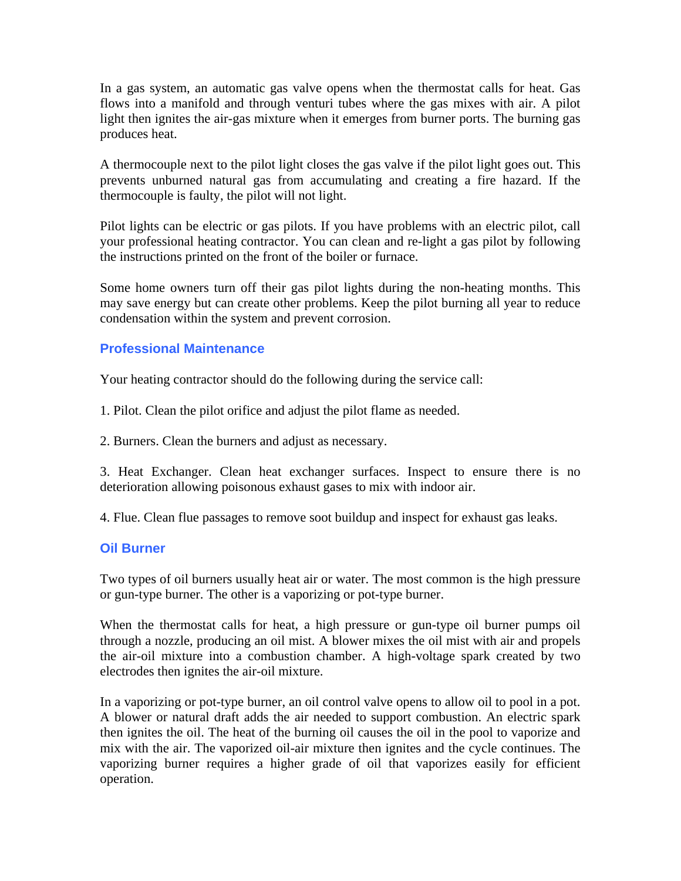In a gas system, an automatic gas valve opens when the thermostat calls for heat. Gas flows into a manifold and through venturi tubes where the gas mixes with air. A pilot light then ignites the air-gas mixture when it emerges from burner ports. The burning gas produces heat.

A thermocouple next to the pilot light closes the gas valve if the pilot light goes out. This prevents unburned natural gas from accumulating and creating a fire hazard. If the thermocouple is faulty, the pilot will not light.

Pilot lights can be electric or gas pilots. If you have problems with an electric pilot, call your professional heating contractor. You can clean and re-light a gas pilot by following the instructions printed on the front of the boiler or furnace.

Some home owners turn off their gas pilot lights during the non-heating months. This may save energy but can create other problems. Keep the pilot burning all year to reduce condensation within the system and prevent corrosion.

### Professional Maintenance

Your heating contractor should do the following during the service call:

1. Pilot. Clean the pilot orifice and adjust the pilot flame as needed.

2. Burners. Clean the burners and adjust as necessary.

3. Heat Exchanger. Clean heat exchanger surfaces. Inspect to ensure there is no deterioration allowing poisonous exhaust gases to mix with indoor air.

4. Flue. Clean flue passages to remove soot buildup and inspect for exhaust gas leaks.

### Oil Burner

Two types of oil burners usually heat air or water. The most common is the high pressure or gun-type burner. The other is a vaporizing or pot-type burner.

When the thermostat calls for heat, a high pressure or gun-type oil burner pumps oil through a nozzle, producing an oil mist. A blower mixes the oil mist with air and propels the air-oil mixture into a combustion chamber. A high-voltage spark created by two electrodes then ignites the air-oil mixture.

In a vaporizing or pot-type burner, an oil control valve opens to allow oil to pool in a pot. A blower or natural draft adds the air needed to support combustion. An electric spark then ignites the oil. The heat of the burning oil causes the oil in the pool to vaporize and mix with the air. The vaporized oil-air mixture then ignites and the cycle continues. The vaporizing burner requires a higher grade of oil that vaporizes easily for efficient operation.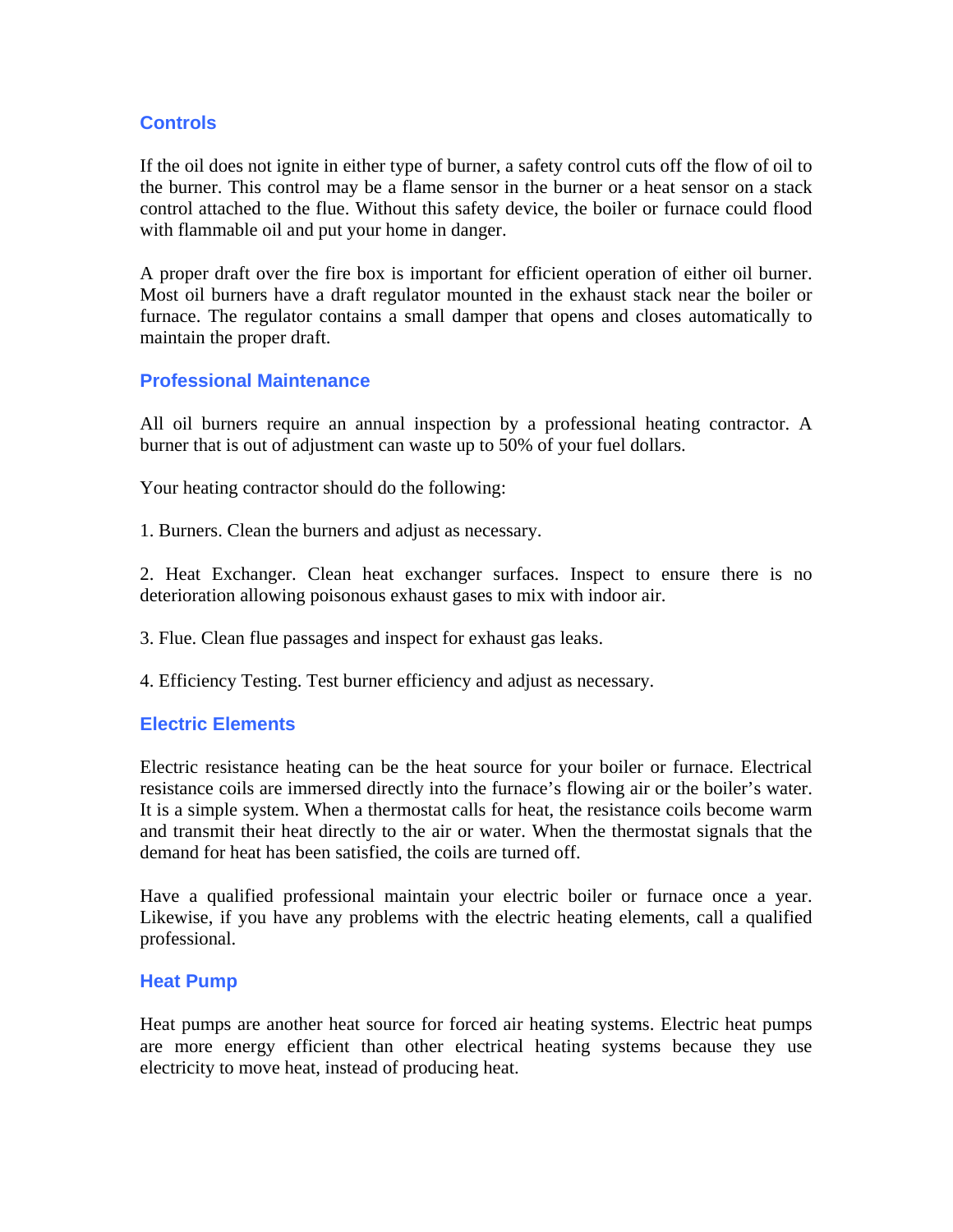## Controls

If the oil does not ignite in either type of burner, a safety control cuts off the flow of oil to the burner. This control may be a flame sensor in the burner or a heat sensor on a stack control attached to the flue. Without this safety device, the boiler or furnace could flood with flammable oil and put your home in danger.

A proper draft over the fire box is important for efficient operation of either oil burner. Most oil burners have a draft regulator mounted in the exhaust stack near the boiler or furnace. The regulator contains a small damper that opens and closes automatically to maintain the proper draft.

## Professional Maintenance

All oil burners require an annual inspection by a professional heating contractor. A burner that is out of adjustment can waste up to 50% of your fuel dollars.

Your heating contractor should do the following:

1. Burners. Clean the burners and adjust as necessary.

2. Heat Exchanger. Clean heat exchanger surfaces. Inspect to ensure there is no deterioration allowing poisonous exhaust gases to mix with indoor air.

3. Flue. Clean flue passages and inspect for exhaust gas leaks.

4. Efficiency Testing. Test burner efficiency and adjust as necessary.

## Electric Elements

Electric resistance heating can be the heat source for your boiler or furnace. Electrical resistance coils are immersed directly into the furnace's flowing air or the boiler's water. It is a simple system. When a thermostat calls for heat, the resistance coils become warm and transmit their heat directly to the air or water. When the thermostat signals that the demand for heat has been satisfied, the coils are turned off.

Have a qualified professional maintain your electric boiler or furnace once a year. Likewise, if you have any problems with the electric heating elements, call a qualified professional.

## Heat Pump

Heat pumps are another heat source for forced air heating systems. Electric heat pumps are more energy efficient than other electrical heating systems because they use electricity to move heat, instead of producing heat.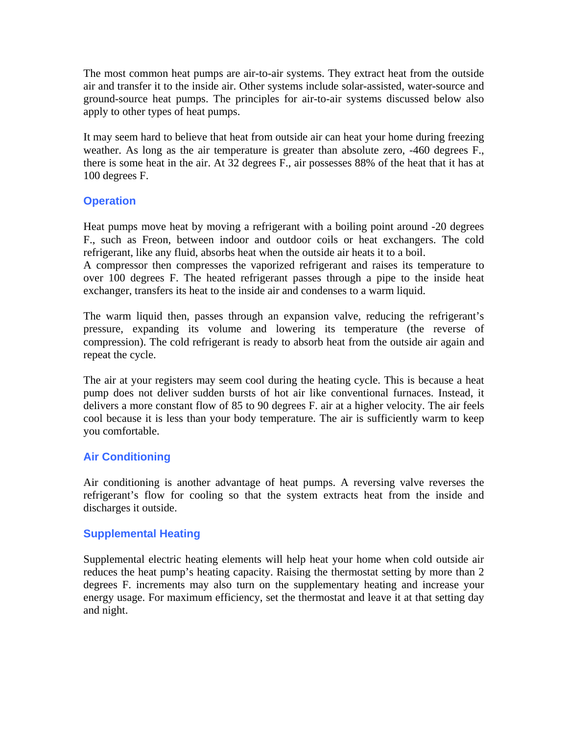The most common heat pumps are air-to-air systems. They extract heat from the outside air and transfer it to the inside air. Other systems include solar-assisted, water-source and ground-source heat pumps. The principles for air-to-air systems discussed below also apply to other types of heat pumps.

It may seem hard to believe that heat from outside air can heat your home during freezing weather. As long as the air temperature is greater than absolute zero, -460 degrees F., there is some heat in the air. At 32 degrees F., air possesses 88% of the heat that it has at 100 degrees F.

### Operation

Heat pumps move heat by moving a refrigerant with a boiling point around -20 degrees F., such as Freon, between indoor and outdoor coils or heat exchangers. The cold refrigerant, like any fluid, absorbs heat when the outside air heats it to a boil.
A compressor then compresses the vaporized refrigerant and raises its temperature to over 100 degrees F. The heated refrigerant passes through a pipe to the inside heat exchanger, transfers its heat to the inside air and condenses to a warm liquid.

The warm liquid then, passes through an expansion valve, reducing the refrigerant's pressure, expanding its volume and lowering its temperature (the reverse of compression). The cold refrigerant is ready to absorb heat from the outside air again and repeat the cycle.

The air at your registers may seem cool during the heating cycle. This is because a heat pump does not deliver sudden bursts of hot air like conventional furnaces. Instead, it delivers a more constant flow of 85 to 90 degrees F. air at a higher velocity. The air feels cool because it is less than your body temperature. The air is sufficiently warm to keep you comfortable.

### Air Conditioning

Air conditioning is another advantage of heat pumps. A reversing valve reverses the refrigerant's flow for cooling so that the system extracts heat from the inside and discharges it outside.

### Supplemental Heating

Supplemental electric heating elements will help heat your home when cold outside air reduces the heat pump's heating capacity. Raising the thermostat setting by more than 2 degrees F. increments may also turn on the supplementary heating and increase your energy usage. For maximum efficiency, set the thermostat and leave it at that setting day and night.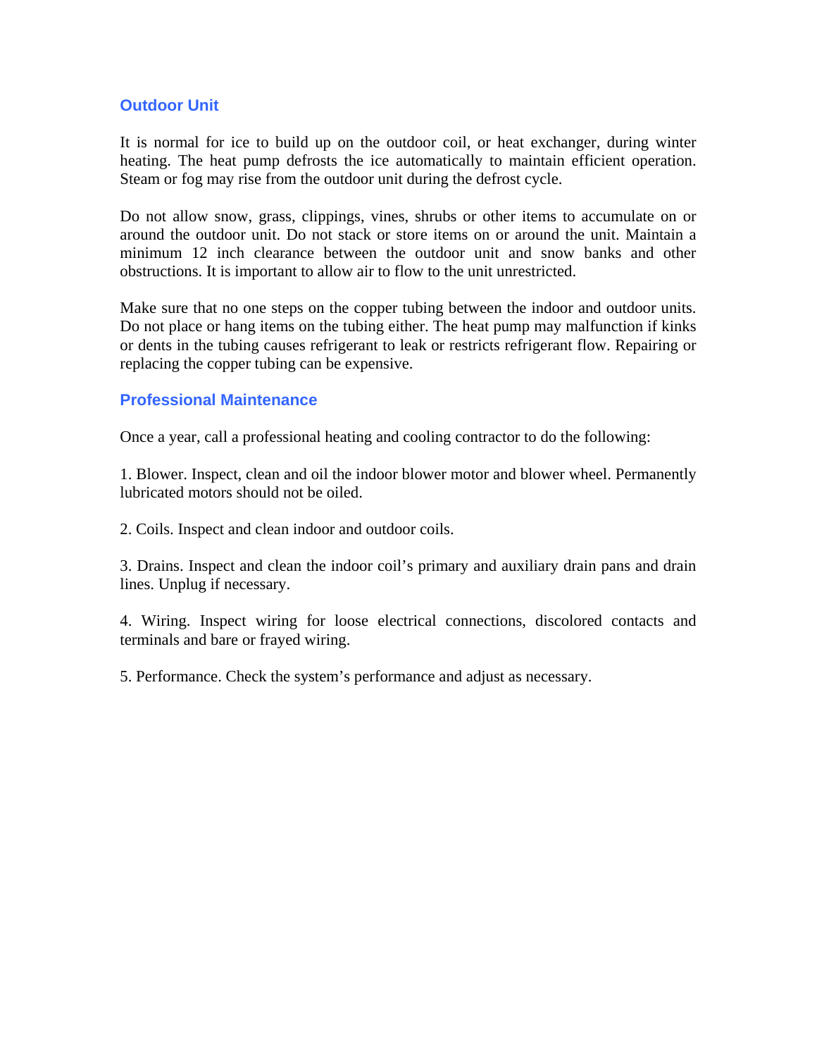## Outdoor Unit

It is normal for ice to build up on the outdoor coil, or heat exchanger, during winter heating. The heat pump defrosts the ice automatically to maintain efficient operation. Steam or fog may rise from the outdoor unit during the defrost cycle.

Do not allow snow, grass, clippings, vines, shrubs or other items to accumulate on or around the outdoor unit. Do not stack or store items on or around the unit. Maintain a minimum 12 inch clearance between the outdoor unit and snow banks and other obstructions. It is important to allow air to flow to the unit unrestricted.

Make sure that no one steps on the copper tubing between the indoor and outdoor units. Do not place or hang items on the tubing either. The heat pump may malfunction if kinks or dents in the tubing causes refrigerant to leak or restricts refrigerant flow. Repairing or replacing the copper tubing can be expensive.

## Professional Maintenance

Once a year, call a professional heating and cooling contractor to do the following:

1. Blower. Inspect, clean and oil the indoor blower motor and blower wheel. Permanently lubricated motors should not be oiled.

2. Coils. Inspect and clean indoor and outdoor coils.

3. Drains. Inspect and clean the indoor coil's primary and auxiliary drain pans and drain lines. Unplug if necessary.

4. Wiring. Inspect wiring for loose electrical connections, discolored contacts and terminals and bare or frayed wiring.

5. Performance. Check the system's performance and adjust as necessary.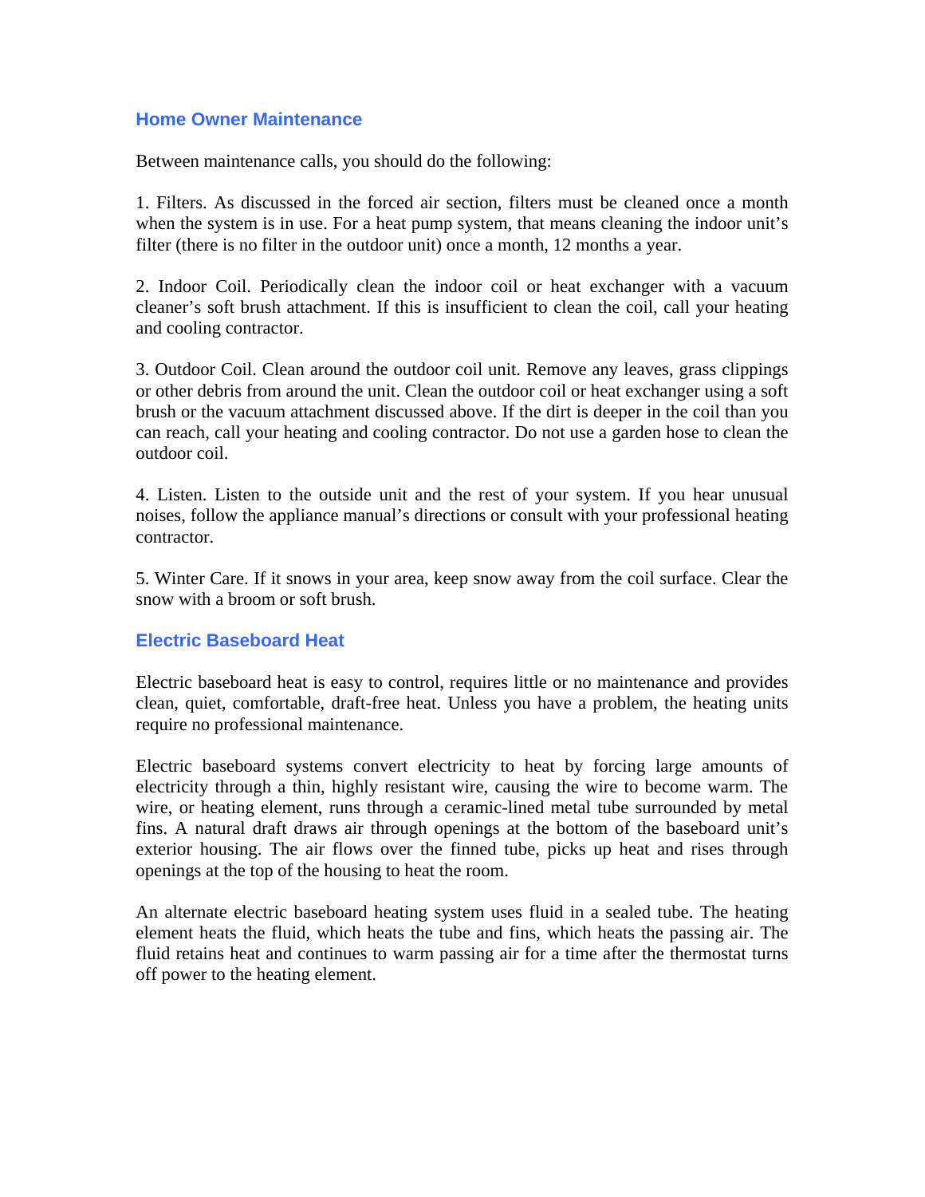## Home Owner Maintenance

Between maintenance calls, you should do the following:

1. Filters. As discussed in the forced air section, filters must be cleaned once a month when the system is in use. For a heat pump system, that means cleaning the indoor unit's filter (there is no filter in the outdoor unit) once a month, 12 months a year.

2. Indoor Coil. Periodically clean the indoor coil or heat exchanger with a vacuum cleaner's soft brush attachment. If this is insufficient to clean the coil, call your heating and cooling contractor.

3. Outdoor Coil. Clean around the outdoor coil unit. Remove any leaves, grass clippings or other debris from around the unit. Clean the outdoor coil or heat exchanger using a soft brush or the vacuum attachment discussed above. If the dirt is deeper in the coil than you can reach, call your heating and cooling contractor. Do not use a garden hose to clean the outdoor coil.

4. Listen. Listen to the outside unit and the rest of your system. If you hear unusual noises, follow the appliance manual's directions or consult with your professional heating contractor.

5. Winter Care. If it snows in your area, keep snow away from the coil surface. Clear the snow with a broom or soft brush.

## Electric Baseboard Heat

Electric baseboard heat is easy to control, requires little or no maintenance and provides clean, quiet, comfortable, draft-free heat. Unless you have a problem, the heating units require no professional maintenance.

Electric baseboard systems convert electricity to heat by forcing large amounts of electricity through a thin, highly resistant wire, causing the wire to become warm. The wire, or heating element, runs through a ceramic-lined metal tube surrounded by metal fins. A natural draft draws air through openings at the bottom of the baseboard unit's exterior housing. The air flows over the finned tube, picks up heat and rises through openings at the top of the housing to heat the room.

An alternate electric baseboard heating system uses fluid in a sealed tube. The heating element heats the fluid, which heats the tube and fins, which heats the passing air. The fluid retains heat and continues to warm passing air for a time after the thermostat turns off power to the heating element.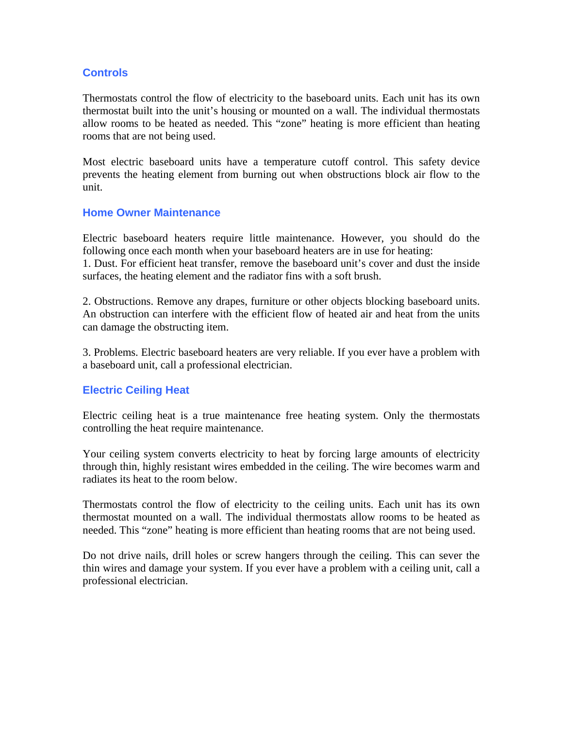## Controls

Thermostats control the flow of electricity to the baseboard units. Each unit has its own thermostat built into the unit's housing or mounted on a wall. The individual thermostats allow rooms to be heated as needed. This "zone" heating is more efficient than heating rooms that are not being used.

Most electric baseboard units have a temperature cutoff control. This safety device prevents the heating element from burning out when obstructions block air flow to the unit.

## Home Owner Maintenance

Electric baseboard heaters require little maintenance. However, you should do the following once each month when your baseboard heaters are in use for heating:

1. Dust. For efficient heat transfer, remove the baseboard unit's cover and dust the inside surfaces, the heating element and the radiator fins with a soft brush.

2. Obstructions. Remove any drapes, furniture or other objects blocking baseboard units. An obstruction can interfere with the efficient flow of heated air and heat from the units can damage the obstructing item.

3. Problems. Electric baseboard heaters are very reliable. If you ever have a problem with a baseboard unit, call a professional electrician.

## Electric Ceiling Heat

Electric ceiling heat is a true maintenance free heating system. Only the thermostats controlling the heat require maintenance.

Your ceiling system converts electricity to heat by forcing large amounts of electricity through thin, highly resistant wires embedded in the ceiling. The wire becomes warm and radiates its heat to the room below.

Thermostats control the flow of electricity to the ceiling units. Each unit has its own thermostat mounted on a wall. The individual thermostats allow rooms to be heated as needed. This "zone" heating is more efficient than heating rooms that are not being used.

Do not drive nails, drill holes or screw hangers through the ceiling. This can sever the thin wires and damage your system. If you ever have a problem with a ceiling unit, call a professional electrician.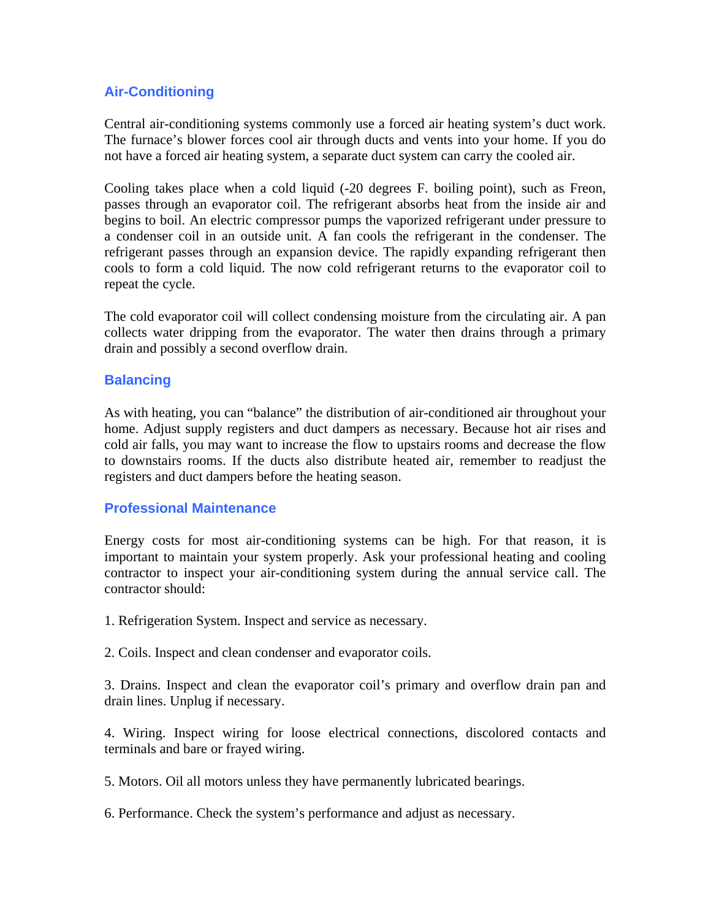## Air-Conditioning

Central air-conditioning systems commonly use a forced air heating system's duct work. The furnace's blower forces cool air through ducts and vents into your home. If you do not have a forced air heating system, a separate duct system can carry the cooled air.

Cooling takes place when a cold liquid (-20 degrees F. boiling point), such as Freon, passes through an evaporator coil. The refrigerant absorbs heat from the inside air and begins to boil. An electric compressor pumps the vaporized refrigerant under pressure to a condenser coil in an outside unit. A fan cools the refrigerant in the condenser. The refrigerant passes through an expansion device. The rapidly expanding refrigerant then cools to form a cold liquid. The now cold refrigerant returns to the evaporator coil to repeat the cycle.

The cold evaporator coil will collect condensing moisture from the circulating air. A pan collects water dripping from the evaporator. The water then drains through a primary drain and possibly a second overflow drain.

## Balancing

As with heating, you can "balance" the distribution of air-conditioned air throughout your home. Adjust supply registers and duct dampers as necessary. Because hot air rises and cold air falls, you may want to increase the flow to upstairs rooms and decrease the flow to downstairs rooms. If the ducts also distribute heated air, remember to readjust the registers and duct dampers before the heating season.

## Professional Maintenance

Energy costs for most air-conditioning systems can be high. For that reason, it is important to maintain your system properly. Ask your professional heating and cooling contractor to inspect your air-conditioning system during the annual service call. The contractor should:

1. Refrigeration System. Inspect and service as necessary.

2. Coils. Inspect and clean condenser and evaporator coils.

3. Drains. Inspect and clean the evaporator coil's primary and overflow drain pan and drain lines. Unplug if necessary.

4. Wiring. Inspect wiring for loose electrical connections, discolored contacts and terminals and bare or frayed wiring.

5. Motors. Oil all motors unless they have permanently lubricated bearings.

6. Performance. Check the system's performance and adjust as necessary.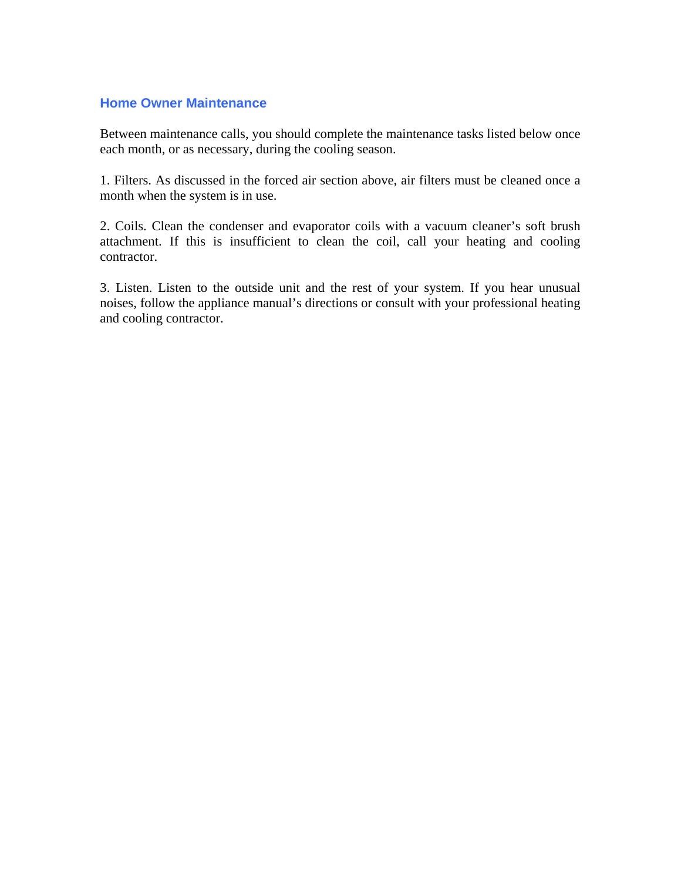## Home Owner Maintenance

Between maintenance calls, you should complete the maintenance tasks listed below once each month, or as necessary, during the cooling season.

1. Filters. As discussed in the forced air section above, air filters must be cleaned once a month when the system is in use.

2. Coils. Clean the condenser and evaporator coils with a vacuum cleaner's soft brush attachment. If this is insufficient to clean the coil, call your heating and cooling contractor.

3. Listen. Listen to the outside unit and the rest of your system. If you hear unusual noises, follow the appliance manual's directions or consult with your professional heating and cooling contractor.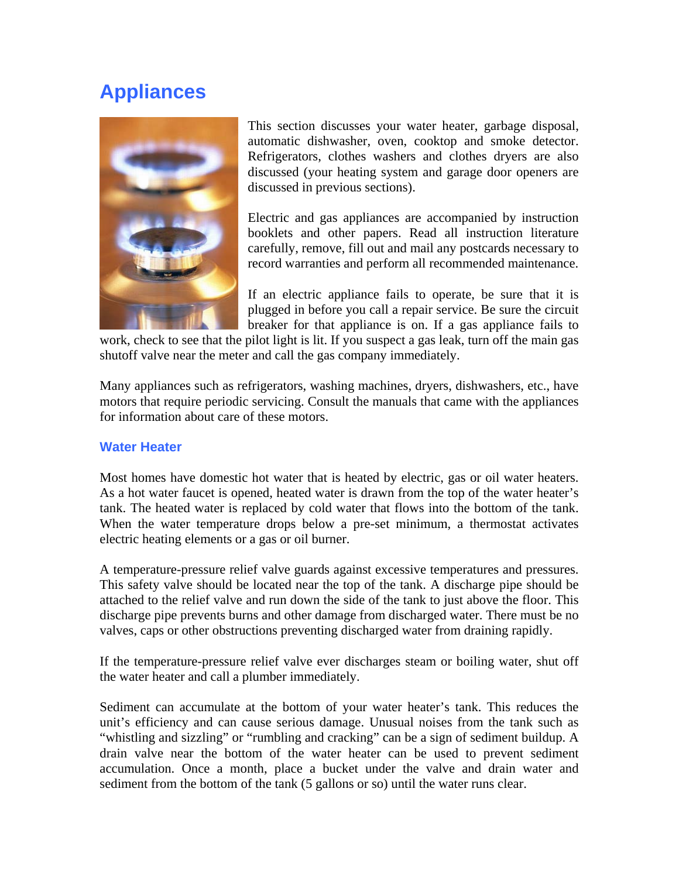# Appliances

This section discusses your water heater, garbage disposal, automatic dishwasher, oven, cooktop and smoke detector. Refrigerators, clothes washers and clothes dryers are also discussed (your heating system and garage door openers are discussed in previous sections).

Electric and gas appliances are accompanied by instruction booklets and other papers. Read all instruction literature carefully, remove, fill out and mail any postcards necessary to record warranties and perform all recommended maintenance.

If an electric appliance fails to operate, be sure that it is plugged in before you call a repair service. Be sure the circuit breaker for that appliance is on. If a gas appliance fails to work, check to see that the pilot light is lit. If you suspect a gas leak, turn off the main gas shutoff valve near the meter and call the gas company immediately.

Many appliances such as refrigerators, washing machines, dryers, dishwashers, etc., have motors that require periodic servicing. Consult the manuals that came with the appliances for information about care of these motors.

## Water Heater

Most homes have domestic hot water that is heated by electric, gas or oil water heaters. As a hot water faucet is opened, heated water is drawn from the top of the water heater's tank. The heated water is replaced by cold water that flows into the bottom of the tank. When the water temperature drops below a pre-set minimum, a thermostat activates electric heating elements or a gas or oil burner.

A temperature-pressure relief valve guards against excessive temperatures and pressures. This safety valve should be located near the top of the tank. A discharge pipe should be attached to the relief valve and run down the side of the tank to just above the floor. This discharge pipe prevents burns and other damage from discharged water. There must be no valves, caps or other obstructions preventing discharged water from draining rapidly.

If the temperature-pressure relief valve ever discharges steam or boiling water, shut off the water heater and call a plumber immediately.

Sediment can accumulate at the bottom of your water heater's tank. This reduces the unit's efficiency and can cause serious damage. Unusual noises from the tank such as "whistling and sizzling" or "rumbling and cracking" can be a sign of sediment buildup. A drain valve near the bottom of the water heater can be used to prevent sediment accumulation. Once a month, place a bucket under the valve and drain water and sediment from the bottom of the tank (5 gallons or so) until the water runs clear.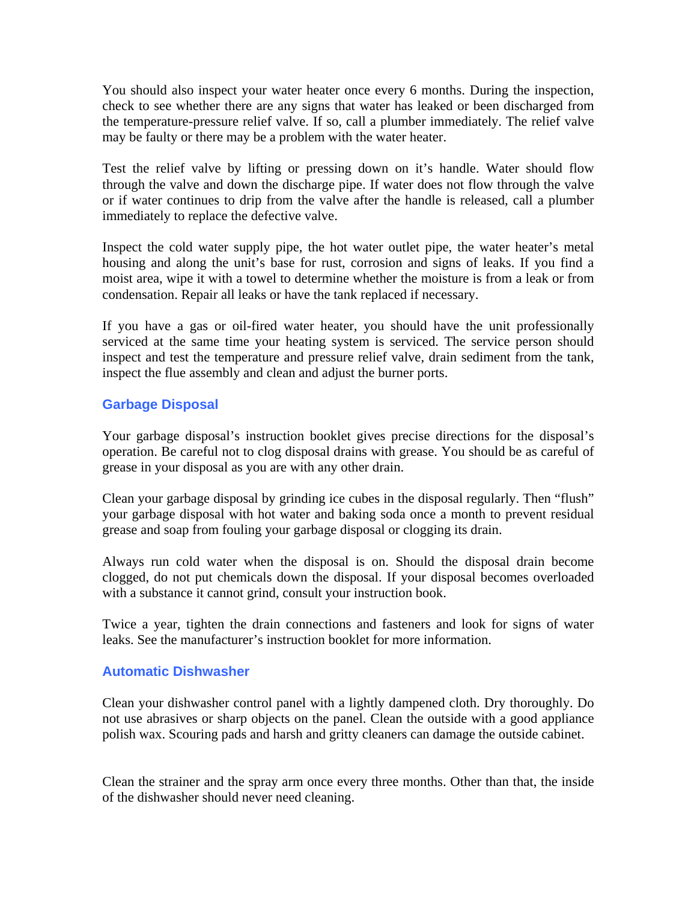You should also inspect your water heater once every 6 months. During the inspection, check to see whether there are any signs that water has leaked or been discharged from the temperature-pressure relief valve. If so, call a plumber immediately. The relief valve may be faulty or there may be a problem with the water heater.

Test the relief valve by lifting or pressing down on it's handle. Water should flow through the valve and down the discharge pipe. If water does not flow through the valve or if water continues to drip from the valve after the handle is released, call a plumber immediately to replace the defective valve.

Inspect the cold water supply pipe, the hot water outlet pipe, the water heater's metal housing and along the unit's base for rust, corrosion and signs of leaks. If you find a moist area, wipe it with a towel to determine whether the moisture is from a leak or from condensation. Repair all leaks or have the tank replaced if necessary.

If you have a gas or oil-fired water heater, you should have the unit professionally serviced at the same time your heating system is serviced. The service person should inspect and test the temperature and pressure relief valve, drain sediment from the tank, inspect the flue assembly and clean and adjust the burner ports.

### Garbage Disposal

Your garbage disposal's instruction booklet gives precise directions for the disposal's operation. Be careful not to clog disposal drains with grease. You should be as careful of grease in your disposal as you are with any other drain.

Clean your garbage disposal by grinding ice cubes in the disposal regularly. Then "flush" your garbage disposal with hot water and baking soda once a month to prevent residual grease and soap from fouling your garbage disposal or clogging its drain.

Always run cold water when the disposal is on. Should the disposal drain become clogged, do not put chemicals down the disposal. If your disposal becomes overloaded with a substance it cannot grind, consult your instruction book.

Twice a year, tighten the drain connections and fasteners and look for signs of water leaks. See the manufacturer's instruction booklet for more information.

### Automatic Dishwasher

Clean your dishwasher control panel with a lightly dampened cloth. Dry thoroughly. Do not use abrasives or sharp objects on the panel. Clean the outside with a good appliance polish wax. Scouring pads and harsh and gritty cleaners can damage the outside cabinet.

Clean the strainer and the spray arm once every three months. Other than that, the inside of the dishwasher should never need cleaning.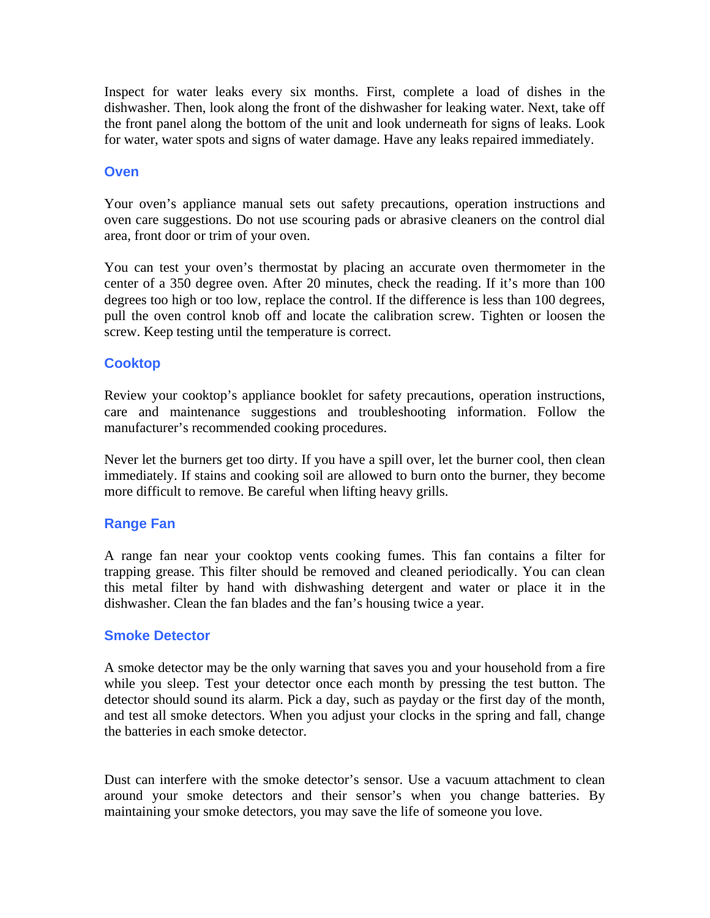Inspect for water leaks every six months. First, complete a load of dishes in the dishwasher. Then, look along the front of the dishwasher for leaking water. Next, take off the front panel along the bottom of the unit and look underneath for signs of leaks. Look for water, water spots and signs of water damage. Have any leaks repaired immediately.

### Oven

Your oven's appliance manual sets out safety precautions, operation instructions and oven care suggestions. Do not use scouring pads or abrasive cleaners on the control dial area, front door or trim of your oven.

You can test your oven's thermostat by placing an accurate oven thermometer in the center of a 350 degree oven. After 20 minutes, check the reading. If it's more than 100 degrees too high or too low, replace the control. If the difference is less than 100 degrees, pull the oven control knob off and locate the calibration screw. Tighten or loosen the screw. Keep testing until the temperature is correct.

### Cooktop

Review your cooktop's appliance booklet for safety precautions, operation instructions, care and maintenance suggestions and troubleshooting information. Follow the manufacturer's recommended cooking procedures.

Never let the burners get too dirty. If you have a spill over, let the burner cool, then clean immediately. If stains and cooking soil are allowed to burn onto the burner, they become more difficult to remove. Be careful when lifting heavy grills.

### Range Fan

A range fan near your cooktop vents cooking fumes. This fan contains a filter for trapping grease. This filter should be removed and cleaned periodically. You can clean this metal filter by hand with dishwashing detergent and water or place it in the dishwasher. Clean the fan blades and the fan's housing twice a year.

### Smoke Detector

A smoke detector may be the only warning that saves you and your household from a fire while you sleep. Test your detector once each month by pressing the test button. The detector should sound its alarm. Pick a day, such as payday or the first day of the month, and test all smoke detectors. When you adjust your clocks in the spring and fall, change the batteries in each smoke detector.

Dust can interfere with the smoke detector's sensor. Use a vacuum attachment to clean around your smoke detectors and their sensor's when you change batteries. By maintaining your smoke detectors, you may save the life of someone you love.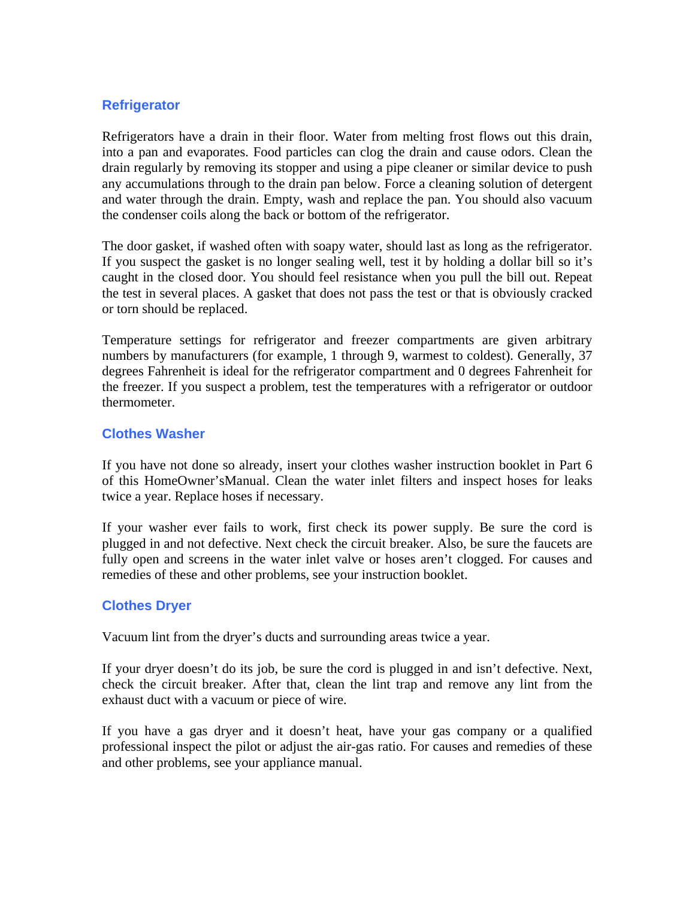### Refrigerator

Refrigerators have a drain in their floor. Water from melting frost flows out this drain, into a pan and evaporates. Food particles can clog the drain and cause odors. Clean the drain regularly by removing its stopper and using a pipe cleaner or similar device to push any accumulations through to the drain pan below. Force a cleaning solution of detergent and water through the drain. Empty, wash and replace the pan. You should also vacuum the condenser coils along the back or bottom of the refrigerator.

The door gasket, if washed often with soapy water, should last as long as the refrigerator. If you suspect the gasket is no longer sealing well, test it by holding a dollar bill so it's caught in the closed door. You should feel resistance when you pull the bill out. Repeat the test in several places. A gasket that does not pass the test or that is obviously cracked or torn should be replaced.

Temperature settings for refrigerator and freezer compartments are given arbitrary numbers by manufacturers (for example, 1 through 9, warmest to coldest). Generally, 37 degrees Fahrenheit is ideal for the refrigerator compartment and 0 degrees Fahrenheit for the freezer. If you suspect a problem, test the temperatures with a refrigerator or outdoor thermometer.

### Clothes Washer

If you have not done so already, insert your clothes washer instruction booklet in Part 6 of this HomeOwner'sManual. Clean the water inlet filters and inspect hoses for leaks twice a year. Replace hoses if necessary.

If your washer ever fails to work, first check its power supply. Be sure the cord is plugged in and not defective. Next check the circuit breaker. Also, be sure the faucets are fully open and screens in the water inlet valve or hoses aren't clogged. For causes and remedies of these and other problems, see your instruction booklet.

### Clothes Dryer

Vacuum lint from the dryer's ducts and surrounding areas twice a year.

If your dryer doesn't do its job, be sure the cord is plugged in and isn't defective. Next, check the circuit breaker. After that, clean the lint trap and remove any lint from the exhaust duct with a vacuum or piece of wire.

If you have a gas dryer and it doesn't heat, have your gas company or a qualified professional inspect the pilot or adjust the air-gas ratio. For causes and remedies of these and other problems, see your appliance manual.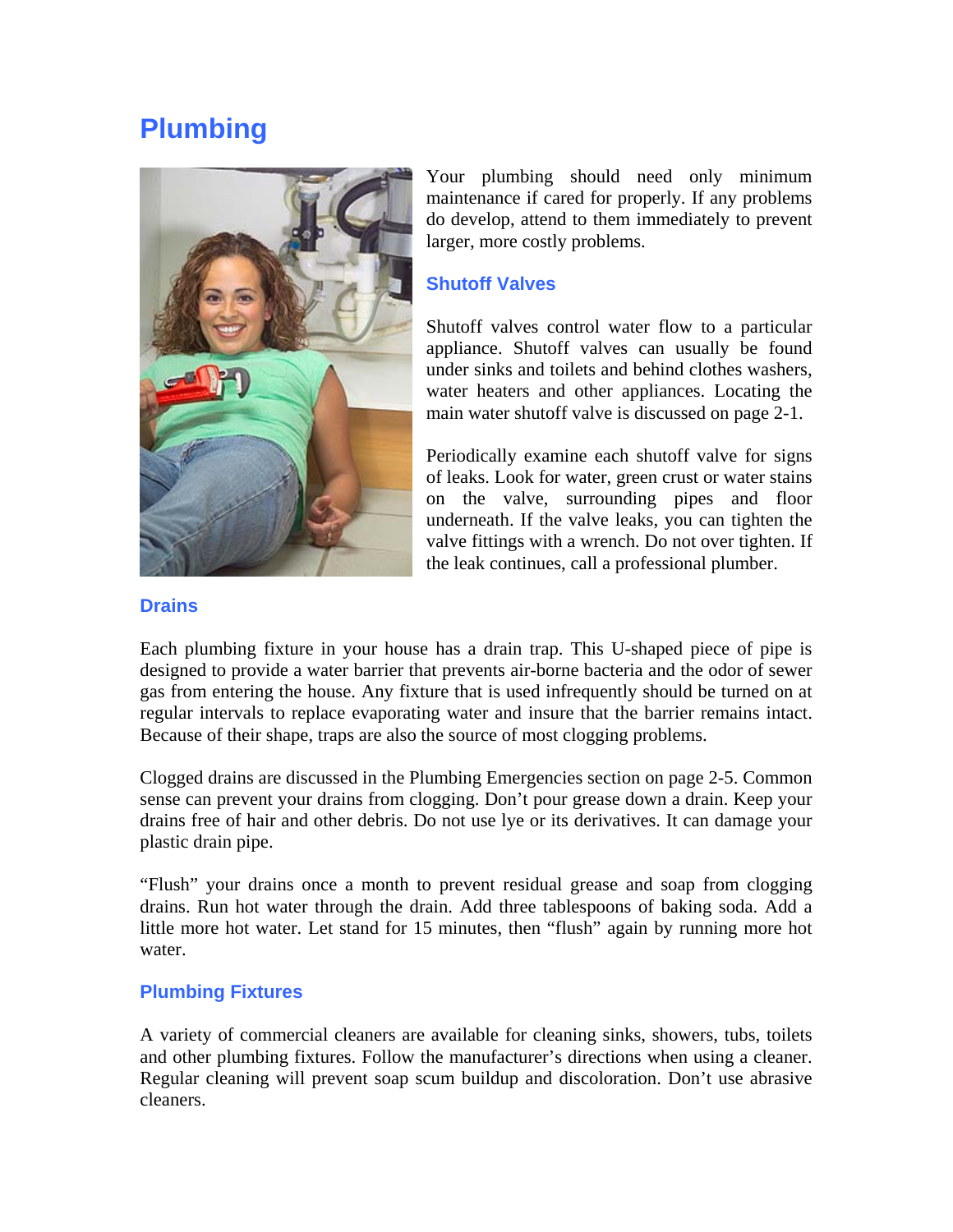# Plumbing

Your plumbing should need only minimum maintenance if cared for properly. If any problems do develop, attend to them immediately to prevent larger, more costly problems.

## Shutoff Valves

Shutoff valves control water flow to a particular appliance. Shutoff valves can usually be found under sinks and toilets and behind clothes washers, water heaters and other appliances. Locating the main water shutoff valve is discussed on page 2-1.

Periodically examine each shutoff valve for signs of leaks. Look for water, green crust or water stains on the valve, surrounding pipes and floor underneath. If the valve leaks, you can tighten the valve fittings with a wrench. Do not over tighten. If the leak continues, call a professional plumber.

## Drains

Each plumbing fixture in your house has a drain trap. This U-shaped piece of pipe is designed to provide a water barrier that prevents air-borne bacteria and the odor of sewer gas from entering the house. Any fixture that is used infrequently should be turned on at regular intervals to replace evaporating water and insure that the barrier remains intact. Because of their shape, traps are also the source of most clogging problems.

Clogged drains are discussed in the Plumbing Emergencies section on page 2-5. Common sense can prevent your drains from clogging. Don't pour grease down a drain. Keep your drains free of hair and other debris. Do not use lye or its derivatives. It can damage your plastic drain pipe.

"Flush" your drains once a month to prevent residual grease and soap from clogging drains. Run hot water through the drain. Add three tablespoons of baking soda. Add a little more hot water. Let stand for 15 minutes, then "flush" again by running more hot water.

## Plumbing Fixtures

A variety of commercial cleaners are available for cleaning sinks, showers, tubs, toilets and other plumbing fixtures. Follow the manufacturer's directions when using a cleaner. Regular cleaning will prevent soap scum buildup and discoloration. Don't use abrasive cleaners.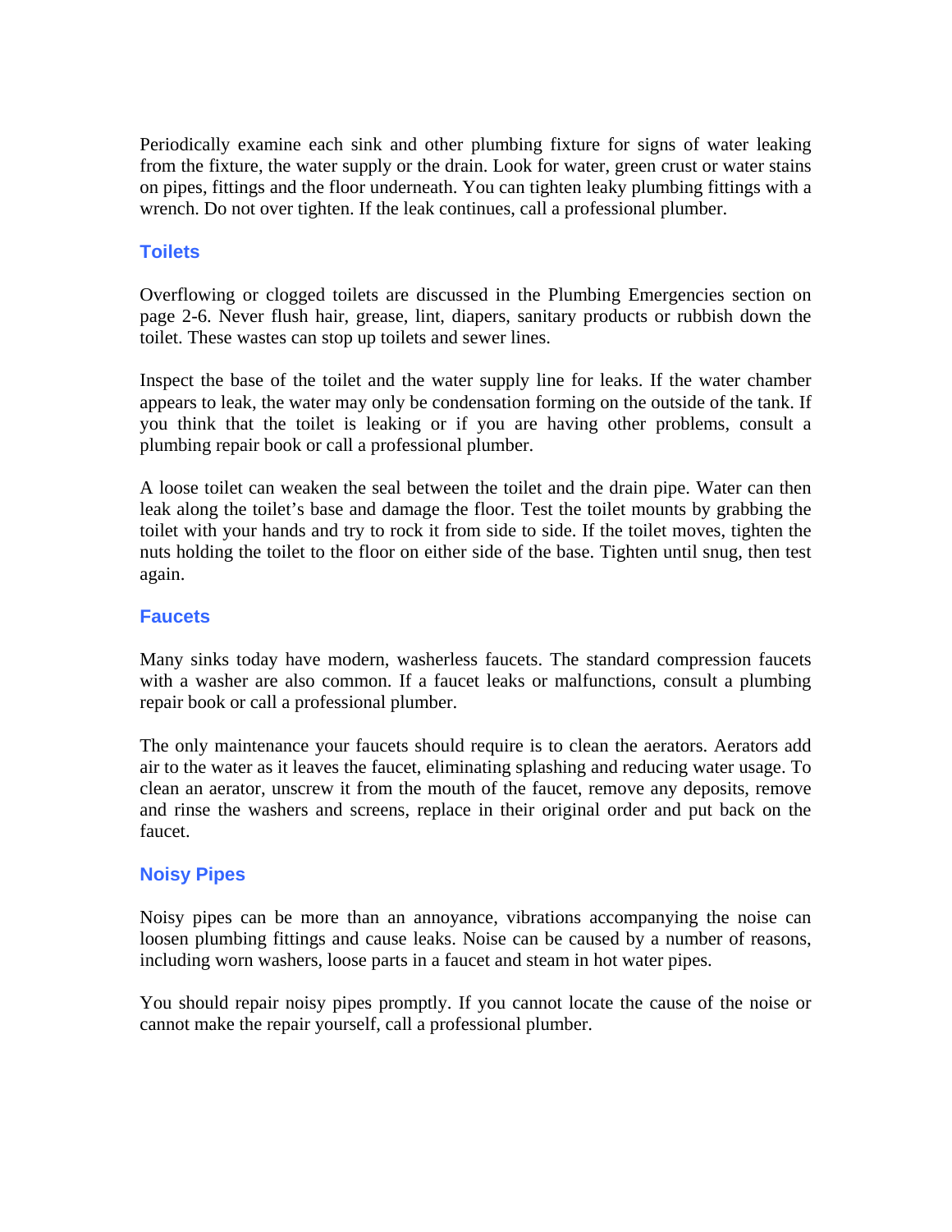Periodically examine each sink and other plumbing fixture for signs of water leaking from the fixture, the water supply or the drain. Look for water, green crust or water stains on pipes, fittings and the floor underneath. You can tighten leaky plumbing fittings with a wrench. Do not over tighten. If the leak continues, call a professional plumber.

### Toilets

Overflowing or clogged toilets are discussed in the Plumbing Emergencies section on page 2-6. Never flush hair, grease, lint, diapers, sanitary products or rubbish down the toilet. These wastes can stop up toilets and sewer lines.

Inspect the base of the toilet and the water supply line for leaks. If the water chamber appears to leak, the water may only be condensation forming on the outside of the tank. If you think that the toilet is leaking or if you are having other problems, consult a plumbing repair book or call a professional plumber.

A loose toilet can weaken the seal between the toilet and the drain pipe. Water can then leak along the toilet's base and damage the floor. Test the toilet mounts by grabbing the toilet with your hands and try to rock it from side to side. If the toilet moves, tighten the nuts holding the toilet to the floor on either side of the base. Tighten until snug, then test again.

### Faucets

Many sinks today have modern, washerless faucets. The standard compression faucets with a washer are also common. If a faucet leaks or malfunctions, consult a plumbing repair book or call a professional plumber.

The only maintenance your faucets should require is to clean the aerators. Aerators add air to the water as it leaves the faucet, eliminating splashing and reducing water usage. To clean an aerator, unscrew it from the mouth of the faucet, remove any deposits, remove and rinse the washers and screens, replace in their original order and put back on the faucet.

### Noisy Pipes

Noisy pipes can be more than an annoyance, vibrations accompanying the noise can loosen plumbing fittings and cause leaks. Noise can be caused by a number of reasons, including worn washers, loose parts in a faucet and steam in hot water pipes.

You should repair noisy pipes promptly. If you cannot locate the cause of the noise or cannot make the repair yourself, call a professional plumber.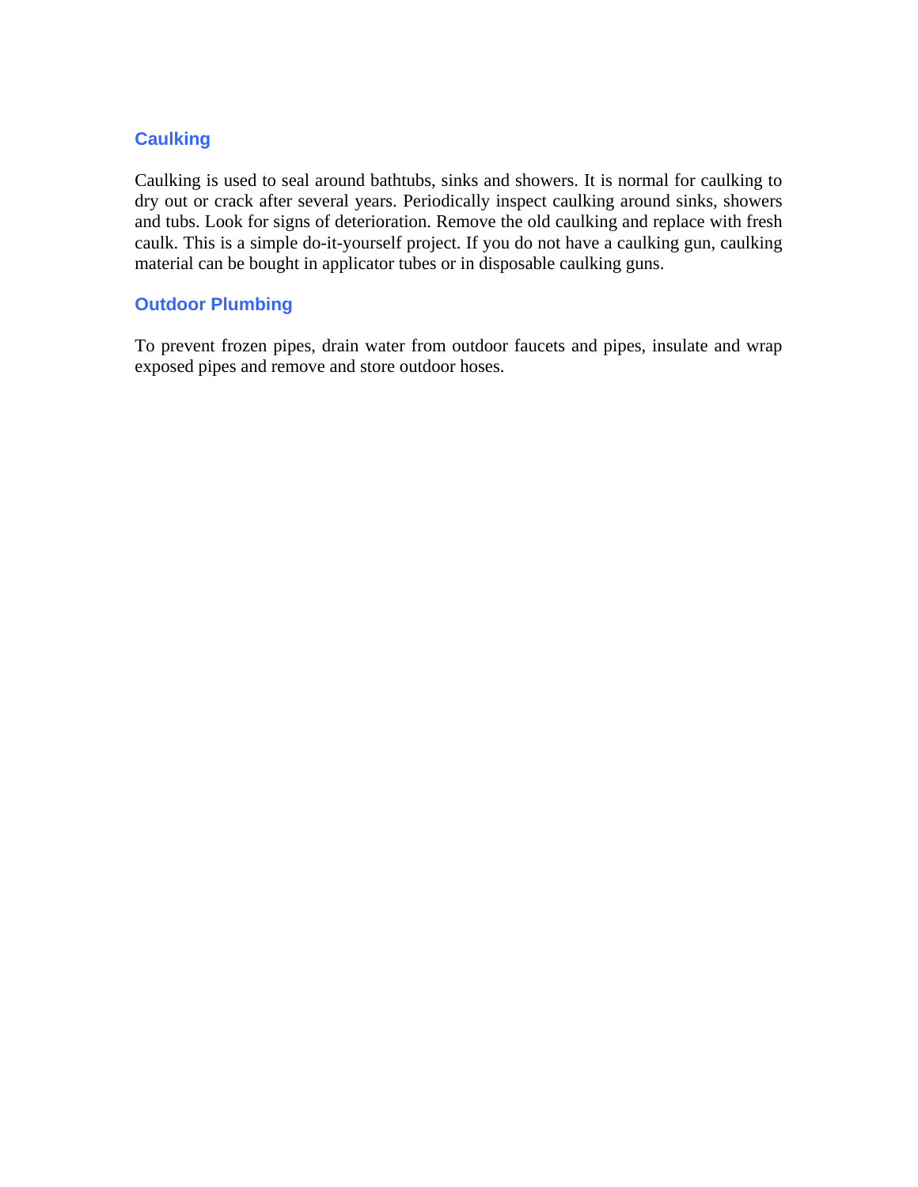### Caulking

Caulking is used to seal around bathtubs, sinks and showers. It is normal for caulking to dry out or crack after several years. Periodically inspect caulking around sinks, showers and tubs. Look for signs of deterioration. Remove the old caulking and replace with fresh caulk. This is a simple do-it-yourself project. If you do not have a caulking gun, caulking material can be bought in applicator tubes or in disposable caulking guns.

### Outdoor Plumbing

To prevent frozen pipes, drain water from outdoor faucets and pipes, insulate and wrap exposed pipes and remove and store outdoor hoses.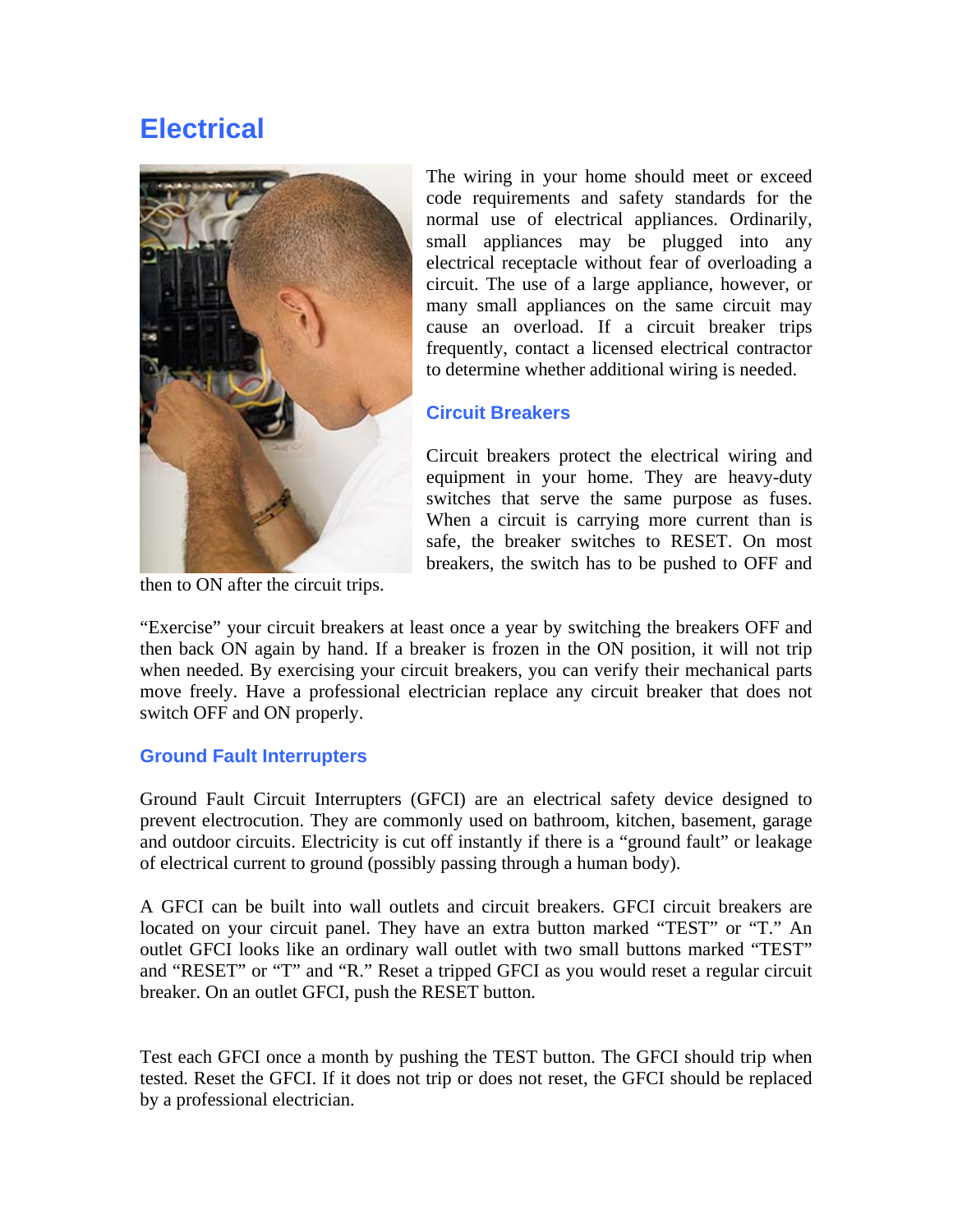# Electrical

The wiring in your home should meet or exceed code requirements and safety standards for the normal use of electrical appliances. Ordinarily, small appliances may be plugged into any electrical receptacle without fear of overloading a circuit. The use of a large appliance, however, or many small appliances on the same circuit may cause an overload. If a circuit breaker trips frequently, contact a licensed electrical contractor to determine whether additional wiring is needed.

## Circuit Breakers

Circuit breakers protect the electrical wiring and equipment in your home. They are heavy-duty switches that serve the same purpose as fuses. When a circuit is carrying more current than is safe, the breaker switches to RESET. On most breakers, the switch has to be pushed to OFF and then to ON after the circuit trips.

"Exercise" your circuit breakers at least once a year by switching the breakers OFF and then back ON again by hand. If a breaker is frozen in the ON position, it will not trip when needed. By exercising your circuit breakers, you can verify their mechanical parts move freely. Have a professional electrician replace any circuit breaker that does not switch OFF and ON properly.

## Ground Fault Interrupters

Ground Fault Circuit Interrupters (GFCI) are an electrical safety device designed to prevent electrocution. They are commonly used on bathroom, kitchen, basement, garage and outdoor circuits. Electricity is cut off instantly if there is a "ground fault" or leakage of electrical current to ground (possibly passing through a human body).

A GFCI can be built into wall outlets and circuit breakers. GFCI circuit breakers are located on your circuit panel. They have an extra button marked "TEST" or "T." An outlet GFCI looks like an ordinary wall outlet with two small buttons marked "TEST" and "RESET" or "T" and "R." Reset a tripped GFCI as you would reset a regular circuit breaker. On an outlet GFCI, push the RESET button.

Test each GFCI once a month by pushing the TEST button. The GFCI should trip when tested. Reset the GFCI. If it does not trip or does not reset, the GFCI should be replaced by a professional electrician.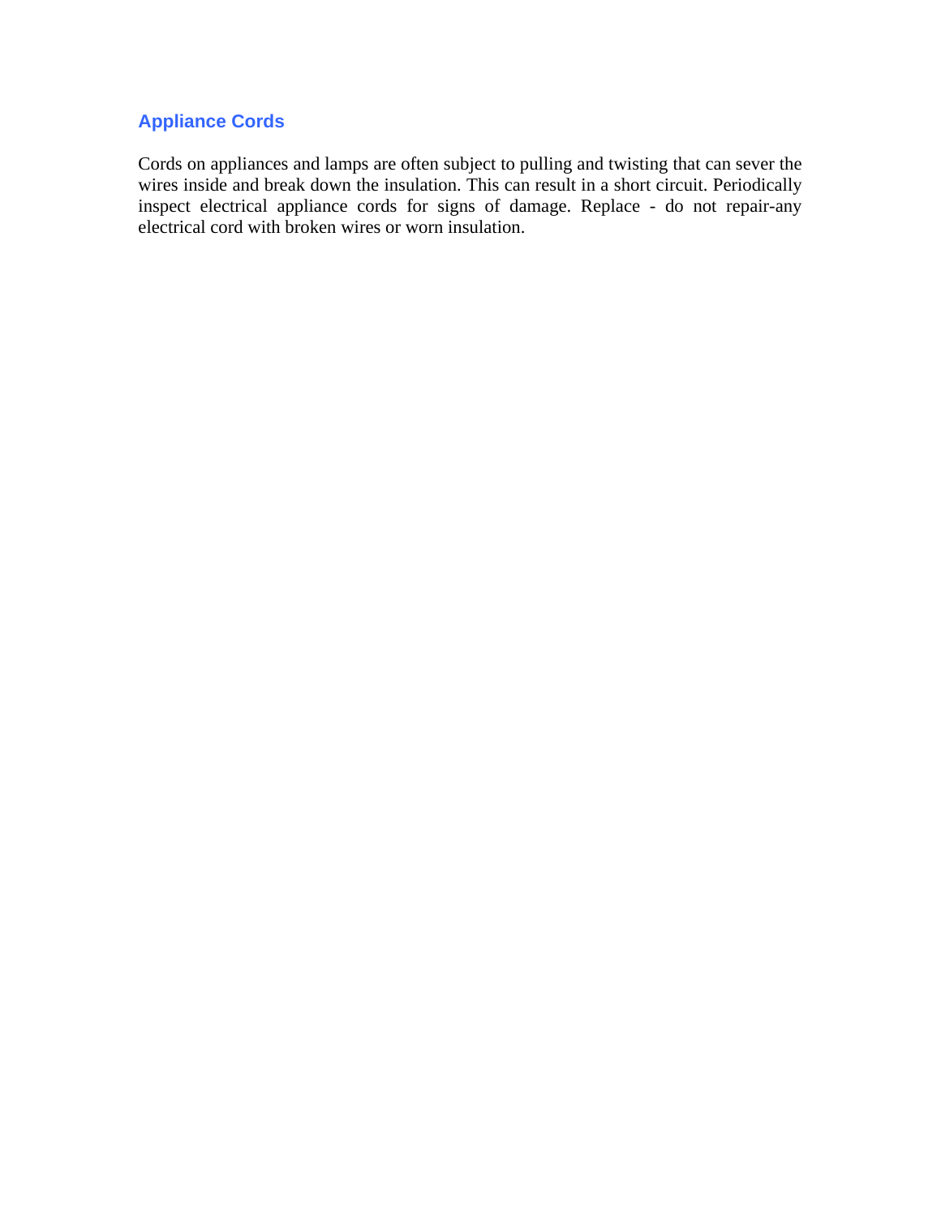## Appliance Cords

Cords on appliances and lamps are often subject to pulling and twisting that can sever the wires inside and break down the insulation. This can result in a short circuit. Periodically inspect electrical appliance cords for signs of damage. Replace - do not repair-any electrical cord with broken wires or worn insulation.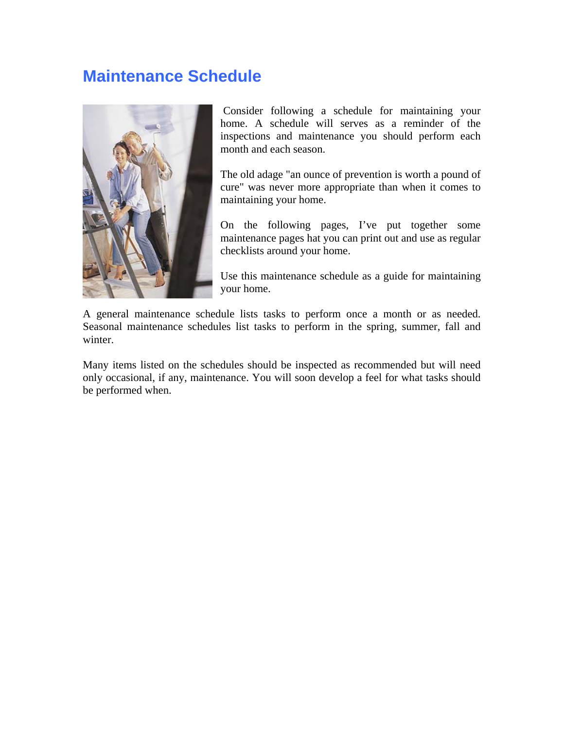# Maintenance Schedule

Consider following a schedule for maintaining your home. A schedule will serves as a reminder of the inspections and maintenance you should perform each month and each season.

The old adage "an ounce of prevention is worth a pound of cure" was never more appropriate than when it comes to maintaining your home.

On the following pages, I've put together some maintenance pages hat you can print out and use as regular checklists around your home.

Use this maintenance schedule as a guide for maintaining your home.

A general maintenance schedule lists tasks to perform once a month or as needed. Seasonal maintenance schedules list tasks to perform in the spring, summer, fall and winter.

Many items listed on the schedules should be inspected as recommended but will need only occasional, if any, maintenance. You will soon develop a feel for what tasks should be performed when.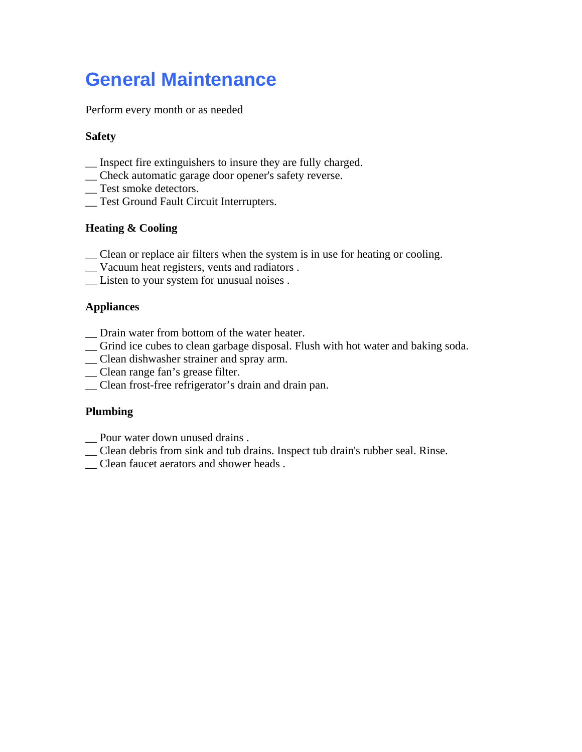# General Maintenance

Perform every month or as needed

**Safety**

__ Inspect fire extinguishers to insure they are fully charged.
__ Check automatic garage door opener's safety reverse.
__ Test smoke detectors.
__ Test Ground Fault Circuit Interrupters.

**Heating & Cooling**

__ Clean or replace air filters when the system is in use for heating or cooling.
__ Vacuum heat registers, vents and radiators .
__ Listen to your system for unusual noises .

**Appliances**

__ Drain water from bottom of the water heater.
__ Grind ice cubes to clean garbage disposal. Flush with hot water and baking soda.
__ Clean dishwasher strainer and spray arm.
__ Clean range fan's grease filter.
__ Clean frost-free refrigerator's drain and drain pan.

**Plumbing**

__ Pour water down unused drains .
__ Clean debris from sink and tub drains. Inspect tub drain's rubber seal. Rinse.
__ Clean faucet aerators and shower heads .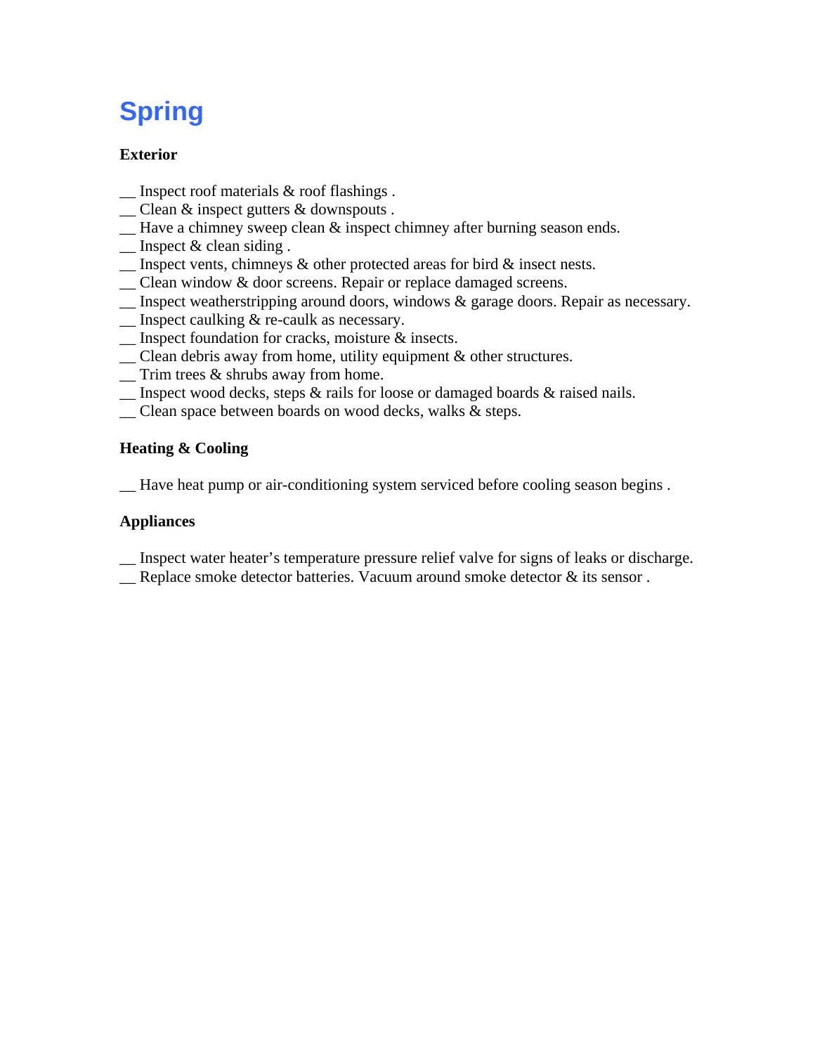# Spring

**Exterior**

__ Inspect roof materials & roof flashings .
__ Clean & inspect gutters & downspouts .
__ Have a chimney sweep clean & inspect chimney after burning season ends.
__ Inspect & clean siding .
__ Inspect vents, chimneys & other protected areas for bird & insect nests.
__ Clean window & door screens. Repair or replace damaged screens.
__ Inspect weatherstripping around doors, windows & garage doors. Repair as necessary.
__ Inspect caulking & re-caulk as necessary.
__ Inspect foundation for cracks, moisture & insects.
__ Clean debris away from home, utility equipment & other structures.
__ Trim trees & shrubs away from home.
__ Inspect wood decks, steps & rails for loose or damaged boards & raised nails.
__ Clean space between boards on wood decks, walks & steps.

**Heating & Cooling**

__ Have heat pump or air-conditioning system serviced before cooling season begins .

**Appliances**

__ Inspect water heater's temperature pressure relief valve for signs of leaks or discharge.
__ Replace smoke detector batteries. Vacuum around smoke detector & its sensor .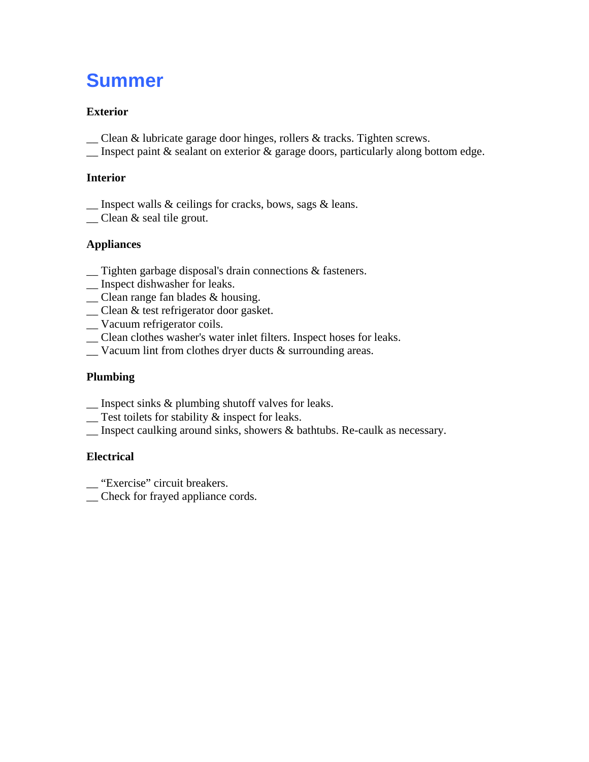# Summer

**Exterior**

__ Clean & lubricate garage door hinges, rollers & tracks. Tighten screws.
__ Inspect paint & sealant on exterior & garage doors, particularly along bottom edge.

**Interior**

__ Inspect walls & ceilings for cracks, bows, sags & leans.
__ Clean & seal tile grout.

**Appliances**

__ Tighten garbage disposal's drain connections & fasteners.
__ Inspect dishwasher for leaks.
__ Clean range fan blades & housing.
__ Clean & test refrigerator door gasket.
__ Vacuum refrigerator coils.
__ Clean clothes washer's water inlet filters. Inspect hoses for leaks.
__ Vacuum lint from clothes dryer ducts & surrounding areas.

**Plumbing**

__ Inspect sinks & plumbing shutoff valves for leaks.
__ Test toilets for stability & inspect for leaks.
__ Inspect caulking around sinks, showers & bathtubs. Re-caulk as necessary.

**Electrical**

__ "Exercise" circuit breakers.
__ Check for frayed appliance cords.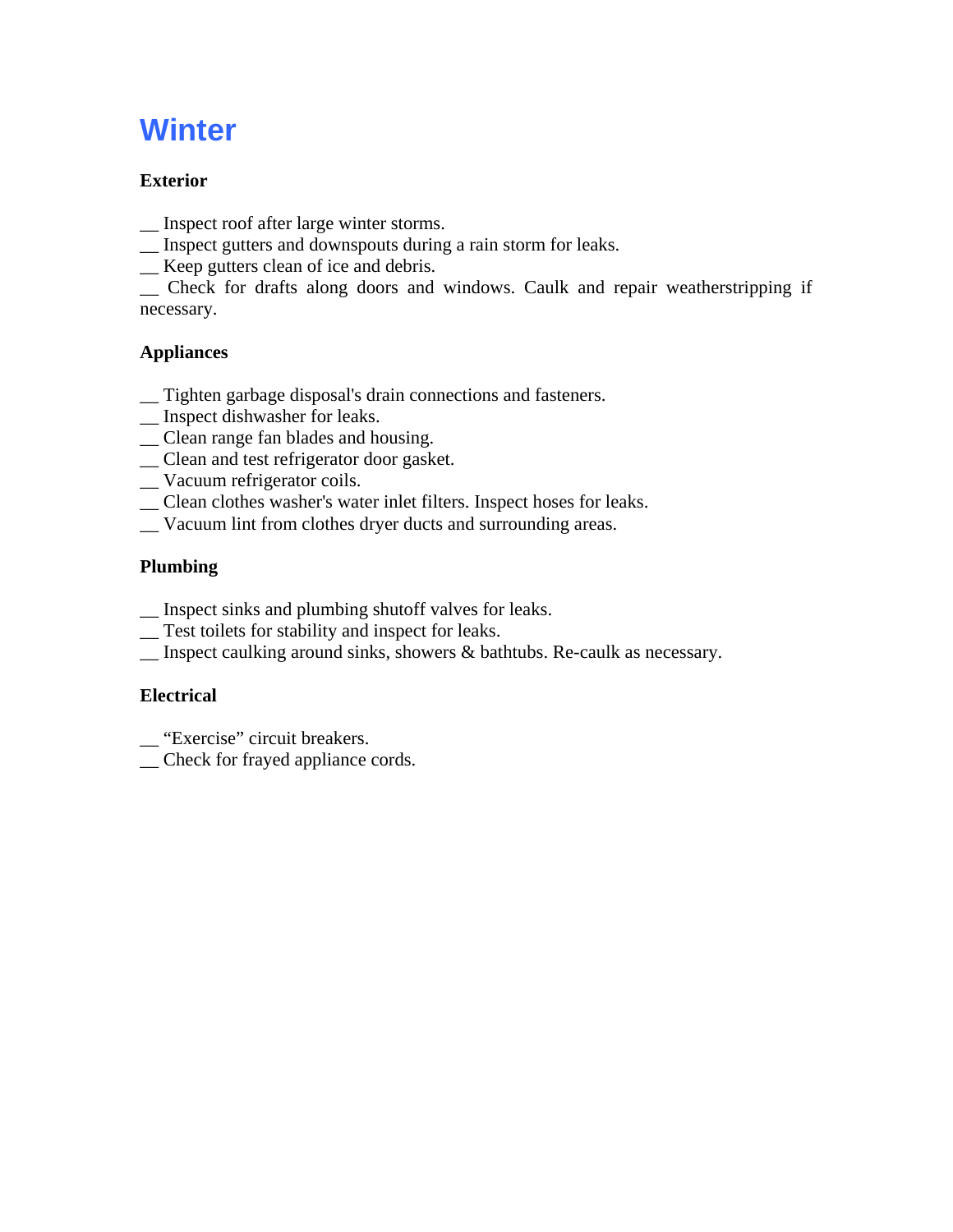# Winter

**Exterior**

__ Inspect roof after large winter storms.
__ Inspect gutters and downspouts during a rain storm for leaks.
__ Keep gutters clean of ice and debris.
__ Check for drafts along doors and windows. Caulk and repair weatherstripping if necessary.

**Appliances**

__ Tighten garbage disposal's drain connections and fasteners.
__ Inspect dishwasher for leaks.
__ Clean range fan blades and housing.
__ Clean and test refrigerator door gasket.
__ Vacuum refrigerator coils.
__ Clean clothes washer's water inlet filters. Inspect hoses for leaks.
__ Vacuum lint from clothes dryer ducts and surrounding areas.

**Plumbing**

__ Inspect sinks and plumbing shutoff valves for leaks.
__ Test toilets for stability and inspect for leaks.
__ Inspect caulking around sinks, showers & bathtubs. Re-caulk as necessary.

**Electrical**

__ "Exercise" circuit breakers.
__ Check for frayed appliance cords.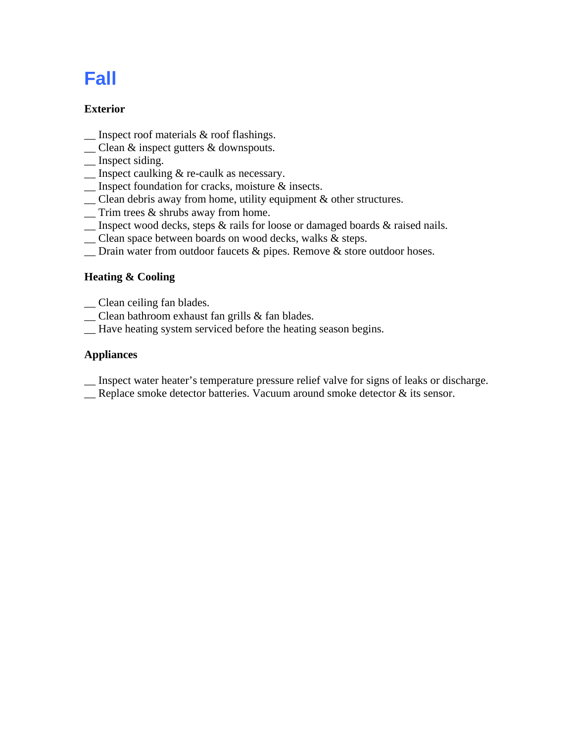# Fall

**Exterior**

__ Inspect roof materials & roof flashings.
__ Clean & inspect gutters & downspouts.
__ Inspect siding.
__ Inspect caulking & re-caulk as necessary.
__ Inspect foundation for cracks, moisture & insects.
__ Clean debris away from home, utility equipment & other structures.
__ Trim trees & shrubs away from home.
__ Inspect wood decks, steps & rails for loose or damaged boards & raised nails.
__ Clean space between boards on wood decks, walks & steps.
__ Drain water from outdoor faucets & pipes. Remove & store outdoor hoses.

**Heating & Cooling**

__ Clean ceiling fan blades.
__ Clean bathroom exhaust fan grills & fan blades.
__ Have heating system serviced before the heating season begins.

**Appliances**

__ Inspect water heater's temperature pressure relief valve for signs of leaks or discharge.
__ Replace smoke detector batteries. Vacuum around smoke detector & its sensor.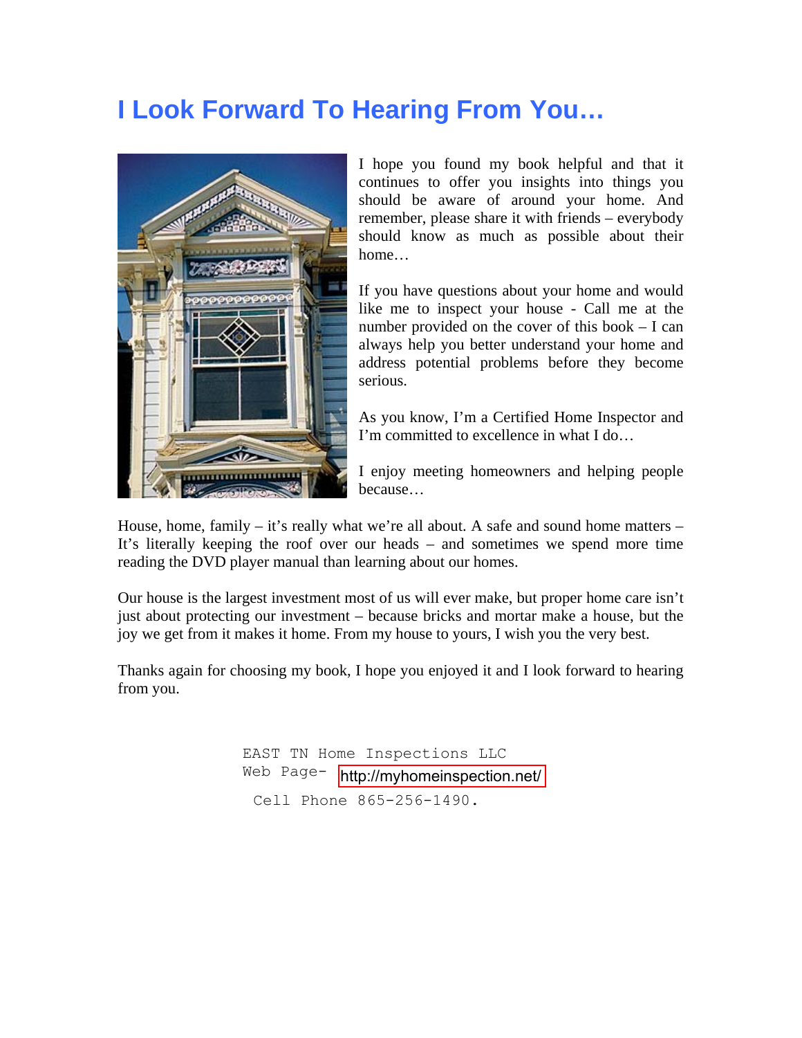# I Look Forward To Hearing From You…

I hope you found my book helpful and that it continues to offer you insights into things you should be aware of around your home. And remember, please share it with friends – everybody should know as much as possible about their home…

If you have questions about your home and would like me to inspect your house - Call me at the number provided on the cover of this book – I can always help you better understand your home and address potential problems before they become serious.

As you know, I'm a Certified Home Inspector and I'm committed to excellence in what I do…

I enjoy meeting homeowners and helping people because…

House, home, family – it's really what we're all about. A safe and sound home matters – It's literally keeping the roof over our heads – and sometimes we spend more time reading the DVD player manual than learning about our homes.

Our house is the largest investment most of us will ever make, but proper home care isn't just about protecting our investment – because bricks and mortar make a house, but the joy we get from it makes it home. From my house to yours, I wish you the very best.

Thanks again for choosing my book, I hope you enjoyed it and I look forward to hearing from you.

EAST TN Home Inspections LLC
Web Page- http://myhomeinspection.net/
Cell Phone 865-256-1490.